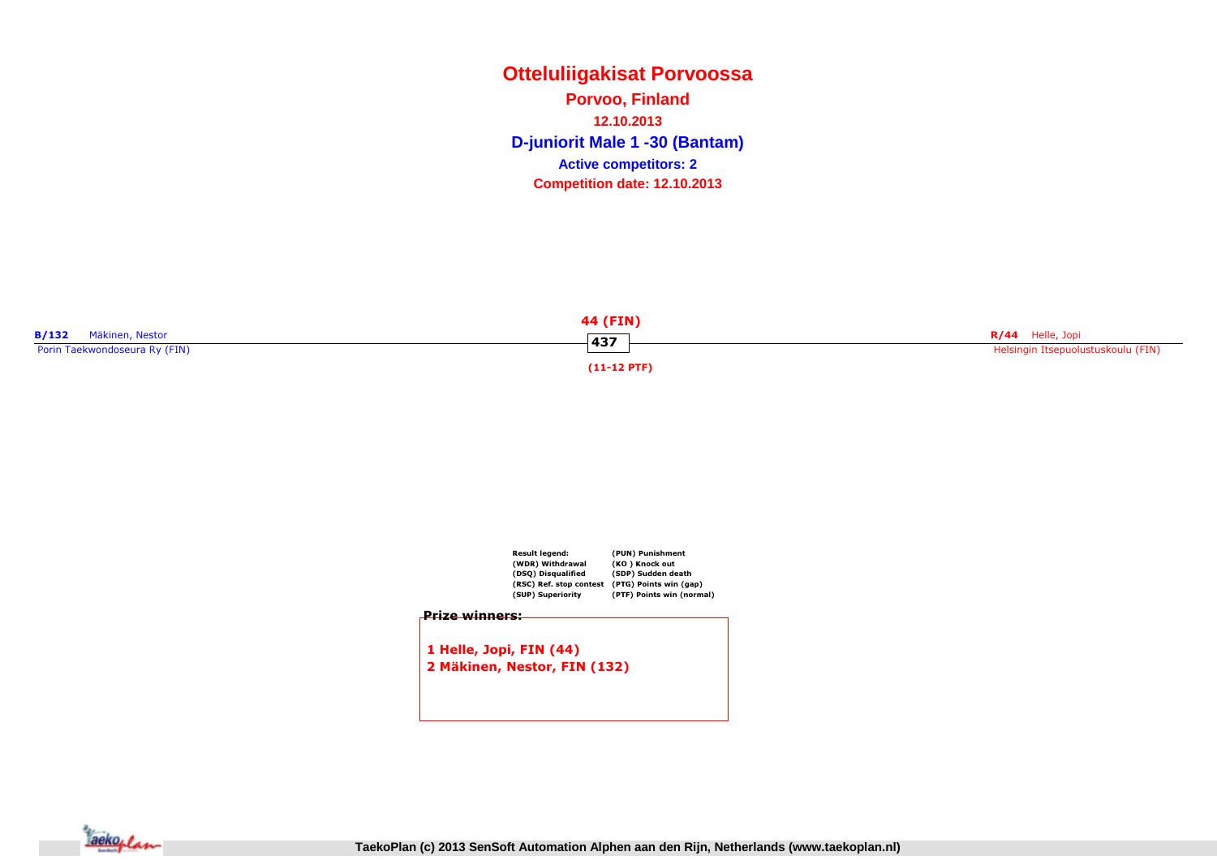# Otteluliigakisat Porvoossa

## Porvoo, Finland

**12.10.2013**

## D-juniorit Male 1 -30 (Bantam)

**Active competitors: 2**

**Competition date: 12.10.2013**

**B/132** Mäkinen, Nestor
Porin Taekwondoseura Ry (FIN)

**R/44** Helle, Jopi
Helsingin Itsepuolustuskoulu (FIN)

**44 (FIN)**

**437**

**(11-12 PTF)**

| Result legend: | (PUN) Punishment |
|---|---|
| (WDR) Withdrawal | (KO ) Knock out |
| (DSQ) Disqualified | (SDP) Sudden death |
| (RSC) Ref. stop contest | (PTG) Points win (gap) |
| (SUP) Superiority | (PTF) Points win (normal) |

**Prize winners:**

**1 Helle, Jopi, FIN (44)**
**2 Mäkinen, Nestor, FIN (132)**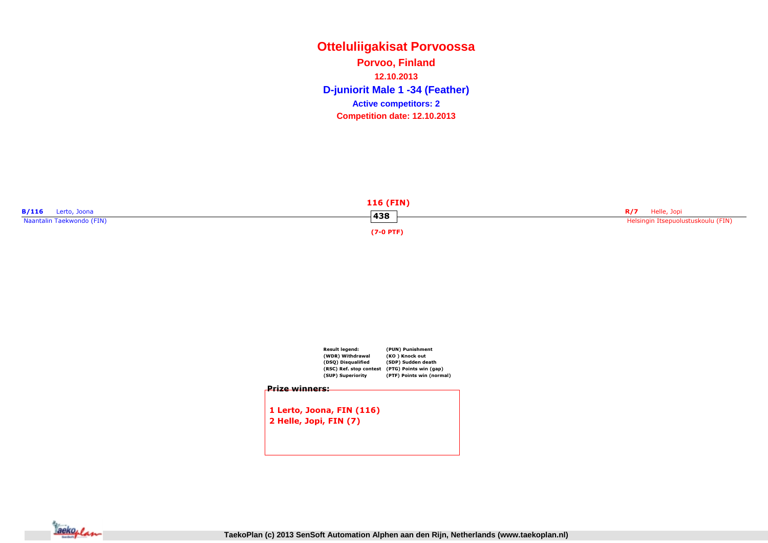# Otteluliigakisat Porvoossa

**Porvoo, Finland**

**12.10.2013**

## D-juniorit Male 1 -34 (Feather)

**Active competitors: 2**

**Competition date: 12.10.2013**

**B/116** Lerto, Joona
Naantalin Taekwondo (FIN)

**116 (FIN)**

**438**

**(7-0 PTF)**

**R/7** Helle, Jopi
Helsingin Itsepuolustuskoulu (FIN)

| Result legend: | (PUN) Punishment |
| --- | --- |
| (WDR) Withdrawal | (KO ) Knock out |
| (DSQ) Disqualified | (SDP) Sudden death |
| (RSC) Ref. stop contest | (PTG) Points win (gap) |
| (SUP) Superiority | (PTF) Points win (normal) |

**Prize winners:**

1 Lerto, Joona, FIN (116)
2 Helle, Jopi, FIN (7)

TaekoPlan (c) 2013 SenSoft Automation Alphen aan den Rijn, Netherlands (www.taekoplan.nl)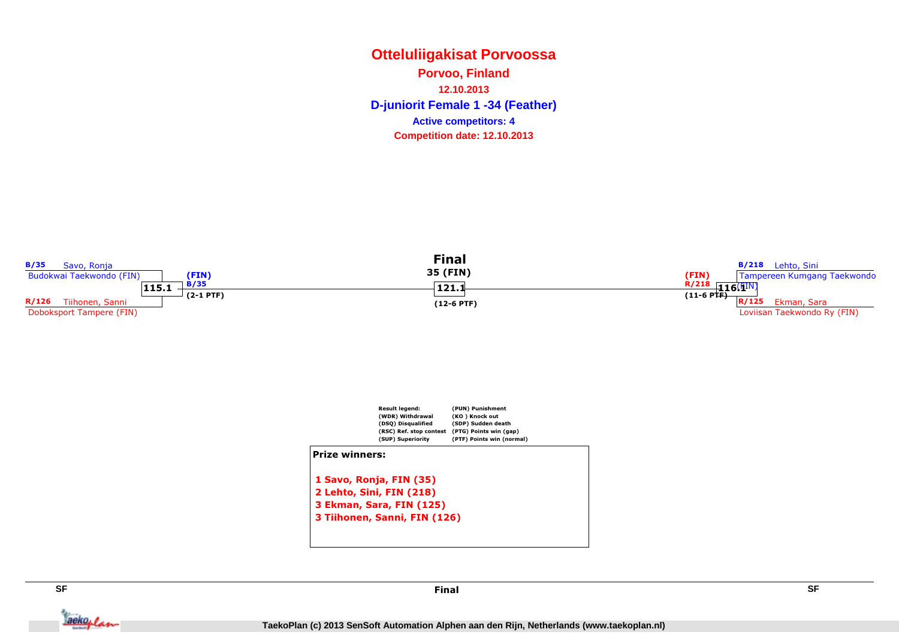# Otteluliigakisat Porvoossa

**Porvoo, Finland**

**12.10.2013**

**D-juniorit Female 1 -34 (Feather)**

**Active competitors: 4**

**Competition date: 12.10.2013**

B/35 Savo, Ronja
Budokwai Taekwondo (FIN)

115.1

R/126 Tiihonen, Sanni
Doboksport Tampere (FIN)

(FIN)
B/35
(2-1 PTF)

**Final**

**35 (FIN)**

**121.1**

**(12-6 PTF)**

(FIN)
R/218
(11-6 PTF)

116.1

B/218 Lehto, Sini
Tampereen Kumgang Taekwondo (FIN)

R/125 Ekman, Sara
Loviisan Taekwondo Ry (FIN)

| Result legend: | |
|---|---|
| (WDR) Withdrawal | (PUN) Punishment |
| (DSQ) Disqualified | (KO ) Knock out |
| (RSC) Ref. stop contest | (SDP) Sudden death |
| (SUP) Superiority | (PTG) Points win (gap) |
| | (PTF) Points win (normal) |

**Prize winners:**

1 Savo, Ronja, FIN (35)
2 Lehto, Sini, FIN (218)
3 Ekman, Sara, FIN (125)
3 Tiihonen, Sanni, FIN (126)

SF | Final | SF

TaekoPlan (c) 2013 SenSoft Automation Alphen aan den Rijn, Netherlands (www.taekoplan.nl)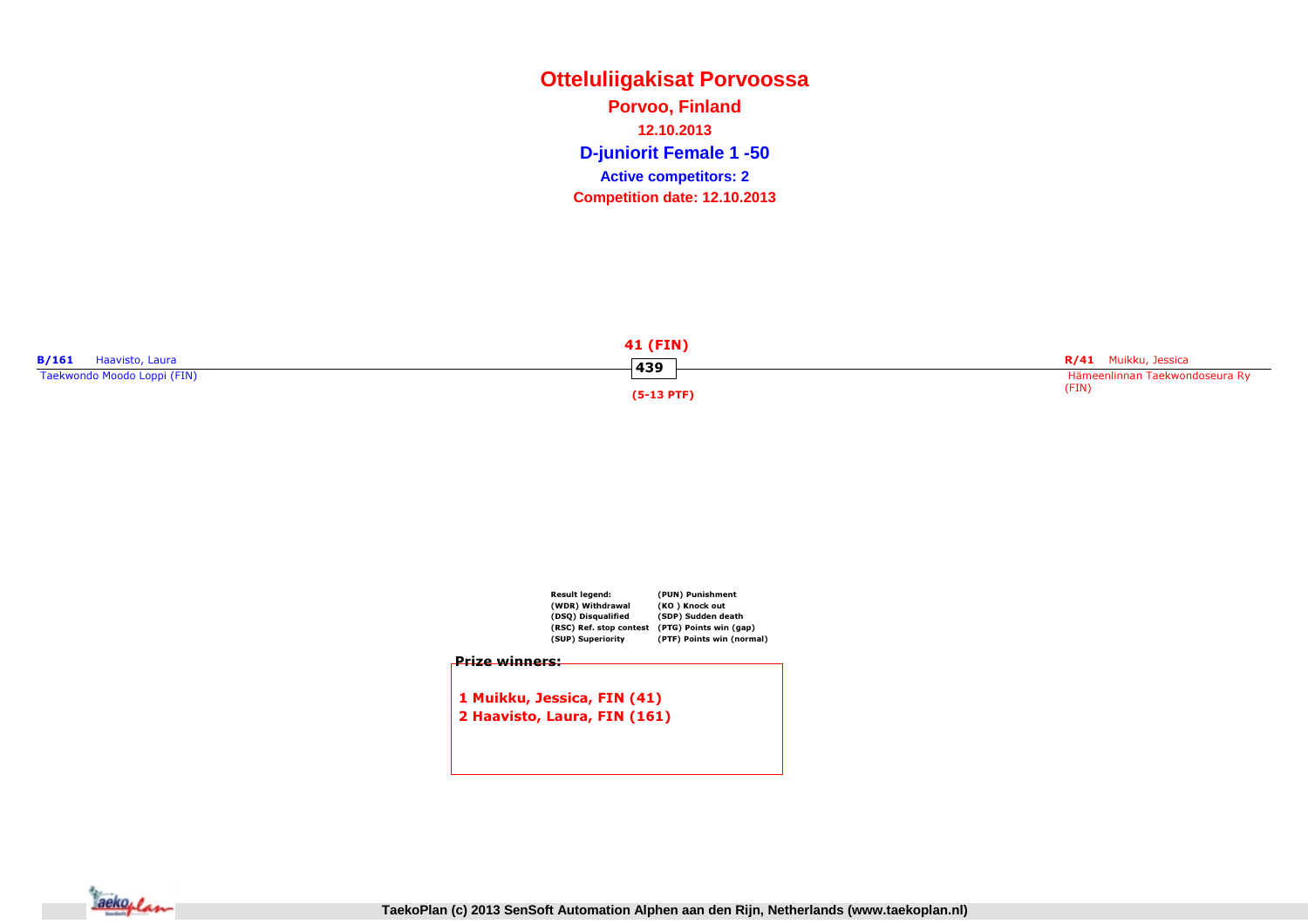# Otteluliigakisat Porvoossa

## Porvoo, Finland

**12.10.2013**

## D-juniorit Female 1 -50

**Active competitors: 2**

**Competition date: 12.10.2013**

**B/161** Haavisto, Laura
Taekwondo Moodo Loppi (FIN)

**41 (FIN)**
**439**
**(5-13 PTF)**

**R/41** Muikku, Jessica
Hämeenlinnan Taekwondoseura Ry (FIN)

| Result legend: | (PUN) Punishment |
|---|---|
| (WDR) Withdrawal | (KO ) Knock out |
| (DSQ) Disqualified | (SDP) Sudden death |
| (RSC) Ref. stop contest | (PTG) Points win (gap) |
| (SUP) Superiority | (PTF) Points win (normal) |

**Prize winners:**

1 Muikku, Jessica, FIN (41)
2 Haavisto, Laura, FIN (161)

TaekoPlan (c) 2013 SenSoft Automation Alphen aan den Rijn, Netherlands (www.taekoplan.nl)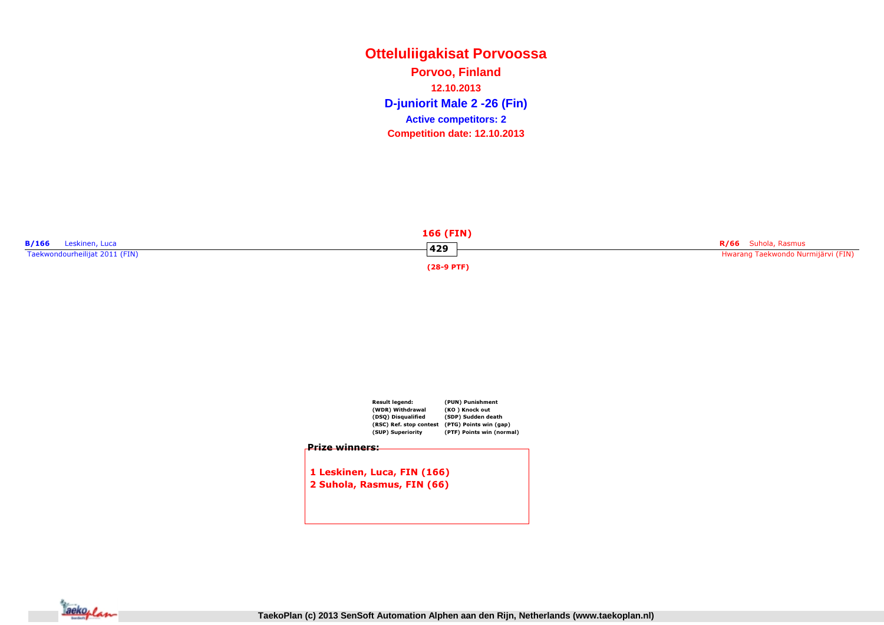# Otteluliigakisat Porvoossa

**Porvoo, Finland**

**12.10.2013**

**D-juniorit Male 2 -26 (Fin)**

**Active competitors: 2**

**Competition date: 12.10.2013**

**B/166** Leskinen, Luca
Taekwondourheilijat 2011 (FIN)

**166 (FIN)**
**429**
**(28-9 PTF)**

**R/66** Suhola, Rasmus
Hwarang Taekwondo Nurmijärvi (FIN)

| Result legend: | (PUN) Punishment |
| --- | --- |
| (WDR) Withdrawal | (KO ) Knock out |
| (DSQ) Disqualified | (SDP) Sudden death |
| (RSC) Ref. stop contest | (PTG) Points win (gap) |
| (SUP) Superiority | (PTF) Points win (normal) |

**Prize winners:**

1 Leskinen, Luca, FIN (166)
2 Suhola, Rasmus, FIN (66)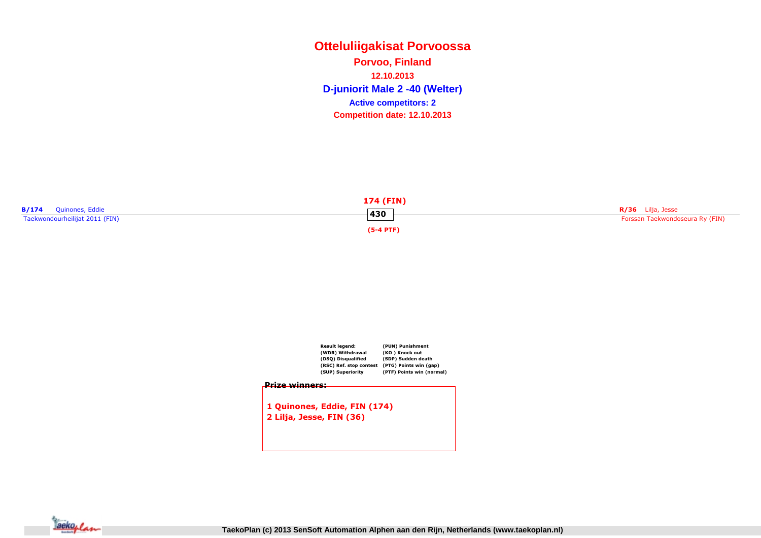# Otteluliigakisat Porvoossa

**Porvoo, Finland**

**12.10.2013**

## D-juniorit Male 2 -40 (Welter)

**Active competitors: 2**

**Competition date: 12.10.2013**

**B/174** Quinones, Eddie
Taekwondourheilijat 2011 (FIN)

**174 (FIN)**

**430**

**(5-4 PTF)**

**R/36** Lilja, Jesse
Forssan Taekwondoseura Ry (FIN)

| Result legend: | (PUN) Punishment |
| --- | --- |
| (WDR) Withdrawal | (KO ) Knock out |
| (DSQ) Disqualified | (SDP) Sudden death |
| (RSC) Ref. stop contest | (PTG) Points win (gap) |
| (SUP) Superiority | (PTF) Points win (normal) |

**Prize winners:**

1 Quinones, Eddie, FIN (174)
2 Lilja, Jesse, FIN (36)

TaekoPlan (c) 2013 SenSoft Automation Alphen aan den Rijn, Netherlands (www.taekoplan.nl)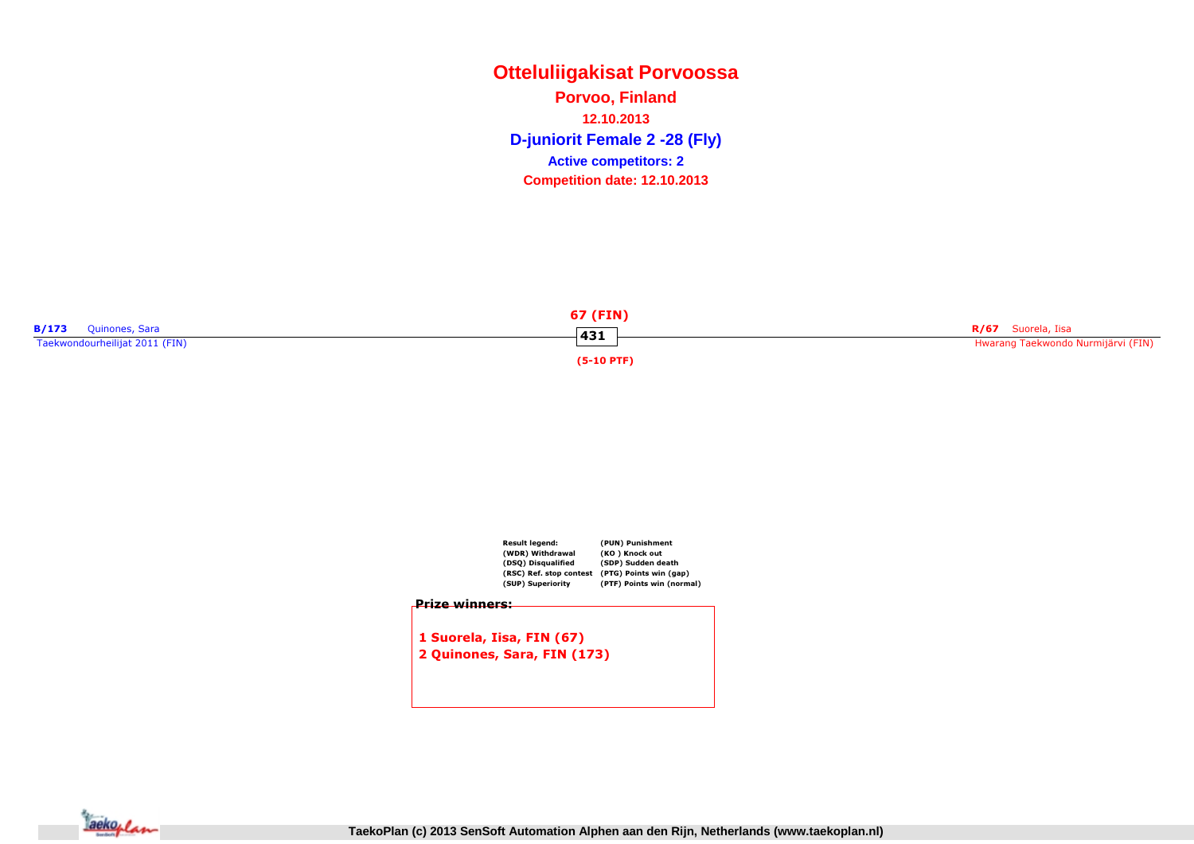# Otteluliigakisat Porvoossa

**Porvoo, Finland**

**12.10.2013**

**D-juniorit Female 2 -28 (Fly)**

**Active competitors: 2**

**Competition date: 12.10.2013**

**B/173** Quinones, Sara
Taekwondourheilijat 2011 (FIN)

**67 (FIN)**
**431**
**(5-10 PTF)**

**R/67** Suorela, Iisa
Hwarang Taekwondo Nurmijärvi (FIN)

| Result legend: | (PUN) Punishment |
|---|---|
| (WDR) Withdrawal | (KO ) Knock out |
| (DSQ) Disqualified | (SDP) Sudden death |
| (RSC) Ref. stop contest | (PTG) Points win (gap) |
| (SUP) Superiority | (PTF) Points win (normal) |

**Prize winners:**

**1 Suorela, Iisa, FIN (67)**
**2 Quinones, Sara, FIN (173)**

TaekoPlan (c) 2013 SenSoft Automation Alphen aan den Rijn, Netherlands (www.taekoplan.nl)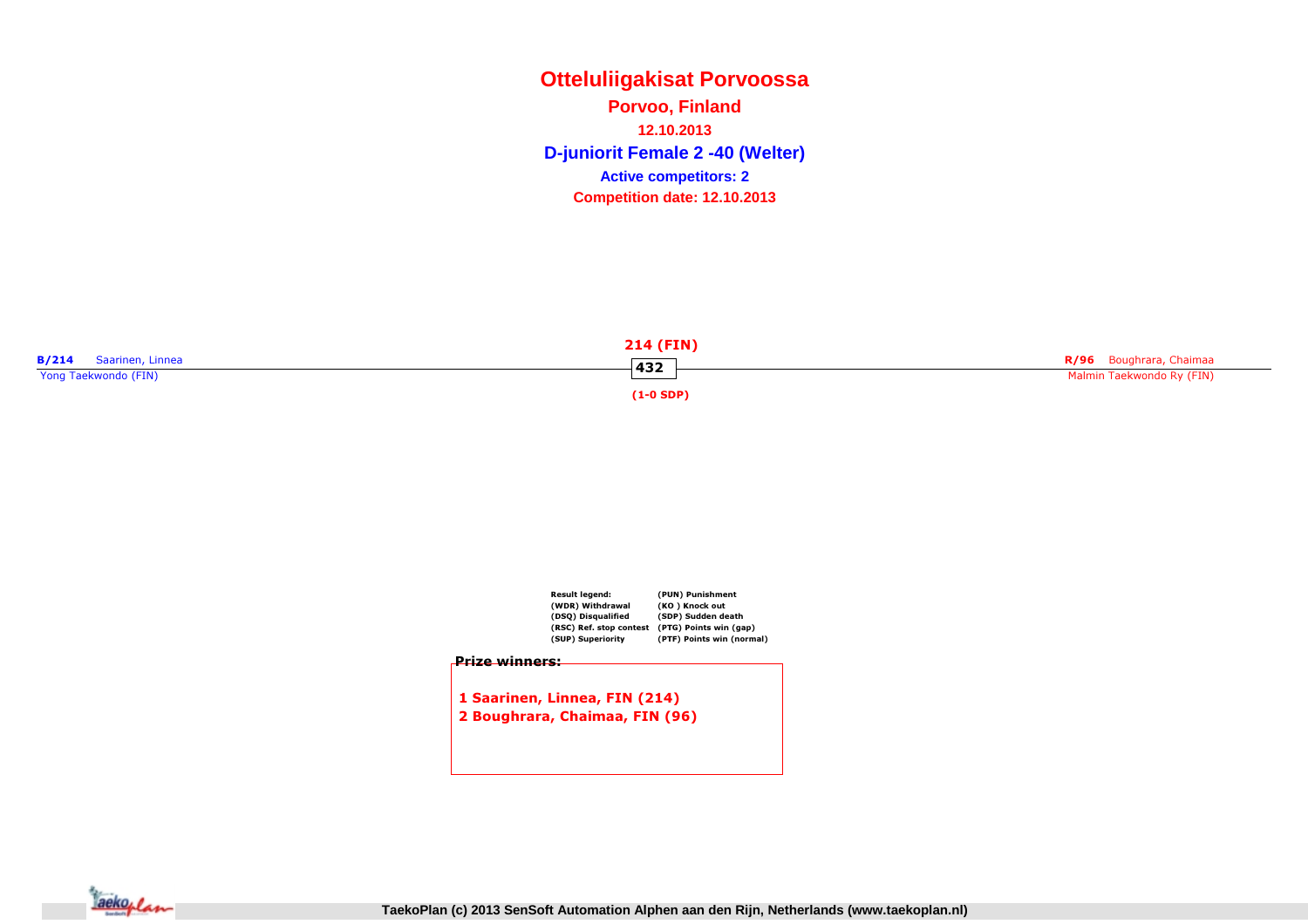# Otteluliigakisat Porvoossa

**Porvoo, Finland**

**12.10.2013**

**D-juniorit Female 2 -40 (Welter)**

**Active competitors: 2**

**Competition date: 12.10.2013**

**B/214** Saarinen, Linnea
Yong Taekwondo (FIN)

**R/96** Boughrara, Chaimaa
Malmin Taekwondo Ry (FIN)

**214 (FIN)**

**432**

**(1-0 SDP)**

| Result legend: | (PUN) Punishment |
|---|---|
| (WDR) Withdrawal | (KO ) Knock out |
| (DSQ) Disqualified | (SDP) Sudden death |
| (RSC) Ref. stop contest | (PTG) Points win (gap) |
| (SUP) Superiority | (PTF) Points win (normal) |

**Prize winners:**

**1 Saarinen, Linnea, FIN (214)**
**2 Boughrara, Chaimaa, FIN (96)**

TaekoPlan (c) 2013 SenSoft Automation Alphen aan den Rijn, Netherlands (www.taekoplan.nl)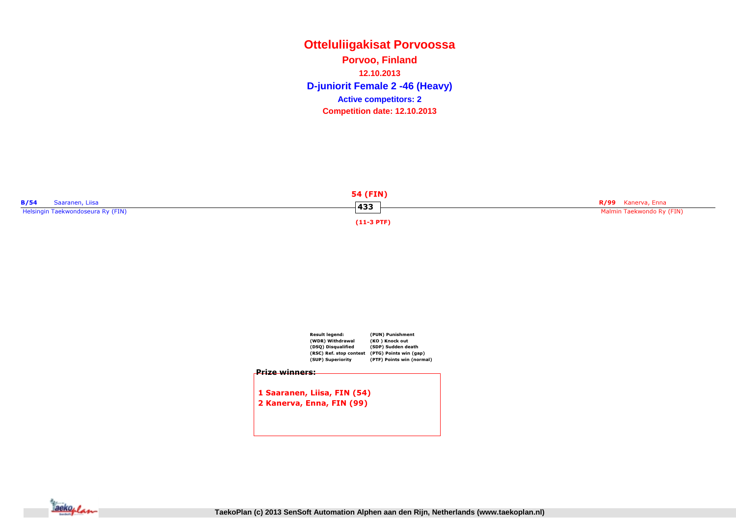# Otteluliigakisat Porvoossa

**Porvoo, Finland**

**12.10.2013**

**D-juniorit Female 2 -46 (Heavy)**

**Active competitors: 2**

**Competition date: 12.10.2013**

**B/54** Saaranen, Liisa
Helsingin Taekwondoseura Ry (FIN)

**54 (FIN)**
**433**
**(11-3 PTF)**

**R/99** Kanerva, Enna
Malmin Taekwondo Ry (FIN)

| Result legend: | (PUN) Punishment |
|---|---|
| (WDR) Withdrawal | (KO ) Knock out |
| (DSQ) Disqualified | (SDP) Sudden death |
| (RSC) Ref. stop contest | (PTG) Points win (gap) |
| (SUP) Superiority | (PTF) Points win (normal) |

**Prize winners:**

**1 Saaranen, Liisa, FIN (54)**
**2 Kanerva, Enna, FIN (99)**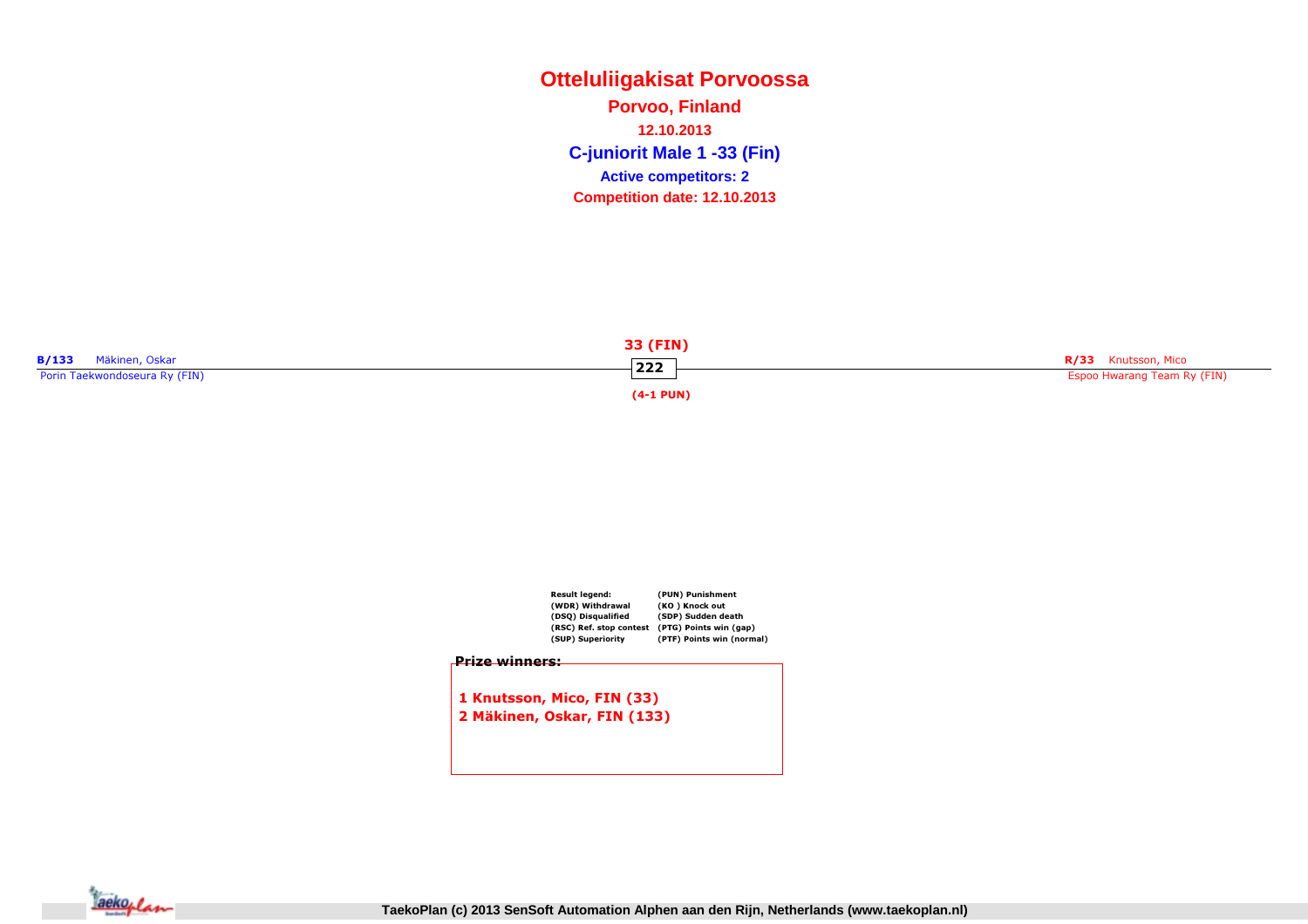# Otteluliigakisat Porvoossa

**Porvoo, Finland**

**12.10.2013**

## C-juniorit Male 1 -33 (Fin)

**Active competitors: 2**

**Competition date: 12.10.2013**

**B/133** Mäkinen, Oskar
Porin Taekwondoseura Ry (FIN)

**33 (FIN)**

**222**

**(4-1 PUN)**

**R/33** Knutsson, Mico
Espoo Hwarang Team Ry (FIN)

| Result legend: | (PUN) Punishment |
|---|---|
| (WDR) Withdrawal | (KO ) Knock out |
| (DSQ) Disqualified | (SDP) Sudden death |
| (RSC) Ref. stop contest | (PTG) Points win (gap) |
| (SUP) Superiority | (PTF) Points win (normal) |

**Prize winners:**

1 Knutsson, Mico, FIN (33)
2 Mäkinen, Oskar, FIN (133)

TaekoPlan (c) 2013 SenSoft Automation Alphen aan den Rijn, Netherlands (www.taekoplan.nl)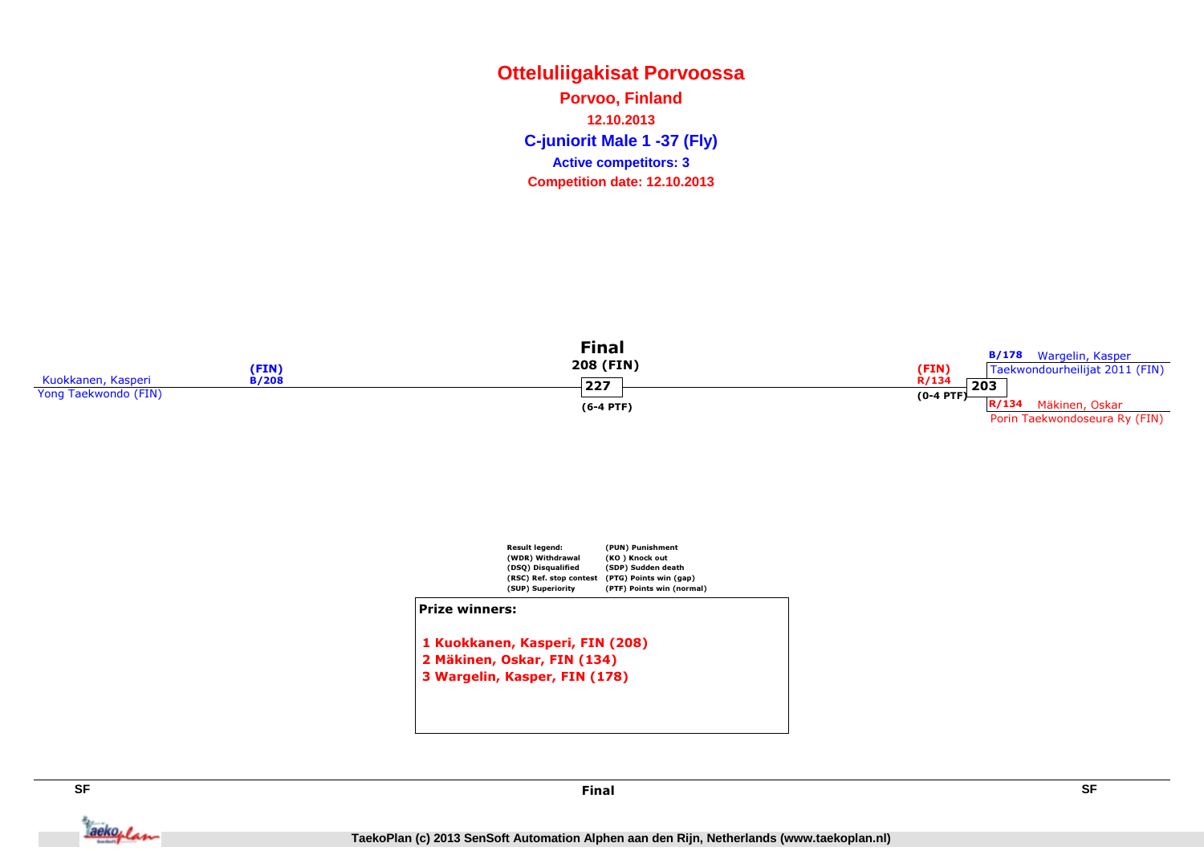# Otteluliigakisat Porvoossa

**Porvoo, Finland**

**12.10.2013**

**C-juniorit Male 1 -37 (Fly)**

**Active competitors: 3**

**Competition date: 12.10.2013**

**Final**

208 (FIN)

227

(6-4 PTF)

Kuokkanen, Kasperi (FIN) B/208
Yong Taekwondo (FIN)

(FIN) R/134
(0-4 PTF)
203

B/178 Wargelin, Kasper
Taekwondourheilijat 2011 (FIN)

R/134 Mäkinen, Oskar
Porin Taekwondoseura Ry (FIN)

| Result legend: | |
|---|---|
| (WDR) Withdrawal | (PUN) Punishment |
| (DSQ) Disqualified | (KO ) Knock out |
| (RSC) Ref. stop contest | (SDP) Sudden death |
| (SUP) Superiority | (PTG) Points win (gap) |
| | (PTF) Points win (normal) |

**Prize winners:**

1 Kuokkanen, Kasperi, FIN (208)
2 Mäkinen, Oskar, FIN (134)
3 Wargelin, Kasper, FIN (178)

SF — Final — SF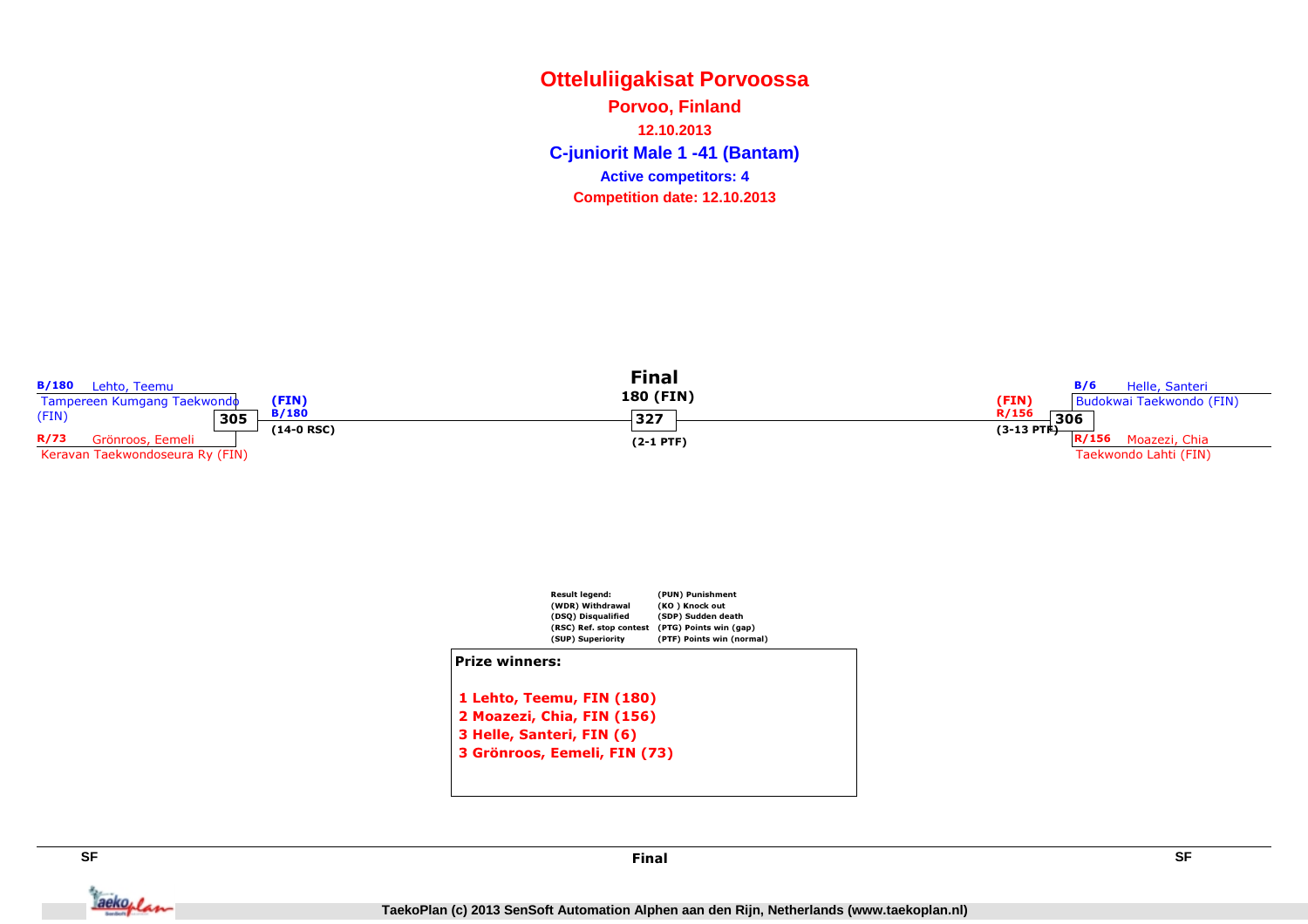# Otteluliigakisat Porvoossa

**Porvoo, Finland**

**12.10.2013**

## C-juniorit Male 1 -41 (Bantam)

**Active competitors: 4**

**Competition date: 12.10.2013**

**B/180** Lehto, Teemu
Tampereen Kumgang Taekwondo (FIN)

**305**

(FIN)
B/180
(14-0 RSC)

**R/73** Grönroos, Eemeli
Keravan Taekwondoseura Ry (FIN)

**Final**

**180 (FIN)**

**327**

(2-1 PTF)

**B/6** Helle, Santeri
Budokwai Taekwondo (FIN)

**306**

(FIN)
R/156
(3-13 PTF)

**R/156** Moazezi, Chia
Taekwondo Lahti (FIN)

**Result legend:**

| | |
|---|---|
| (WDR) Withdrawal | (PUN) Punishment |
| (DSQ) Disqualified | (KO ) Knock out |
| (RSC) Ref. stop contest | (SDP) Sudden death |
| (SUP) Superiority | (PTG) Points win (gap) |
| | (PTF) Points win (normal) |

**Prize winners:**

1 Lehto, Teemu, FIN (180)
2 Moazezi, Chia, FIN (156)
3 Helle, Santeri, FIN (6)
3 Grönroos, Eemeli, FIN (73)

SF | Final | SF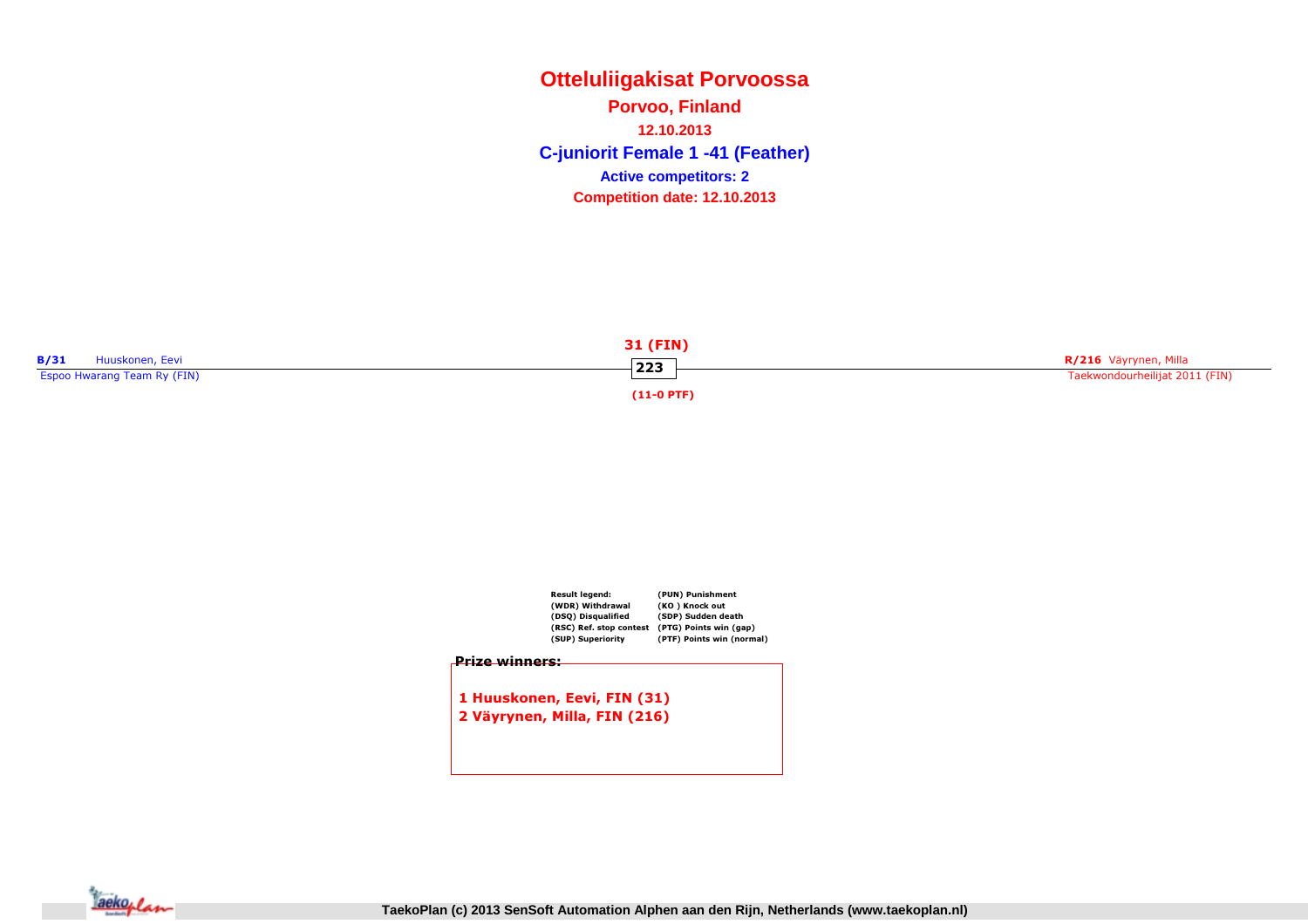# Otteluliigakisat Porvoossa

**Porvoo, Finland**

**12.10.2013**

**C-juniorit Female 1 -41 (Feather)**

**Active competitors: 2**

**Competition date: 12.10.2013**

**B/31** Huuskonen, Eevi
Espoo Hwarang Team Ry (FIN)

**31 (FIN)**
**223**
**(11-0 PTF)**

**R/216** Väyrynen, Milla
Taekwondourheilijat 2011 (FIN)

| Result legend: | (PUN) Punishment |
|---|---|
| (WDR) Withdrawal | (KO ) Knock out |
| (DSQ) Disqualified | (SDP) Sudden death |
| (RSC) Ref. stop contest | (PTG) Points win (gap) |
| (SUP) Superiority | (PTF) Points win (normal) |

**Prize winners:**

**1 Huuskonen, Eevi, FIN (31)**
**2 Väyrynen, Milla, FIN (216)**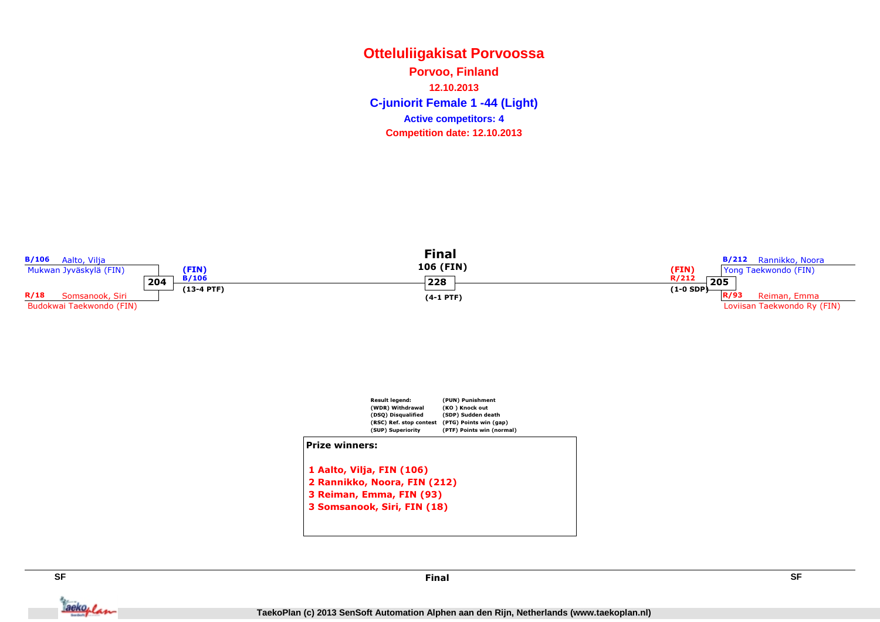# Otteluliigakisat Porvoossa

**Porvoo, Finland**

**12.10.2013**

## C-juniorit Female 1 -44 (Light)

**Active competitors: 4**

**Competition date: 12.10.2013**

**Final**

106 (FIN)

228

(4-1 PTF)

B/106 Aalto, Vilja
Mukwan Jyväskylä (FIN)

204

(FIN)
B/106
(13-4 PTF)

R/18 Somsanook, Siri
Budokwai Taekwondo (FIN)

B/212 Rannikko, Noora
Yong Taekwondo (FIN)

205

(FIN)
R/212
(1-0 SDP)

R/93 Reiman, Emma
Loviisan Taekwondo Ry (FIN)

| Result legend: | (PUN) Punishment |
|---|---|
| (WDR) Withdrawal | (KO ) Knock out |
| (DSQ) Disqualified | (SDP) Sudden death |
| (RSC) Ref. stop contest | (PTG) Points win (gap) |
| (SUP) Superiority | (PTF) Points win (normal) |

**Prize winners:**

1 Aalto, Vilja, FIN (106)
2 Rannikko, Noora, FIN (212)
3 Reiman, Emma, FIN (93)
3 Somsanook, Siri, FIN (18)

SF — Final — SF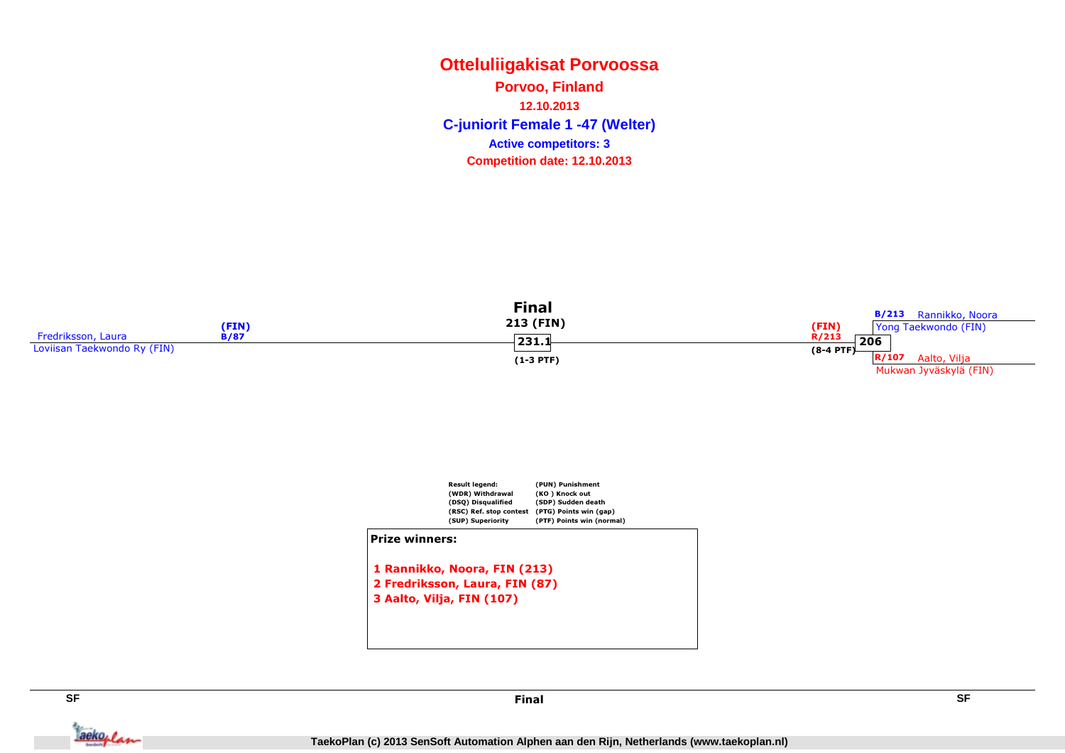# Otteluliigakisat Porvoossa

**Porvoo, Finland**

**12.10.2013**

**C-juniorit Female 1 -47 (Welter)**

**Active competitors: 3**

**Competition date: 12.10.2013**

## Final

Fredriksson, Laura (FIN) B/87
Loviisan Taekwondo Ry (FIN)

213 (FIN)
231.1
(1-3 PTF)

(FIN) R/213
206
(8-4 PTF)

B/213 Rannikko, Noora
Yong Taekwondo (FIN)

R/107 Aalto, Vilja
Mukwan Jyväskylä (FIN)

Result legend:
- (WDR) Withdrawal
- (DSQ) Disqualified
- (RSC) Ref. stop contest
- (SUP) Superiority
- (PUN) Punishment
- (KO ) Knock out
- (SDP) Sudden death
- (PTG) Points win (gap)
- (PTF) Points win (normal)

**Prize winners:**

1 Rannikko, Noora, FIN (213)
2 Fredriksson, Laura, FIN (87)
3 Aalto, Vilja, FIN (107)

SF | Final | SF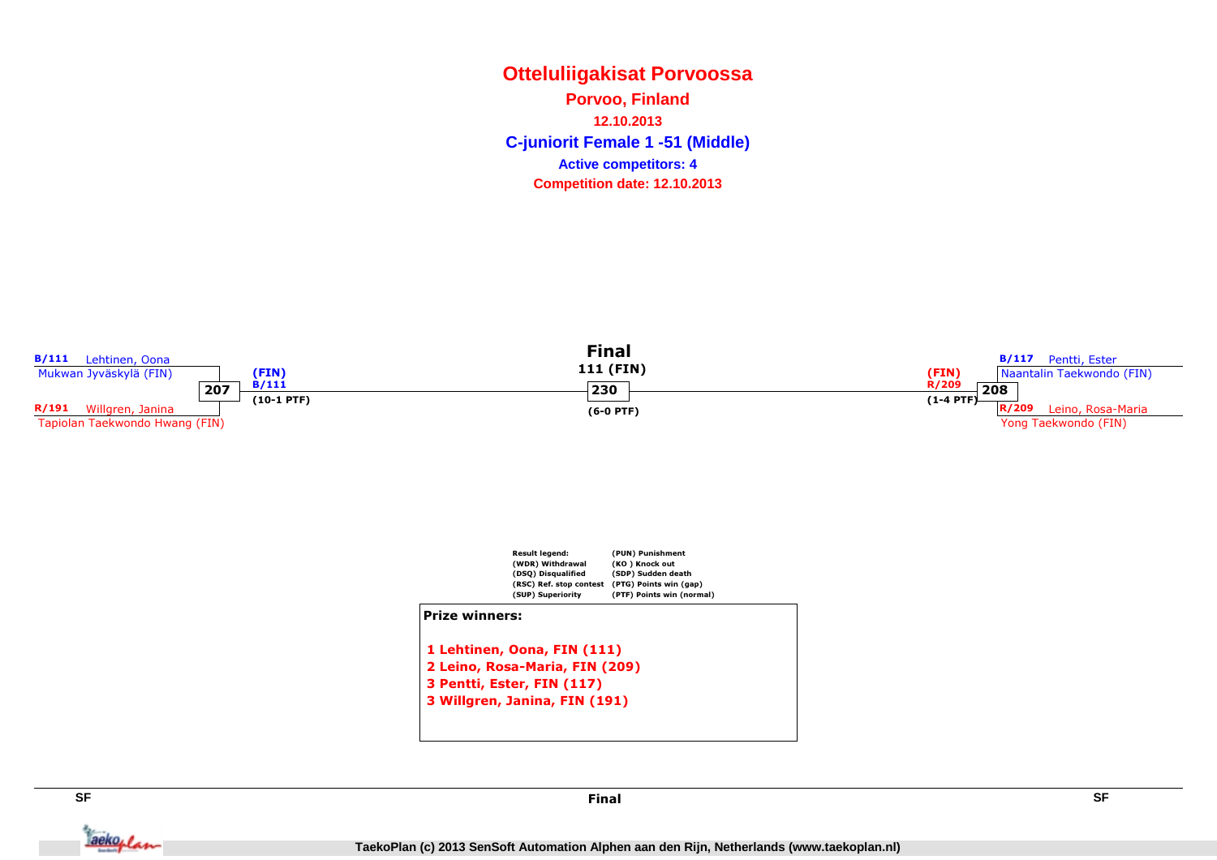# Otteluliigakisat Porvoossa

## Porvoo, Finland

**12.10.2013**

**C-juniorit Female 1 -51 (Middle)**

**Active competitors: 4**

**Competition date: 12.10.2013**

### SF

**B/111** Lehtinen, Oona
Mukwan Jyväskylä (FIN)

**R/191** Willgren, Janina
Tapiolan Taekwondo Hwang (FIN)

Match 207: (FIN) B/111 (10-1 PTF)

### Final

111 (FIN)

Match 230: (6-0 PTF)

### SF

**B/117** Pentti, Ester
Naantalin Taekwondo (FIN)

**R/209** Leino, Rosa-Maria
Yong Taekwondo (FIN)

Match 208: (FIN) R/209 (1-4 PTF)

**Result legend:**

- (WDR) Withdrawal
- (DSQ) Disqualified
- (RSC) Ref. stop contest
- (SUP) Superiority
- (PUN) Punishment
- (KO ) Knock out
- (SDP) Sudden death
- (PTG) Points win (gap)
- (PTF) Points win (normal)

**Prize winners:**

1 Lehtinen, Oona, FIN (111)
2 Leino, Rosa-Maria, FIN (209)
3 Pentti, Ester, FIN (117)
3 Willgren, Janina, FIN (191)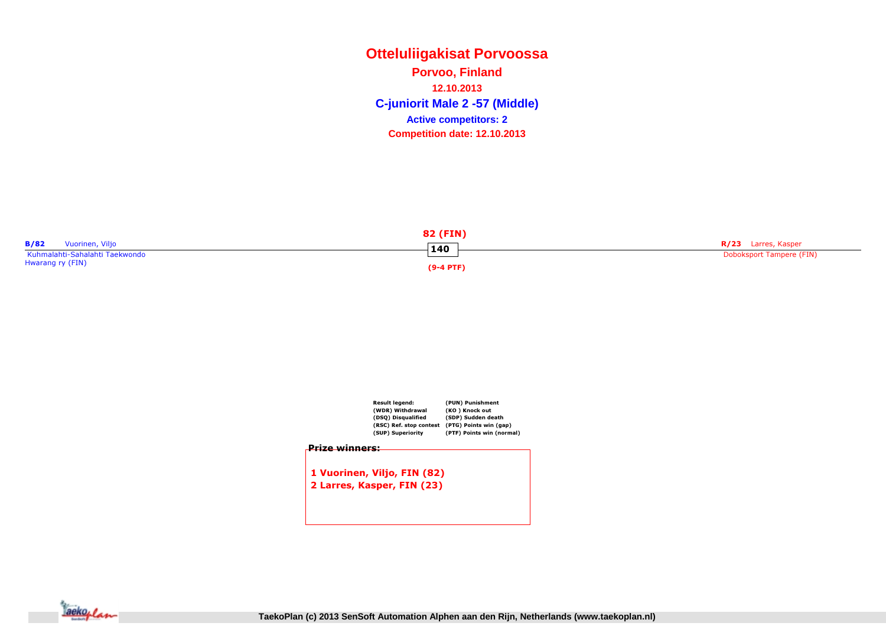# Otteluliigakisat Porvoossa

**Porvoo, Finland**

**12.10.2013**

**C-juniorit Male 2 -57 (Middle)**

**Active competitors: 2**

**Competition date: 12.10.2013**

**B/82** Vuorinen, Viljo
Kuhmalahti-Sahalahti Taekwondo Hwarang ry (FIN)

**82 (FIN)**
**140**
**(9-4 PTF)**

**R/23** Larres, Kasper
Doboksport Tampere (FIN)

**Result legend:**
(WDR) Withdrawal
(DSQ) Disqualified
(RSC) Ref. stop contest
(SUP) Superiority
(PUN) Punishment
(KO ) Knock out
(SDP) Sudden death
(PTG) Points win (gap)
(PTF) Points win (normal)

**Prize winners:**

1 Vuorinen, Viljo, FIN (82)
2 Larres, Kasper, FIN (23)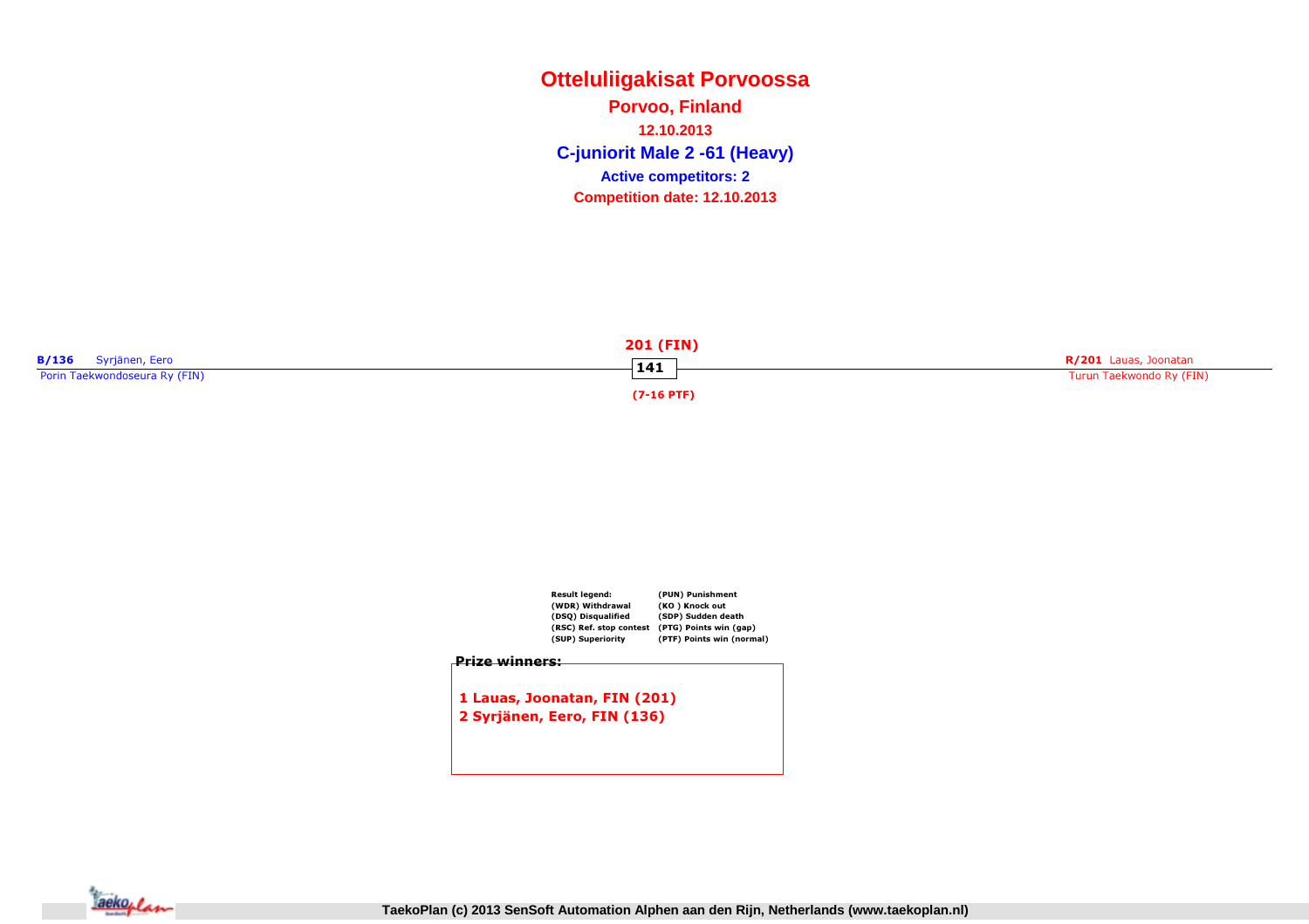# Otteluliigakisat Porvoossa

**Porvoo, Finland**

**12.10.2013**

**C-juniorit Male 2 -61 (Heavy)**

**Active competitors: 2**

**Competition date: 12.10.2013**

**B/136** Syrjänen, Eero
Porin Taekwondoseura Ry (FIN)

**201 (FIN)**

**141**

**(7-16 PTF)**

**R/201** Lauas, Joonatan
Turun Taekwondo Ry (FIN)

| Result legend: | (PUN) Punishment |
|---|---|
| (WDR) Withdrawal | (KO ) Knock out |
| (DSQ) Disqualified | (SDP) Sudden death |
| (RSC) Ref. stop contest | (PTG) Points win (gap) |
| (SUP) Superiority | (PTF) Points win (normal) |

**Prize winners:**

**1 Lauas, Joonatan, FIN (201)**
**2 Syrjänen, Eero, FIN (136)**

TaekoPlan (c) 2013 SenSoft Automation Alphen aan den Rijn, Netherlands (www.taekoplan.nl)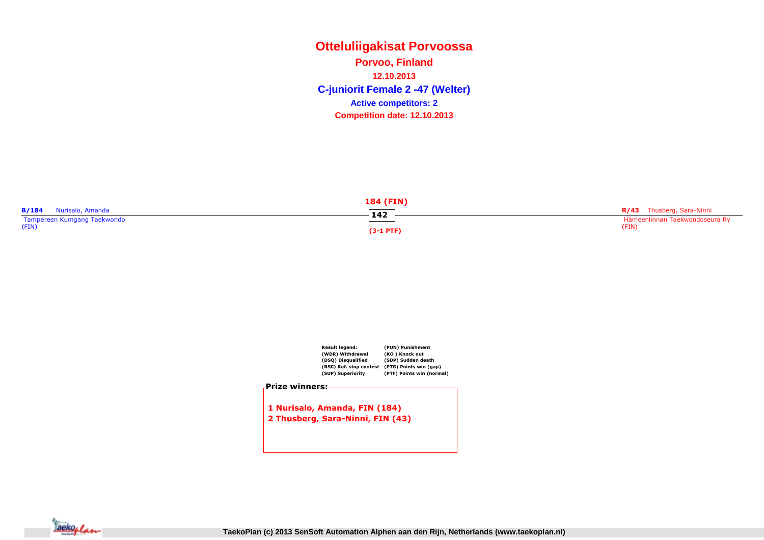# Otteluliigakisat Porvoossa

## Porvoo, Finland

**12.10.2013**

## C-juniorit Female 2 -47 (Welter)

**Active competitors: 2**

**Competition date: 12.10.2013**

**B/184** Nurisalo, Amanda
Tampereen Kumgang Taekwondo
(FIN)

**184 (FIN)**
**142**
**(3-1 PTF)**

**R/43** Thusberg, Sara-Ninni
Hämeenlinnan Taekwondoseura Ry
(FIN)

**Result legend:**
(WDR) Withdrawal
(DSQ) Disqualified
(RSC) Ref. stop contest
(SUP) Superiority
(PUN) Punishment
(KO ) Knock out
(SDP) Sudden death
(PTG) Points win (gap)
(PTF) Points win (normal)

**Prize winners:**

1 Nurisalo, Amanda, FIN (184)
2 Thusberg, Sara-Ninni, FIN (43)

TaekoPlan (c) 2013 SenSoft Automation Alphen aan den Rijn, Netherlands (www.taekoplan.nl)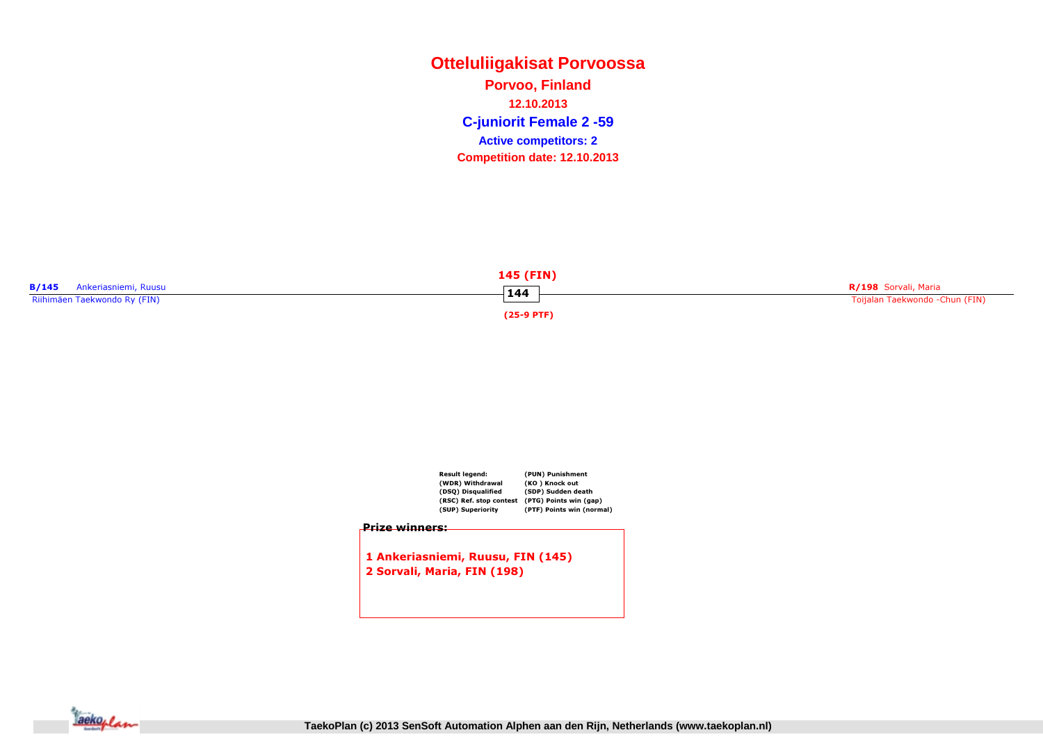# Otteluliigakisat Porvoossa

**Porvoo, Finland**

**12.10.2013**

**C-juniorit Female 2 -59**

**Active competitors: 2**

**Competition date: 12.10.2013**

**B/145** Ankeriasniemi, Ruusu
Riihimäen Taekwondo Ry (FIN)

**145 (FIN)**

**144**

**(25-9 PTF)**

**R/198** Sorvali, Maria
Toijalan Taekwondo -Chun (FIN)

| Result legend: | (PUN) Punishment |
|---|---|
| (WDR) Withdrawal | (KO ) Knock out |
| (DSQ) Disqualified | (SDP) Sudden death |
| (RSC) Ref. stop contest | (PTG) Points win (gap) |
| (SUP) Superiority | (PTF) Points win (normal) |

**Prize winners:**

**1 Ankeriasniemi, Ruusu, FIN (145)**
**2 Sorvali, Maria, FIN (198)**

TaekoPlan (c) 2013 SenSoft Automation Alphen aan den Rijn, Netherlands (www.taekoplan.nl)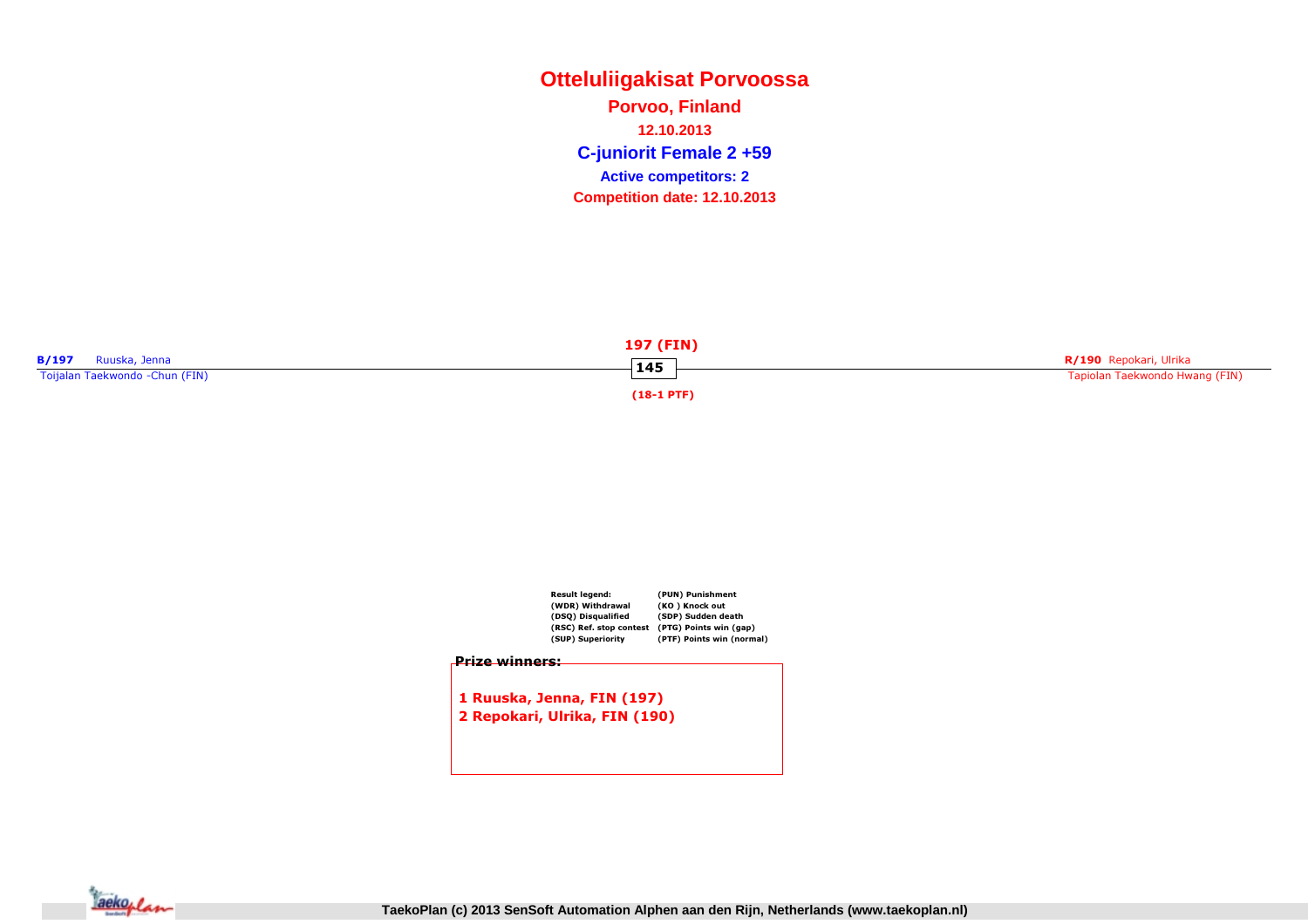# Otteluliigakisat Porvoossa

## Porvoo, Finland

**12.10.2013**

### C-juniorit Female 2 +59

**Active competitors: 2**

**Competition date: 12.10.2013**

**B/197** Ruuska, Jenna
Toijalan Taekwondo -Chun (FIN)

**197 (FIN)**
**145**
**(18-1 PTF)**

**R/190** Repokari, Ulrika
Tapiolan Taekwondo Hwang (FIN)

| Result legend: | (PUN) Punishment |
|---|---|
| (WDR) Withdrawal | (KO ) Knock out |
| (DSQ) Disqualified | (SDP) Sudden death |
| (RSC) Ref. stop contest | (PTG) Points win (gap) |
| (SUP) Superiority | (PTF) Points win (normal) |

**Prize winners:**

1 Ruuska, Jenna, FIN (197)
2 Repokari, Ulrika, FIN (190)

TaekoPlan (c) 2013 SenSoft Automation Alphen aan den Rijn, Netherlands (www.taekoplan.nl)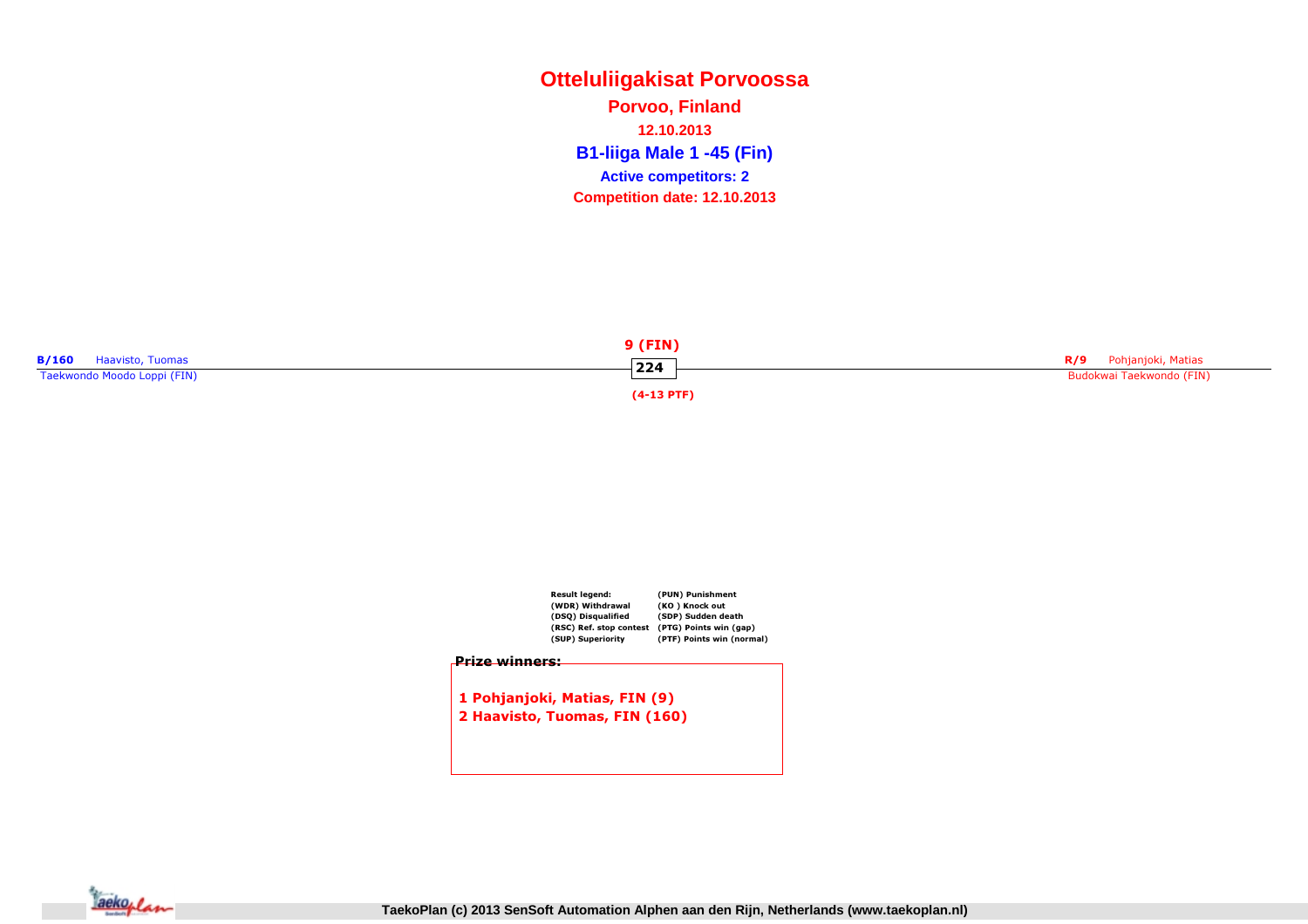# Otteluliigakisat Porvoossa

**Porvoo, Finland**

**12.10.2013**

## B1-liiga Male 1 -45 (Fin)

**Active competitors: 2**

**Competition date: 12.10.2013**

**B/160** Haavisto, Tuomas
Taekwondo Moodo Loppi (FIN)

**9 (FIN)**

**224**

**(4-13 PTF)**

**R/9** Pohjanjoki, Matias
Budokwai Taekwondo (FIN)

| Result legend: | (PUN) Punishment |
|---|---|
| (WDR) Withdrawal | (KO ) Knock out |
| (DSQ) Disqualified | (SDP) Sudden death |
| (RSC) Ref. stop contest | (PTG) Points win (gap) |
| (SUP) Superiority | (PTF) Points win (normal) |

**Prize winners:**

**1 Pohjanjoki, Matias, FIN (9)**
**2 Haavisto, Tuomas, FIN (160)**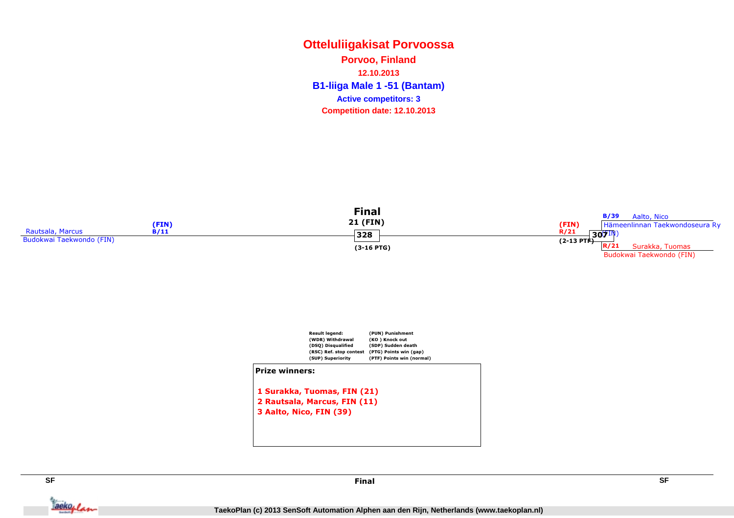# Otteluliigakisat Porvoossa

**Porvoo, Finland**

**12.10.2013**

**B1-liiga Male 1 -51 (Bantam)**

**Active competitors: 3**

**Competition date: 12.10.2013**

**Final**

Rautsala, Marcus (FIN) B/11
Budokwai Taekwondo (FIN)

21 (FIN)
328
(3-16 PTG)

(FIN) R/21
307
(2-13 PTF)

B/39 Aalto, Nico
Hämeenlinnan Taekwondoseura Ry (FIN)

R/21 Surakka, Tuomas
Budokwai Taekwondo (FIN)

Result legend:
(WDR) Withdrawal
(DSQ) Disqualified
(RSC) Ref. stop contest
(SUP) Superiority
(PUN) Punishment
(KO ) Knock out
(SDP) Sudden death
(PTG) Points win (gap)
(PTF) Points win (normal)

**Prize winners:**

1 Surakka, Tuomas, FIN (21)
2 Rautsala, Marcus, FIN (11)
3 Aalto, Nico, FIN (39)

SF — Final — SF

TaekoPlan (c) 2013 SenSoft Automation Alphen aan den Rijn, Netherlands (www.taekoplan.nl)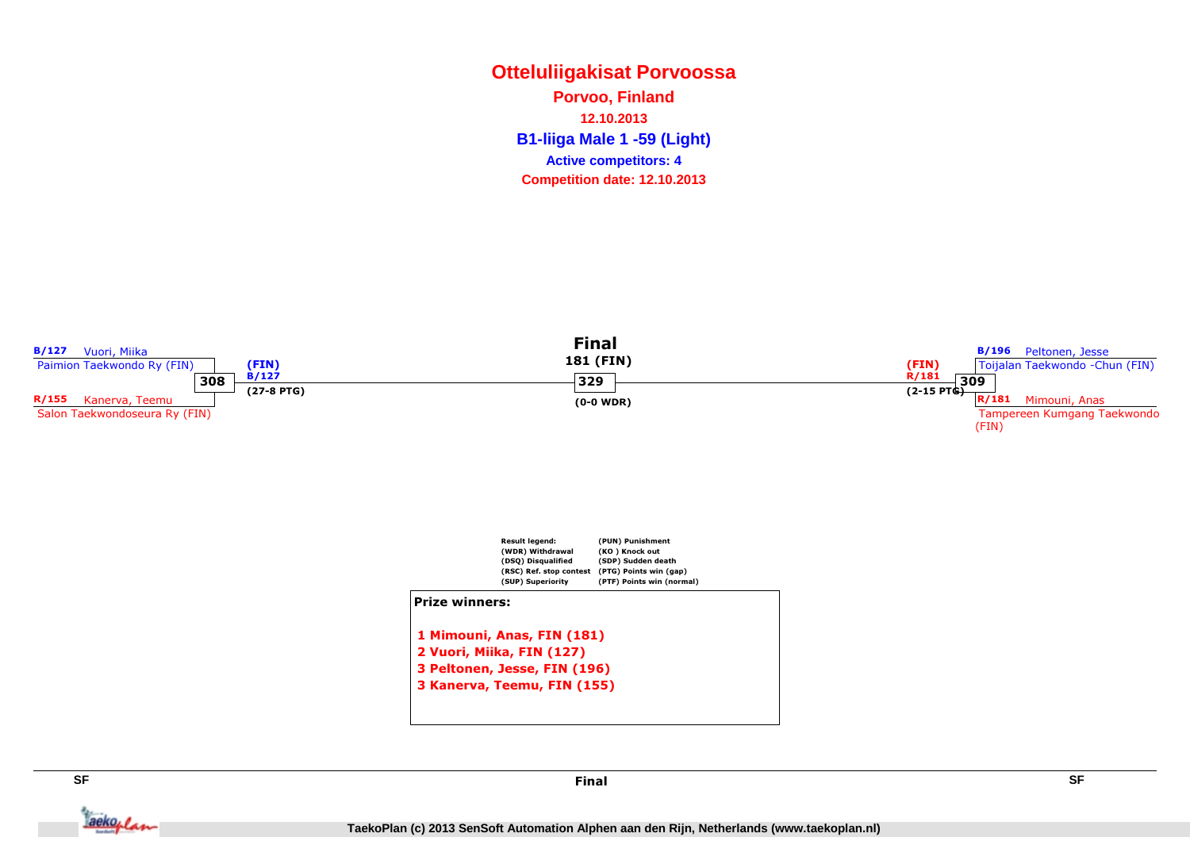# Otteluliigakisat Porvoossa

**Porvoo, Finland**

**12.10.2013**

## B1-liiga Male 1 -59 (Light)

**Active competitors: 4**

**Competition date: 12.10.2013**

**SF**

B/127 Vuori, Miika
Paimion Taekwondo Ry (FIN)

308

R/155 Kanerva, Teemu
Salon Taekwondoseura Ry (FIN)

(FIN)
B/127
(27-8 PTG)

**Final**

181 (FIN)

329

(0-0 WDR)

**SF**

B/196 Peltonen, Jesse
Toijalan Taekwondo -Chun (FIN)

309

R/181 Mimouni, Anas
Tampereen Kumgang Taekwondo (FIN)

(FIN)
R/181
(2-15 PTG)

| Result legend: | |
|---|---|
| (WDR) Withdrawal | (PUN) Punishment |
| (DSQ) Disqualified | (KO ) Knock out |
| (RSC) Ref. stop contest | (SDP) Sudden death |
| (SUP) Superiority | (PTG) Points win (gap) |
| | (PTF) Points win (normal) |

**Prize winners:**

1. **Mimouni, Anas, FIN (181)**
2. **Vuori, Miika, FIN (127)**
3. **Peltonen, Jesse, FIN (196)**
3. **Kanerva, Teemu, FIN (155)**

TaekoPlan (c) 2013 SenSoft Automation Alphen aan den Rijn, Netherlands (www.taekoplan.nl)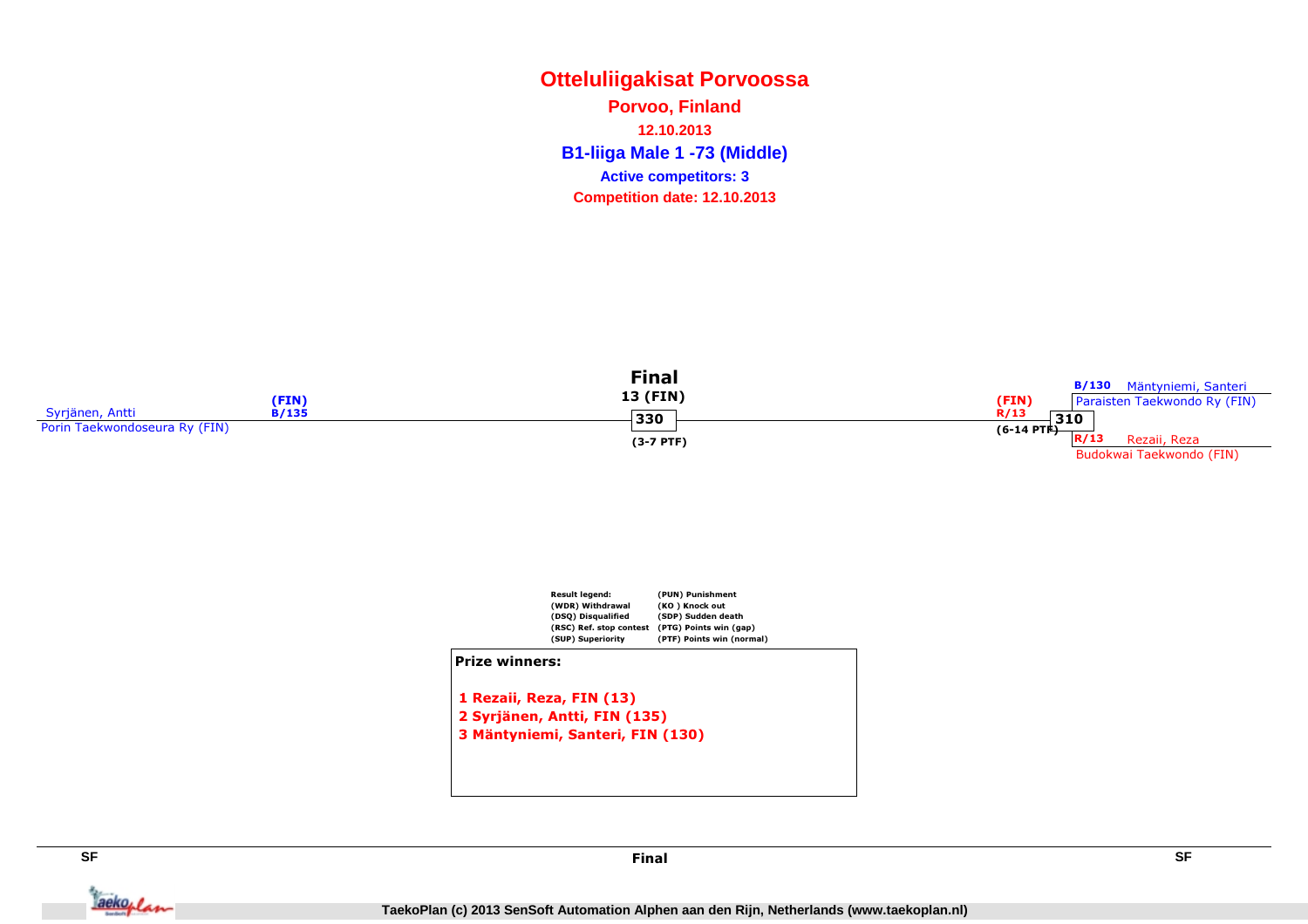# Otteluliigakisat Porvoossa

**Porvoo, Finland**

**12.10.2013**

**B1-liiga Male 1 -73 (Middle)**

**Active competitors: 3**

**Competition date: 12.10.2013**

**Final**

13 (FIN)

330

(3-7 PTF)

Syrjänen, Antti (FIN) B/135
Porin Taekwondoseura Ry (FIN)

(FIN) R/13
310
(6-14 PTF)

B/130 Mäntyniemi, Santeri
Paraisten Taekwondo Ry (FIN)

R/13 Rezaii, Reza
Budokwai Taekwondo (FIN)

| Result legend: | |
|---|---|
| (WDR) Withdrawal | (PUN) Punishment |
| (DSQ) Disqualified | (KO ) Knock out |
| (RSC) Ref. stop contest | (SDP) Sudden death |
| (SUP) Superiority | (PTG) Points win (gap) |
| | (PTF) Points win (normal) |

**Prize winners:**

1. Rezaii, Reza, FIN (13)
2. Syrjänen, Antti, FIN (135)
3. Mäntyniemi, Santeri, FIN (130)

SF — Final — SF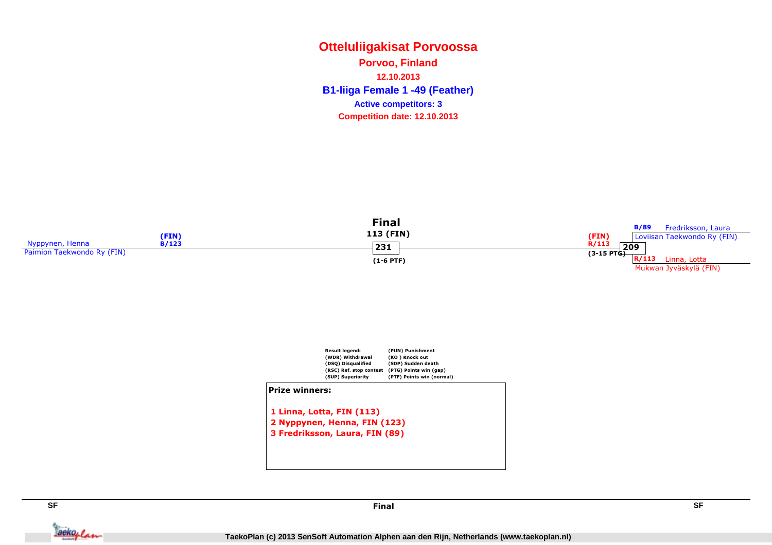# Otteluliigakisat Porvoossa

**Porvoo, Finland**

**12.10.2013**

**B1-liiga Female 1 -49 (Feather)**

**Active competitors: 3**

**Competition date: 12.10.2013**

## Final

113 (FIN)

231

(1-6 PTF)

Nyppynen, Henna (FIN) B/123
Paimion Taekwondo Ry (FIN)

209 (3-15 PTG) — (FIN) R/113

B/89 Fredriksson, Laura
Loviisan Taekwondo Ry (FIN)

R/113 Linna, Lotta
Mukwan Jyväskylä (FIN)

| Result legend: | |
|---|---|
| (WDR) Withdrawal | (PUN) Punishment |
| (DSQ) Disqualified | (KO ) Knock out |
| (RSC) Ref. stop contest | (SDP) Sudden death |
| (SUP) Superiority | (PTG) Points win (gap) |
| | (PTF) Points win (normal) |

**Prize winners:**

1 Linna, Lotta, FIN (113)
2 Nyppynen, Henna, FIN (123)
3 Fredriksson, Laura, FIN (89)

SF — Final — SF

TaekoPlan (c) 2013 SenSoft Automation Alphen aan den Rijn, Netherlands (www.taekoplan.nl)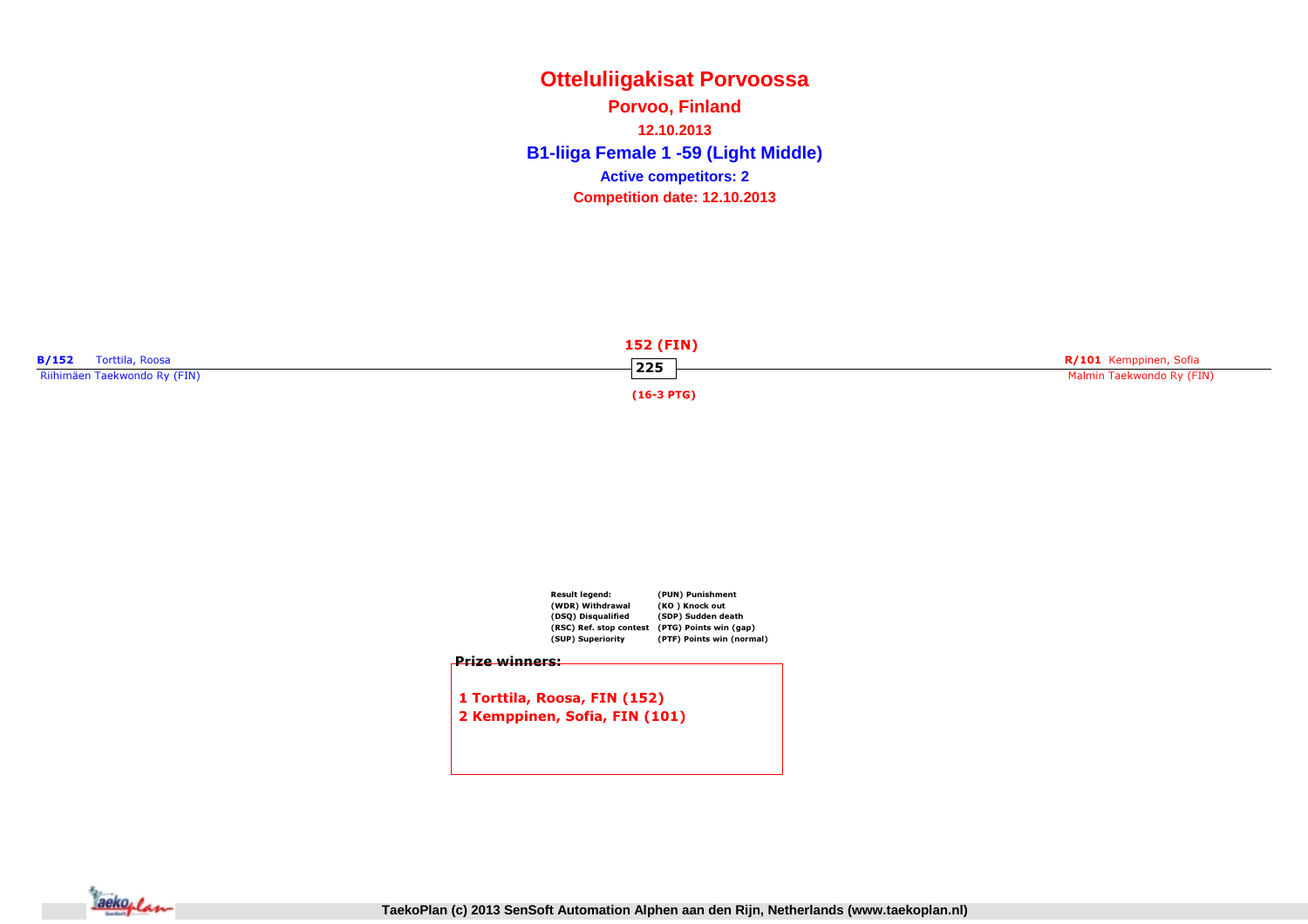# Otteluliigakisat Porvoossa

## Porvoo, Finland

**12.10.2013**

## B1-liiga Female 1 -59 (Light Middle)

**Active competitors: 2**

**Competition date: 12.10.2013**

**B/152** Torttila, Roosa
Riihimäen Taekwondo Ry (FIN)

**152 (FIN)**

225

**(16-3 PTG)**

**R/101** Kemppinen, Sofia
Malmin Taekwondo Ry (FIN)

| Result legend: | (PUN) Punishment |
|---|---|
| (WDR) Withdrawal | (KO ) Knock out |
| (DSQ) Disqualified | (SDP) Sudden death |
| (RSC) Ref. stop contest | (PTG) Points win (gap) |
| (SUP) Superiority | (PTF) Points win (normal) |

**Prize winners:**

**1 Torttila, Roosa, FIN (152)**
**2 Kemppinen, Sofia, FIN (101)**

TaekoPlan (c) 2013 SenSoft Automation Alphen aan den Rijn, Netherlands (www.taekoplan.nl)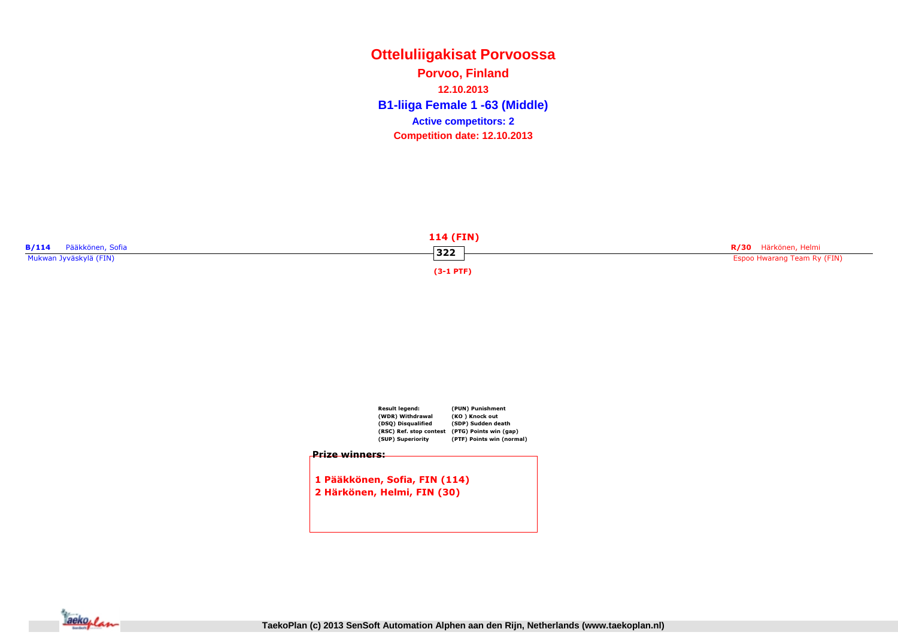# Otteluliigakisat Porvoossa

**Porvoo, Finland**

**12.10.2013**

## B1-liiga Female 1 -63 (Middle)

**Active competitors: 2**

**Competition date: 12.10.2013**

**B/114** Pääkkönen, Sofia
Mukwan Jyväskylä (FIN)

**114 (FIN)**

**322**

**(3-1 PTF)**

**R/30** Härkönen, Helmi
Espoo Hwarang Team Ry (FIN)

| Result legend: | (PUN) Punishment |
|---|---|
| (WDR) Withdrawal | (KO ) Knock out |
| (DSQ) Disqualified | (SDP) Sudden death |
| (RSC) Ref. stop contest | (PTG) Points win (gap) |
| (SUP) Superiority | (PTF) Points win (normal) |

**Prize winners:**

1 Pääkkönen, Sofia, FIN (114)
2 Härkönen, Helmi, FIN (30)

TaekoPlan (c) 2013 SenSoft Automation Alphen aan den Rijn, Netherlands (www.taekoplan.nl)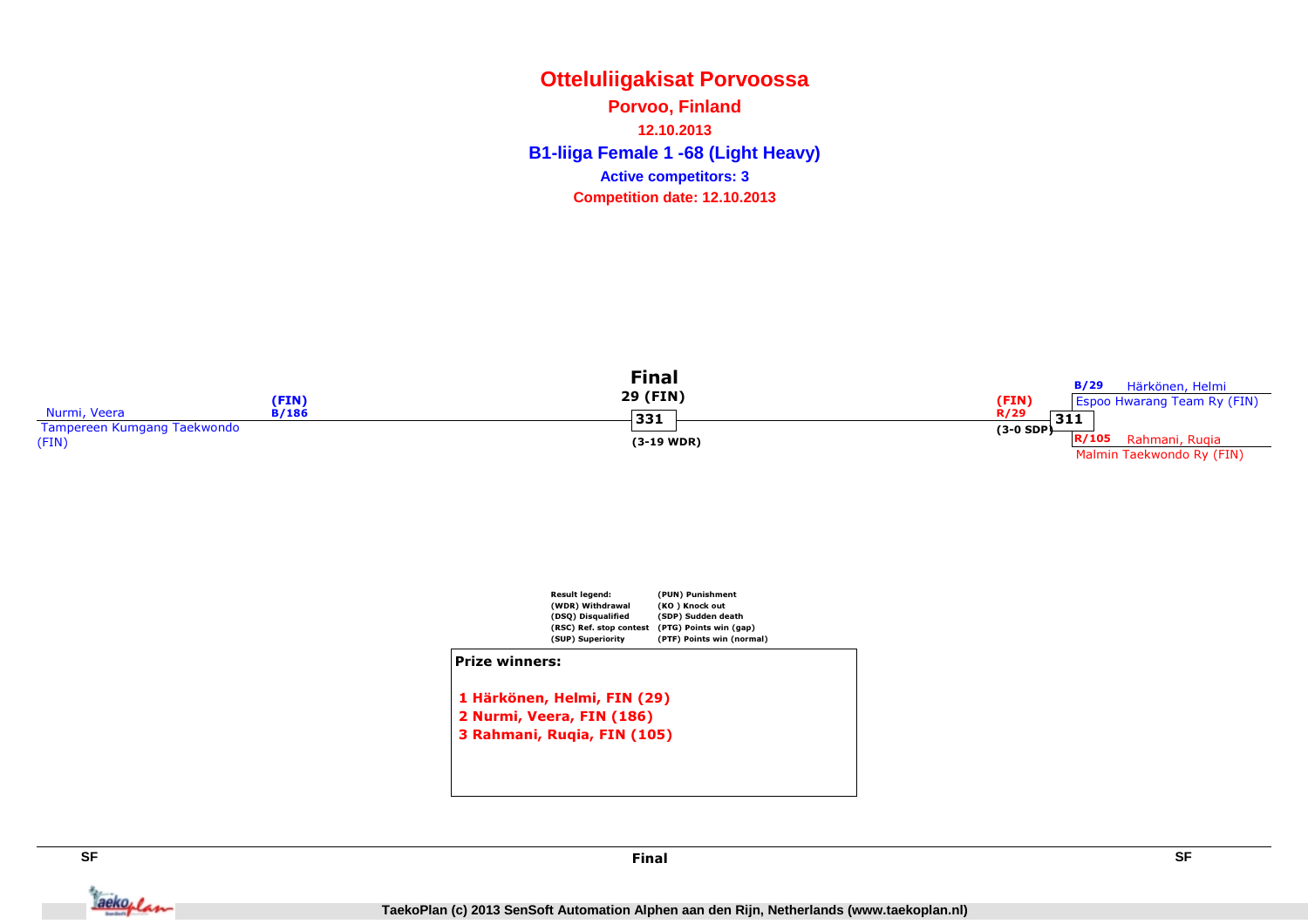# Otteluliigakisat Porvoossa

**Porvoo, Finland**

**12.10.2013**

**B1-liiga Female 1 -68 (Light Heavy)**

**Active competitors: 3**

**Competition date: 12.10.2013**

**Final**

Nurmi, Veera (FIN) B/186
Tampereen Kumgang Taekwondo (FIN)

B/29 Härkönen, Helmi
Espoo Hwarang Team Ry (FIN)

R/105 Rahmani, Ruqia
Malmin Taekwondo Ry (FIN)

311: (FIN) R/29 (3-0 SDP)

331: 29 (FIN) (3-19 WDR)

Result legend:
(WDR) Withdrawal
(DSQ) Disqualified
(RSC) Ref. stop contest
(SUP) Superiority
(PUN) Punishment
(KO ) Knock out
(SDP) Sudden death
(PTG) Points win (gap)
(PTF) Points win (normal)

**Prize winners:**

1 Härkönen, Helmi, FIN (29)
2 Nurmi, Veera, FIN (186)
3 Rahmani, Ruqia, FIN (105)

SF | Final | SF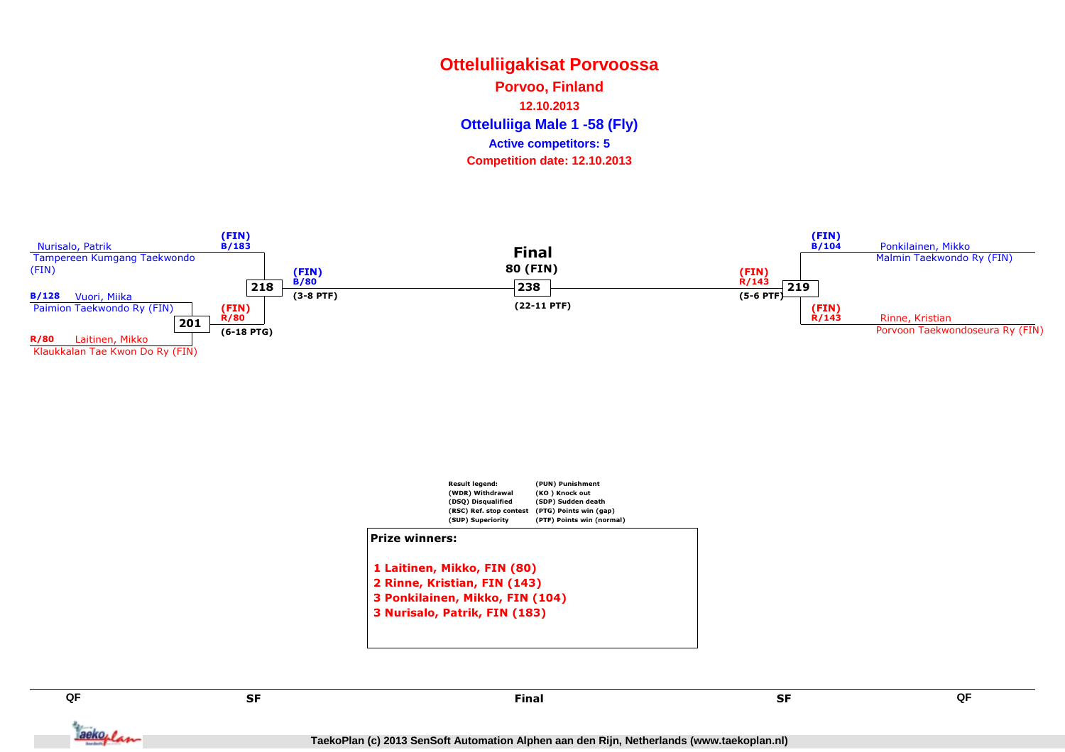# Otteluliigakisat Porvoossa

**Porvoo, Finland**

**12.10.2013**

## Otteluliiga Male 1 -58 (Fly)

**Active competitors: 5**

**Competition date: 12.10.2013**

Nurisalo, Patrik
Tampereen Kumgang Taekwondo (FIN)
(FIN) B/183

B/128 Vuori, Miika
Paimion Taekwondo Ry (FIN)

R/80 Laitinen, Mikko
Klaukkalan Tae Kwon Do Ry (FIN)

201 — (FIN) R/80 (6-18 PTG)

218 — (FIN) B/80 (3-8 PTF)

**Final**
**80 (FIN)**
238 (22-11 PTF)

219 — (FIN) R/143 (5-6 PTF)

(FIN) B/104
Ponkilainen, Mikko
Malmin Taekwondo Ry (FIN)

(FIN) R/143
Rinne, Kristian
Porvoon Taekwondoseura Ry (FIN)

| Result legend: | (PUN) Punishment |
|---|---|
| (WDR) Withdrawal | (KO ) Knock out |
| (DSQ) Disqualified | (SDP) Sudden death |
| (RSC) Ref. stop contest | (PTG) Points win (gap) |
| (SUP) Superiority | (PTF) Points win (normal) |

**Prize winners:**

1 Laitinen, Mikko, FIN (80)
2 Rinne, Kristian, FIN (143)
3 Ponkilainen, Mikko, FIN (104)
3 Nurisalo, Patrik, FIN (183)

QF | SF | Final | SF | QF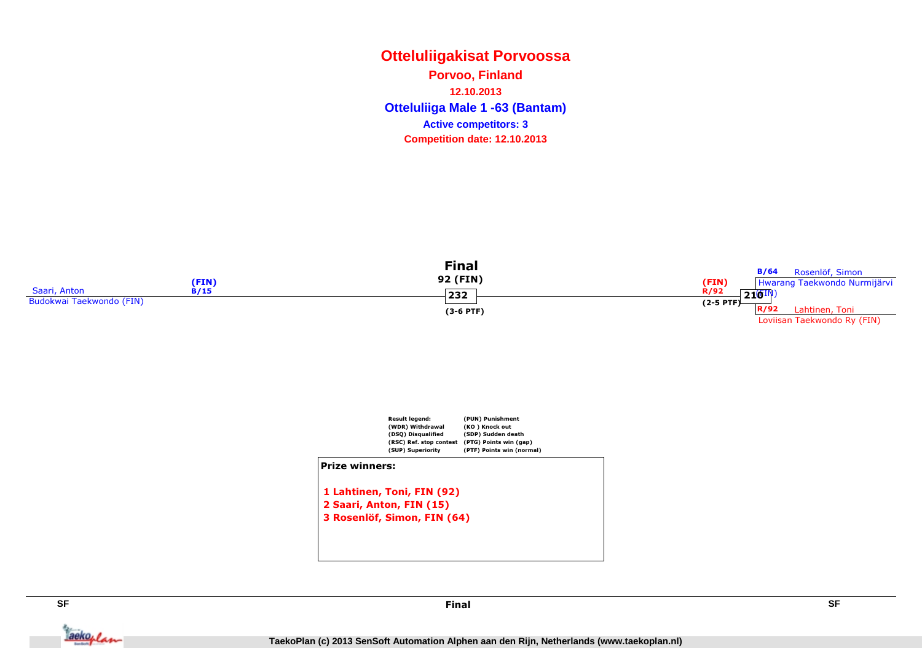# Otteluliigakisat Porvoossa

**Porvoo, Finland**

**12.10.2013**

## Otteluliiga Male 1 -63 (Bantam)

**Active competitors: 3**

**Competition date: 12.10.2013**

### Final

Saari, Anton (FIN) B/15
Budokwai Taekwondo (FIN)

Final: 92 (FIN) — Match 232 — (3-6 PTF)

(FIN) R/92 — Match 210 — (2-5 PTF)

B/64 Rosenlöf, Simon
Hwarang Taekwondo Nurmijärvi (FIN)

R/92 Lahtinen, Toni
Loviisan Taekwondo Ry (FIN)

**Result legend:**

| | |
|---|---|
| (WDR) Withdrawal | (PUN) Punishment |
| (DSQ) Disqualified | (KO ) Knock out |
| (RSC) Ref. stop contest | (SDP) Sudden death |
| (SUP) Superiority | (PTG) Points win (gap) |
| | (PTF) Points win (normal) |

**Prize winners:**

1 Lahtinen, Toni, FIN (92)
2 Saari, Anton, FIN (15)
3 Rosenlöf, Simon, FIN (64)

SF — Final — SF

TaekoPlan (c) 2013 SenSoft Automation Alphen aan den Rijn, Netherlands (www.taekoplan.nl)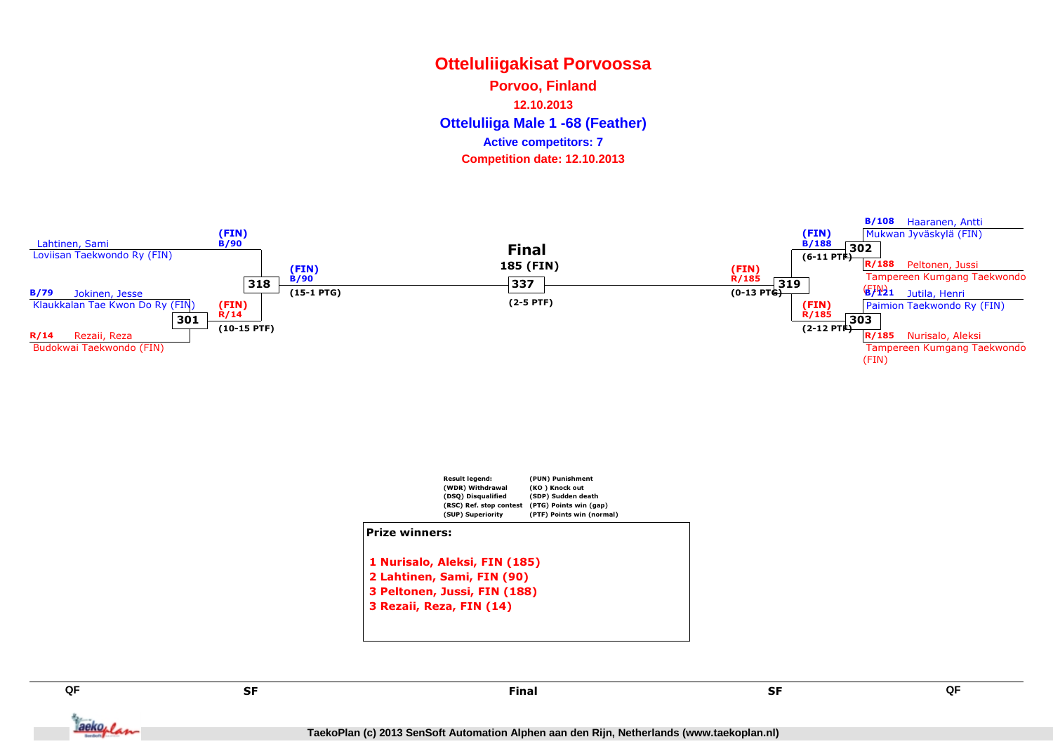# Otteluliigakisat Porvoossa

**Porvoo, Finland**

**12.10.2013**

## Otteluliiga Male 1 -68 (Feather)

**Active competitors: 7**

**Competition date: 12.10.2013**

Lahtinen, Sami
Loviisan Taekwondo Ry (FIN)

B/79 Jokinen, Jesse
Klaukkalan Tae Kwon Do Ry (FIN)

R/14 Rezaii, Reza
Budokwai Taekwondo (FIN)

301 — (FIN) R/14 (10-15 PTF)

318 — (FIN) B/90 (15-1 PTG)

**Final**

185 (FIN)

337 — (2-5 PTF)

B/108 Haaranen, Antti
Mukwan Jyväskylä (FIN)

R/188 Peltonen, Jussi
Tampereen Kumgang Taekwondo (FIN)

B/121 Jutila, Henri
Paimion Taekwondo Ry (FIN)

R/185 Nurisalo, Aleksi
Tampereen Kumgang Taekwondo (FIN)

302 — (FIN) B/188 (6-11 PTF)

303 — (FIN) R/185 (2-12 PTF)

319 — (FIN) R/185 (0-13 PTG)

| Result legend: | |
|---|---|
| (WDR) Withdrawal | (PUN) Punishment |
| (DSQ) Disqualified | (KO ) Knock out |
| (RSC) Ref. stop contest | (SDP) Sudden death |
| (SUP) Superiority | (PTG) Points win (gap) |
| | (PTF) Points win (normal) |

**Prize winners:**

1 Nurisalo, Aleksi, FIN (185)
2 Lahtinen, Sami, FIN (90)
3 Peltonen, Jussi, FIN (188)
3 Rezaii, Reza, FIN (14)

QF SF Final SF QF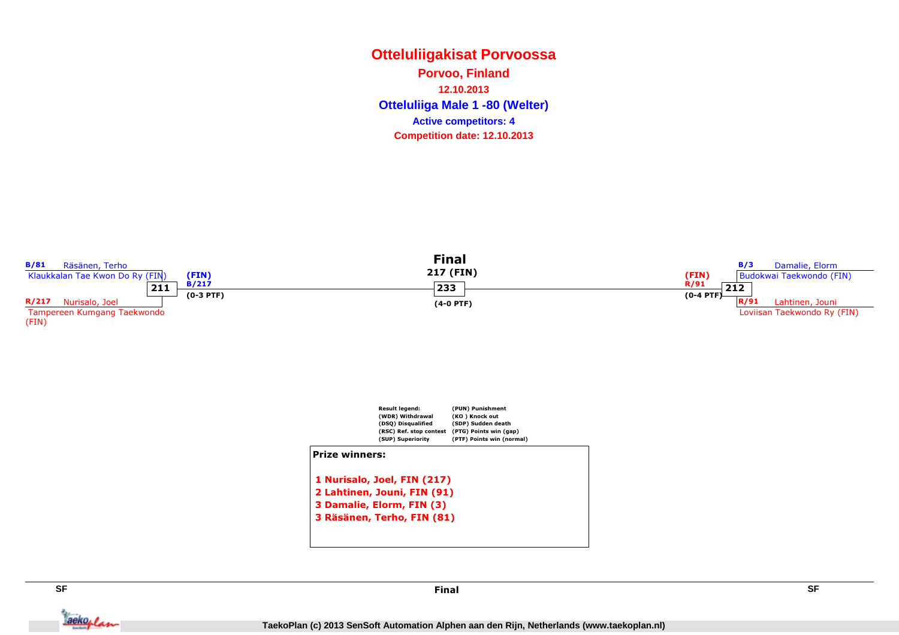# Otteluliigakisat Porvoossa

**Porvoo, Finland**

**12.10.2013**

## Otteluliiga Male 1 -80 (Welter)

**Active competitors: 4**

**Competition date: 12.10.2013**

### SF

**B/81** Räsänen, Terho
Klaukkalan Tae Kwon Do Ry (FIN)

**211** — (FIN) B/217 (0-3 PTF)

**R/217** Nurisalo, Joel
Tampereen Kumgang Taekwondo (FIN)

### Final

**217 (FIN)**

**233** (4-0 PTF)

### SF

**B/3** Damalie, Elorm
Budokwai Taekwondo (FIN)

**212** — (FIN) R/91 (0-4 PTF)

**R/91** Lahtinen, Jouni
Loviisan Taekwondo Ry (FIN)

**Result legend:**

- (WDR) Withdrawal
- (DSQ) Disqualified
- (RSC) Ref. stop contest
- (SUP) Superiority
- (PUN) Punishment
- (KO ) Knock out
- (SDP) Sudden death
- (PTG) Points win (gap)
- (PTF) Points win (normal)

**Prize winners:**

1 Nurisalo, Joel, FIN (217)
2 Lahtinen, Jouni, FIN (91)
3 Damalie, Elorm, FIN (3)
3 Räsänen, Terho, FIN (81)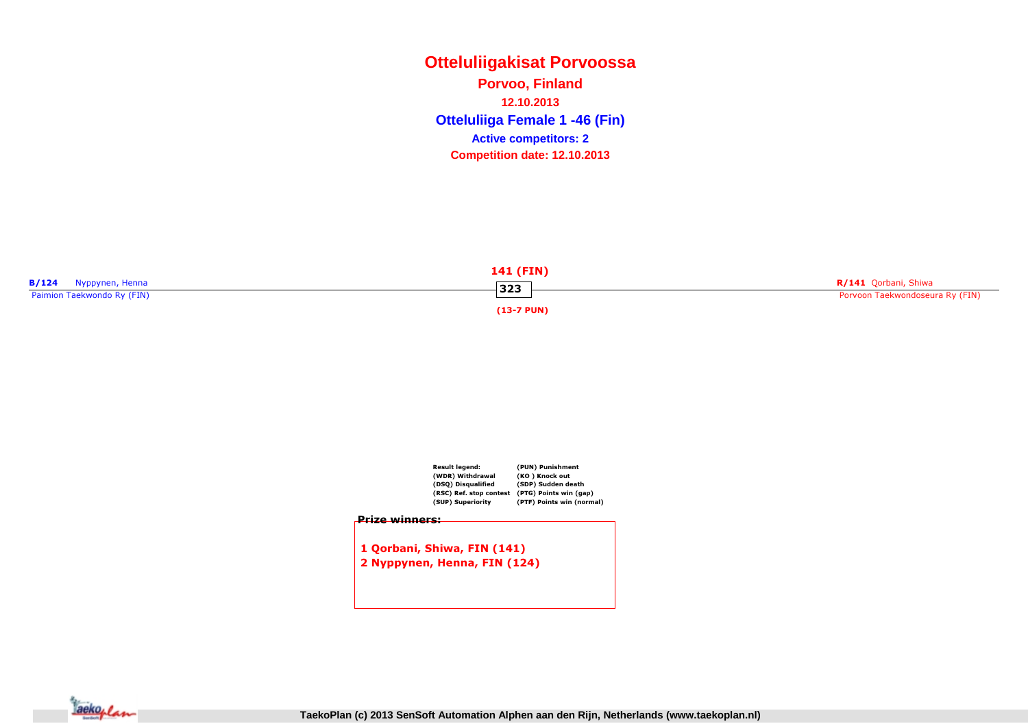# Otteluliigakisat Porvoossa

**Porvoo, Finland**

**12.10.2013**

## Otteluliiga Female 1 -46 (Fin)

**Active competitors: 2**

**Competition date: 12.10.2013**

**B/124** Nyppynen, Henna
Paimion Taekwondo Ry (FIN)

**141 (FIN)**
**323**
**(13-7 PUN)**

**R/141** Qorbani, Shiwa
Porvoon Taekwondoseura Ry (FIN)

| Result legend: | (PUN) Punishment |
|---|---|
| (WDR) Withdrawal | (KO ) Knock out |
| (DSQ) Disqualified | (SDP) Sudden death |
| (RSC) Ref. stop contest | (PTG) Points win (gap) |
| (SUP) Superiority | (PTF) Points win (normal) |

**Prize winners:**

1 Qorbani, Shiwa, FIN (141)
2 Nyppynen, Henna, FIN (124)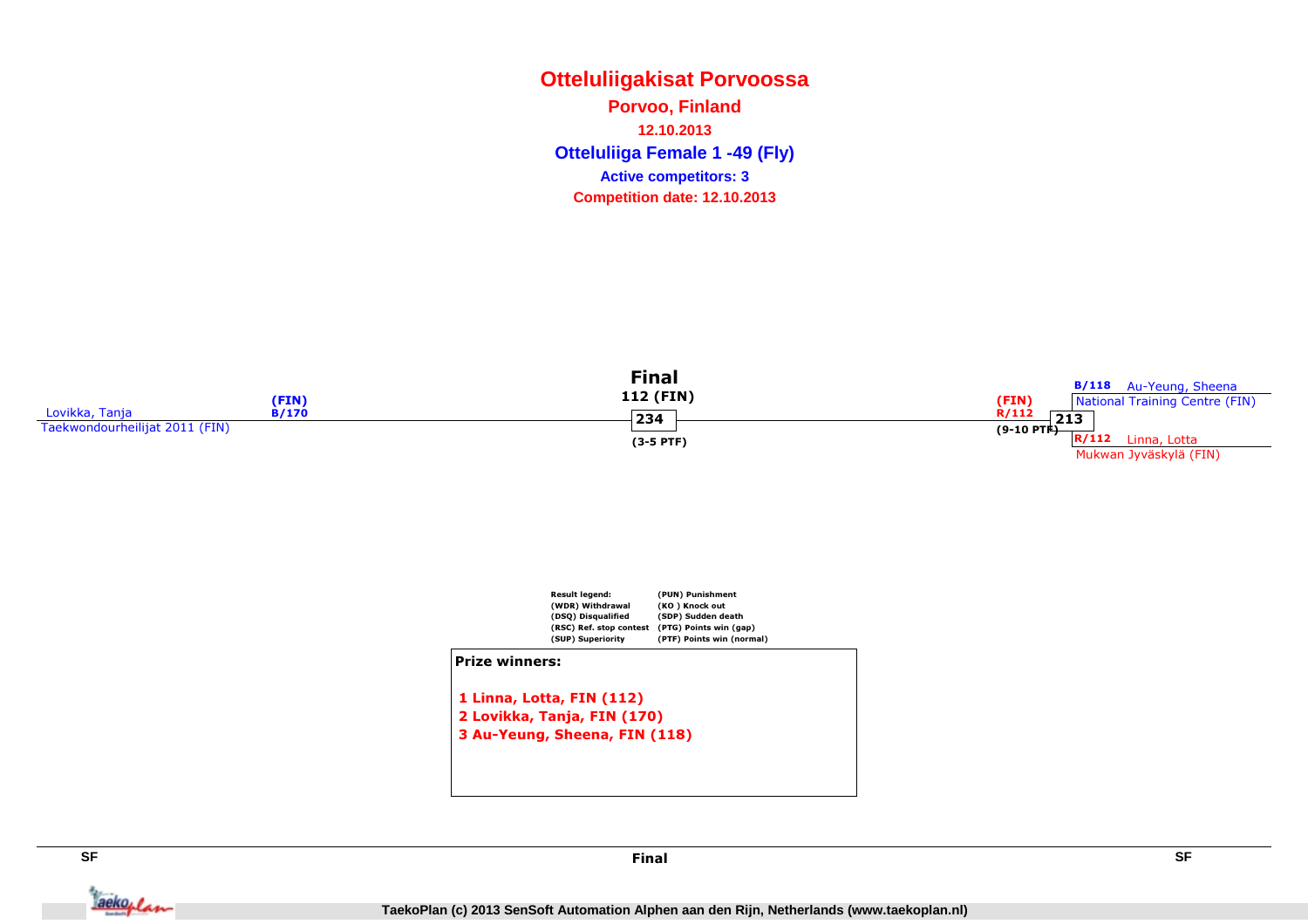# Otteluliigakisat Porvoossa

**Porvoo, Finland**

**12.10.2013**

## Otteluliiga Female 1 -49 (Fly)

**Active competitors: 3**

**Competition date: 12.10.2013**

**Final**

112 (FIN)

234

(3-5 PTF)

Lovikka, Tanja (FIN) B/170
Taekwondourheilijat 2011 (FIN)

(FIN) R/112
213
(9-10 PTF)

B/118 Au-Yeung, Sheena
National Training Centre (FIN)

R/112 Linna, Lotta
Mukwan Jyväskylä (FIN)

| Result legend: | (PUN) Punishment |
|---|---|
| (WDR) Withdrawal | (KO ) Knock out |
| (DSQ) Disqualified | (SDP) Sudden death |
| (RSC) Ref. stop contest | (PTG) Points win (gap) |
| (SUP) Superiority | (PTF) Points win (normal) |

**Prize winners:**

1 Linna, Lotta, FIN (112)
2 Lovikka, Tanja, FIN (170)
3 Au-Yeung, Sheena, FIN (118)

SF | Final | SF

TaekoPlan (c) 2013 SenSoft Automation Alphen aan den Rijn, Netherlands (www.taekoplan.nl)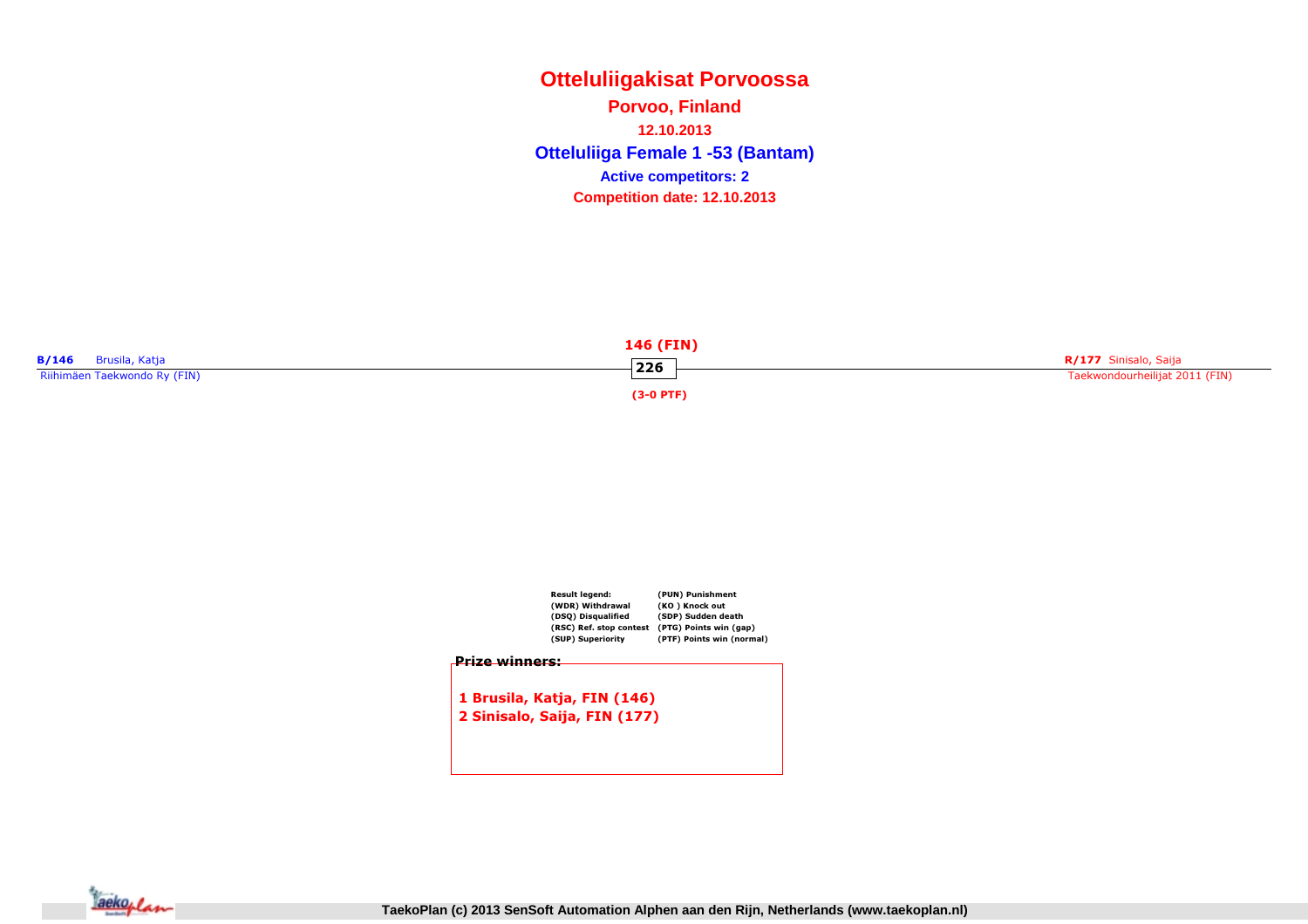# Otteluliigakisat Porvoossa

**Porvoo, Finland**

**12.10.2013**

## Otteluliiga Female 1 -53 (Bantam)

**Active competitors: 2**

**Competition date: 12.10.2013**

**B/146** Brusila, Katja
Riihimäen Taekwondo Ry (FIN)

**146 (FIN)**
**226**
**(3-0 PTF)**

**R/177** Sinisalo, Saija
Taekwondourheilijat 2011 (FIN)

**Result legend:**

- (WDR) Withdrawal
- (DSQ) Disqualified
- (RSC) Ref. stop contest
- (SUP) Superiority
- (PUN) Punishment
- (KO ) Knock out
- (SDP) Sudden death
- (PTG) Points win (gap)
- (PTF) Points win (normal)

**Prize winners:**

1 Brusila, Katja, FIN (146)
2 Sinisalo, Saija, FIN (177)

TaekoPlan (c) 2013 SenSoft Automation Alphen aan den Rijn, Netherlands (www.taekoplan.nl)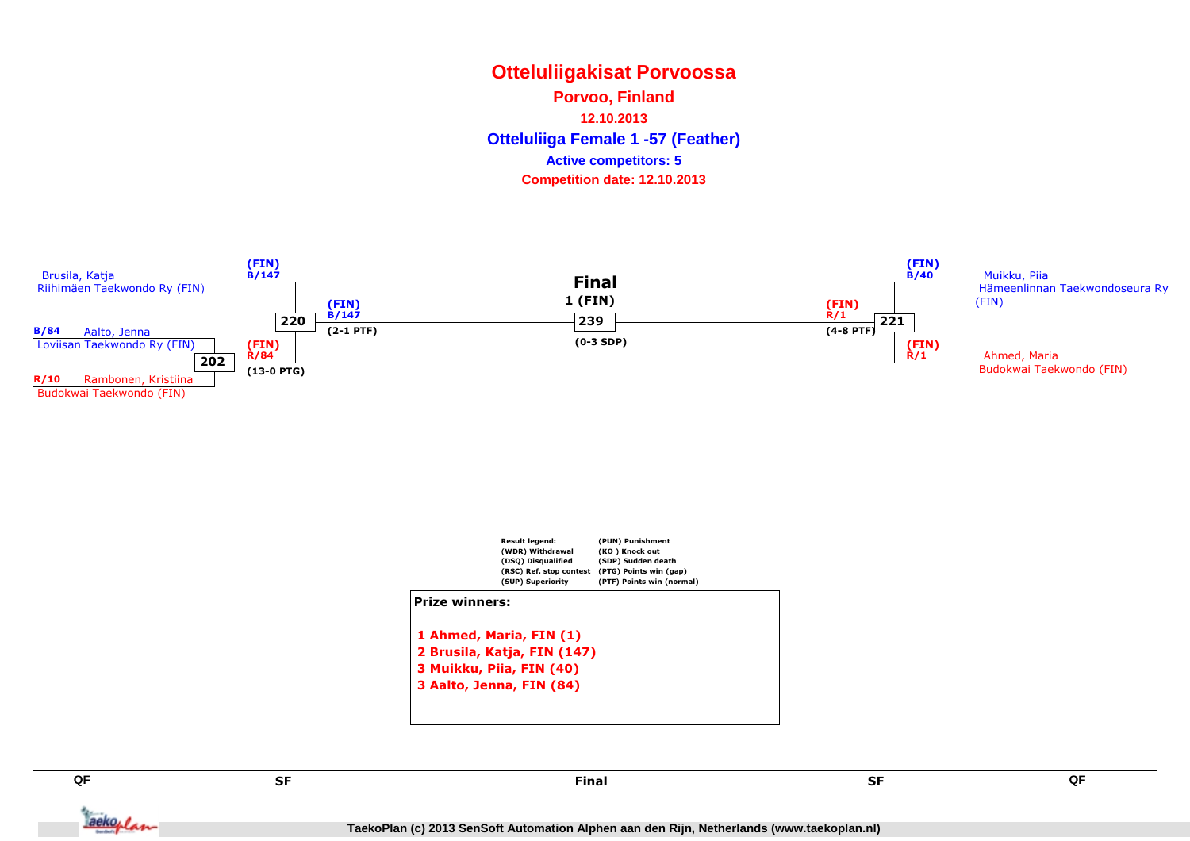# Otteluliigakisat Porvoossa

**Porvoo, Finland**

**12.10.2013**

## Otteluliiga Female 1 -57 (Feather)

**Active competitors: 5**

**Competition date: 12.10.2013**

Brusila, Katja
Riihimäen Taekwondo Ry (FIN)
(FIN) B/147

B/84 Aalto, Jenna
Loviisan Taekwondo Ry (FIN)

R/10 Rambonen, Kristiina
Budokwai Taekwondo (FIN)

202
(FIN) R/84
(13-0 PTG)

220
(FIN) B/147
(2-1 PTF)

**Final**
1 (FIN)
239
(0-3 SDP)

221
(FIN) R/1
(4-8 PTF)

(FIN) B/40
Muikku, Piia
Hämeenlinnan Taekwondoseura Ry (FIN)

(FIN) R/1
Ahmed, Maria
Budokwai Taekwondo (FIN)

Result legend:
(WDR) Withdrawal
(DSQ) Disqualified
(RSC) Ref. stop contest
(SUP) Superiority
(PUN) Punishment
(KO ) Knock out
(SDP) Sudden death
(PTG) Points win (gap)
(PTF) Points win (normal)

**Prize winners:**

1 Ahmed, Maria, FIN (1)
2 Brusila, Katja, FIN (147)
3 Muikku, Piia, FIN (40)
3 Aalto, Jenna, FIN (84)

QF | SF | Final | SF | QF

TaekoPlan (c) 2013 SenSoft Automation Alphen aan den Rijn, Netherlands (www.taekoplan.nl)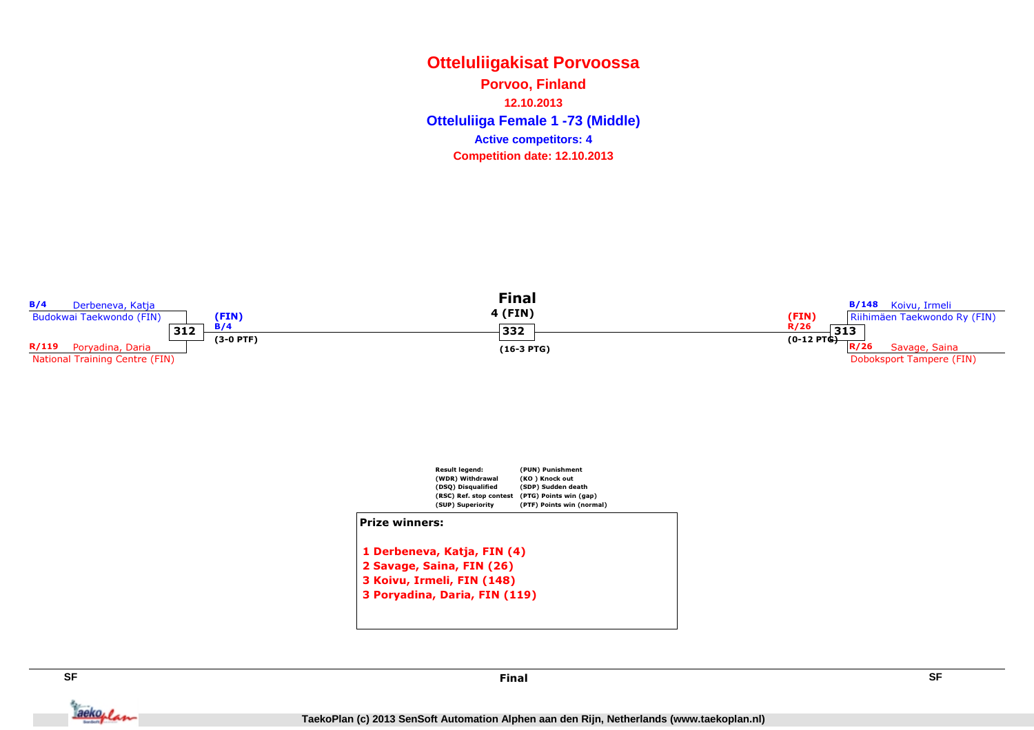# Otteluliigakisat Porvoossa

**Porvoo, Finland**

**12.10.2013**

## Otteluliiga Female 1 -73 (Middle)

**Active competitors: 4**

**Competition date: 12.10.2013**

### SF

**Match 312**

- B/4 Derbeneva, Katja — Budokwai Taekwondo (FIN)
- R/119 Poryadina, Daria — National Training Centre (FIN)

Winner: (FIN) B/4 (3-0 PTF)

### Final

**4 (FIN)**

**Match 332** (16-3 PTG)

### SF

**Match 313**

- B/148 Koivu, Irmeli — Riihimäen Taekwondo Ry (FIN)
- R/26 Savage, Saina — Doboksport Tampere (FIN)

Winner: (FIN) R/26 (0-12 PTG)

**Result legend:**

| | |
|---|---|
| (WDR) Withdrawal | (PUN) Punishment |
| (DSQ) Disqualified | (KO ) Knock out |
| (RSC) Ref. stop contest | (SDP) Sudden death |
| (SUP) Superiority | (PTG) Points win (gap) |
| | (PTF) Points win (normal) |

**Prize winners:**

1 Derbeneva, Katja, FIN (4)
2 Savage, Saina, FIN (26)
3 Koivu, Irmeli, FIN (148)
3 Poryadina, Daria, FIN (119)

SF — Final — SF

TaekoPlan (c) 2013 SenSoft Automation Alphen aan den Rijn, Netherlands (www.taekoplan.nl)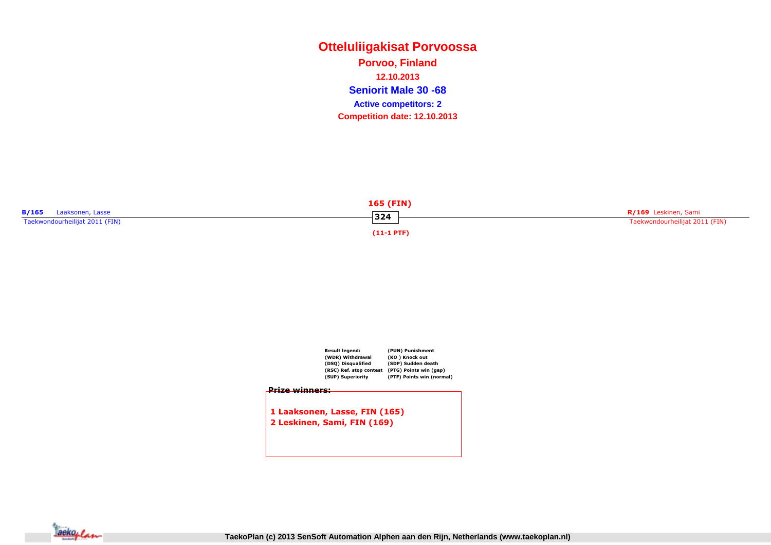# Otteluliigakisat Porvoossa

**Porvoo, Finland**

**12.10.2013**

## Seniorit Male 30 -68

**Active competitors: 2**

**Competition date: 12.10.2013**

**B/165** Laaksonen, Lasse
Taekwondourheilijat 2011 (FIN)

**165 (FIN)**

**324**

**(11-1 PTF)**

**R/169** Leskinen, Sami
Taekwondourheilijat 2011 (FIN)

| Result legend: | (PUN) Punishment |
|---|---|
| (WDR) Withdrawal | (KO ) Knock out |
| (DSQ) Disqualified | (SDP) Sudden death |
| (RSC) Ref. stop contest | (PTG) Points win (gap) |
| (SUP) Superiority | (PTF) Points win (normal) |

**Prize winners:**

1 Laaksonen, Lasse, FIN (165)
2 Leskinen, Sami, FIN (169)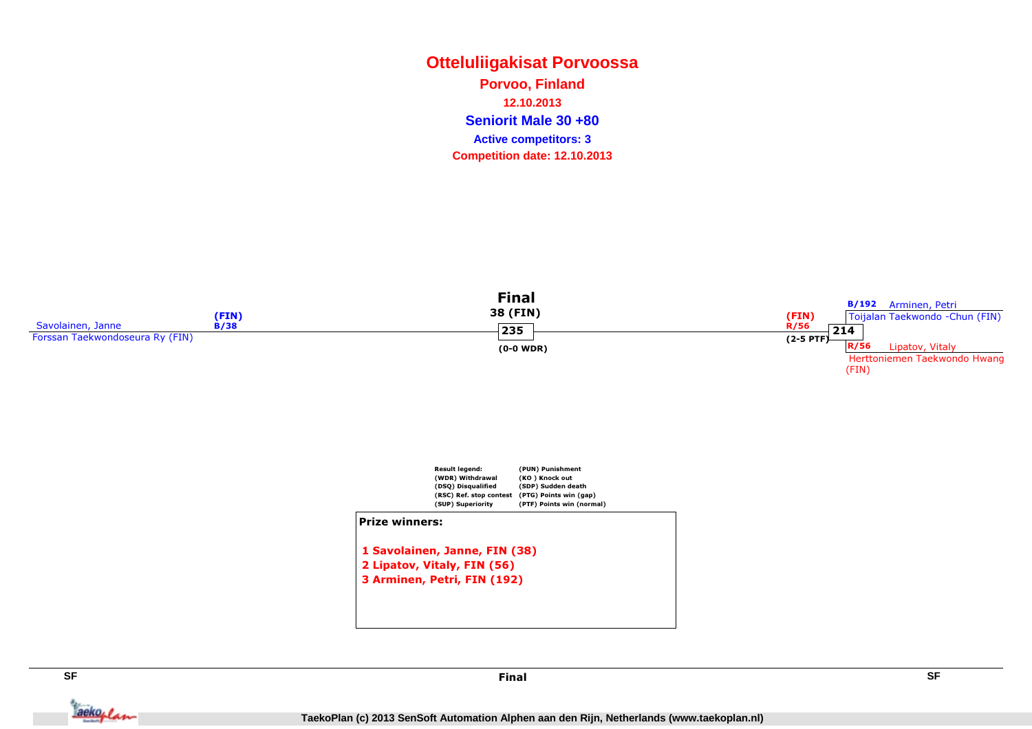# Otteluliigakisat Porvoossa

**Porvoo, Finland**

**12.10.2013**

**Seniorit Male 30 +80**

**Active competitors: 3**

**Competition date: 12.10.2013**

## Final

Savolainen, Janne (FIN) B/38
Forssan Taekwondoseura Ry (FIN)

**38 (FIN)**
**235**
**(0-0 WDR)**

(FIN) R/56
**214**
(2-5 PTF)

B/192 Arminen, Petri
Toijalan Taekwondo -Chun (FIN)

R/56 Lipatov, Vitaly
Herttoniemen Taekwondo Hwang (FIN)

**Result legend:**

| | |
|---|---|
| (WDR) Withdrawal | (PUN) Punishment |
| (DSQ) Disqualified | (KO ) Knock out |
| (RSC) Ref. stop contest | (SDP) Sudden death |
| (SUP) Superiority | (PTG) Points win (gap) |
| | (PTF) Points win (normal) |

**Prize winners:**

1. Savolainen, Janne, FIN (38)
2. Lipatov, Vitaly, FIN (56)
3. Arminen, Petri, FIN (192)

SF | Final | SF

TaekoPlan (c) 2013 SenSoft Automation Alphen aan den Rijn, Netherlands (www.taekoplan.nl)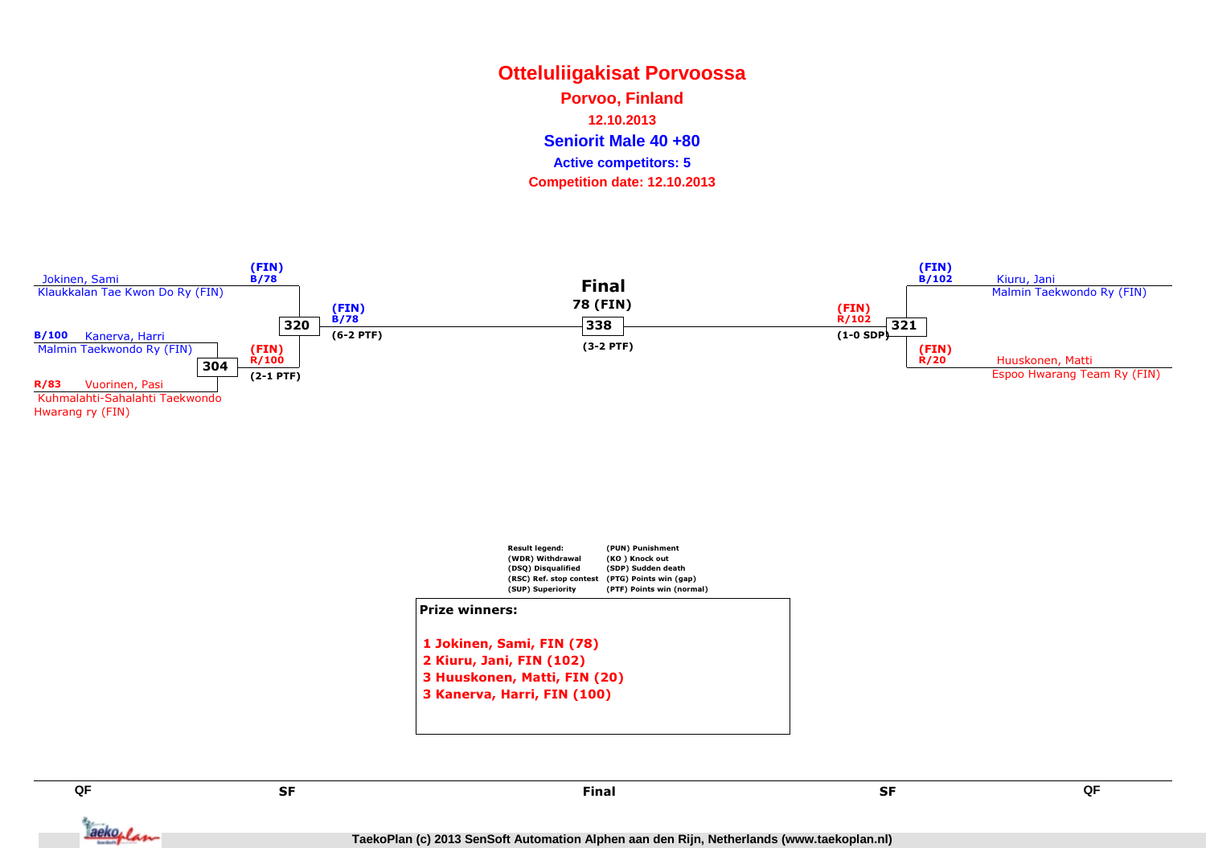# Otteluliigakisat Porvoossa

**Porvoo, Finland**

**12.10.2013**

**Seniorit Male 40 +80**

**Active competitors: 5**

**Competition date: 12.10.2013**

Jokinen, Sami
Klaukkalan Tae Kwon Do Ry (FIN)
(FIN) B/78

B/100 Kanerva, Harri
Malmin Taekwondo Ry (FIN)

304

R/83 Vuorinen, Pasi
Kuhmalahti-Sahalahti Taekwondo Hwarang ry (FIN)

(FIN) R/100
(2-1 PTF)

320
(FIN) B/78
(6-2 PTF)

**Final**
**78 (FIN)**
338
(3-2 PTF)

(FIN) R/102
(1-0 SDP)
321

(FIN) B/102
Kiuru, Jani
Malmin Taekwondo Ry (FIN)

(FIN) R/20
Huuskonen, Matti
Espoo Hwarang Team Ry (FIN)

| Result legend: | |
|---|---|
| (WDR) Withdrawal | (PUN) Punishment |
| (DSQ) Disqualified | (KO ) Knock out |
| (RSC) Ref. stop contest | (SDP) Sudden death |
| (SUP) Superiority | (PTG) Points win (gap) |
| | (PTF) Points win (normal) |

**Prize winners:**

1. **Jokinen, Sami, FIN (78)**
2. **Kiuru, Jani, FIN (102)**
3. **Huuskonen, Matti, FIN (20)**
3. **Kanerva, Harri, FIN (100)**

QF | SF | Final | SF | QF

TaekoPlan (c) 2013 SenSoft Automation Alphen aan den Rijn, Netherlands (www.taekoplan.nl)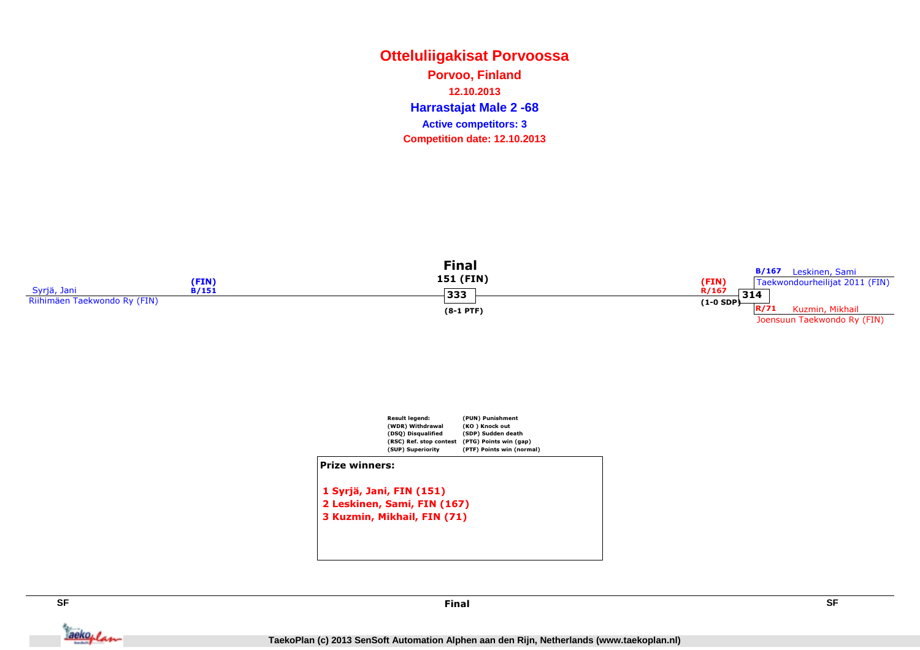# Otteluliigakisat Porvoossa

**Porvoo, Finland**

**12.10.2013**

**Harrastajat Male 2 -68**

**Active competitors: 3**

**Competition date: 12.10.2013**

### Final

**151 (FIN)**

**333**

**(8-1 PTF)**

Syrjä, Jani — (FIN) B/151
Riihimäen Taekwondo Ry (FIN)

(FIN) R/167 — **314** — (1-0 SDP)

B/167 Leskinen, Sami
Taekwondourheilijat 2011 (FIN)

R/71 Kuzmin, Mikhail
Joensuun Taekwondo Ry (FIN)

| Result legend: | |
|---|---|
| (WDR) Withdrawal | (PUN) Punishment |
| (DSQ) Disqualified | (KO ) Knock out |
| (RSC) Ref. stop contest | (SDP) Sudden death |
| (SUP) Superiority | (PTG) Points win (gap) |
| | (PTF) Points win (normal) |

**Prize winners:**

**1 Syrjä, Jani, FIN (151)**
**2 Leskinen, Sami, FIN (167)**
**3 Kuzmin, Mikhail, FIN (71)**

SF — Final — SF

TaekoPlan (c) 2013 SenSoft Automation Alphen aan den Rijn, Netherlands (www.taekoplan.nl)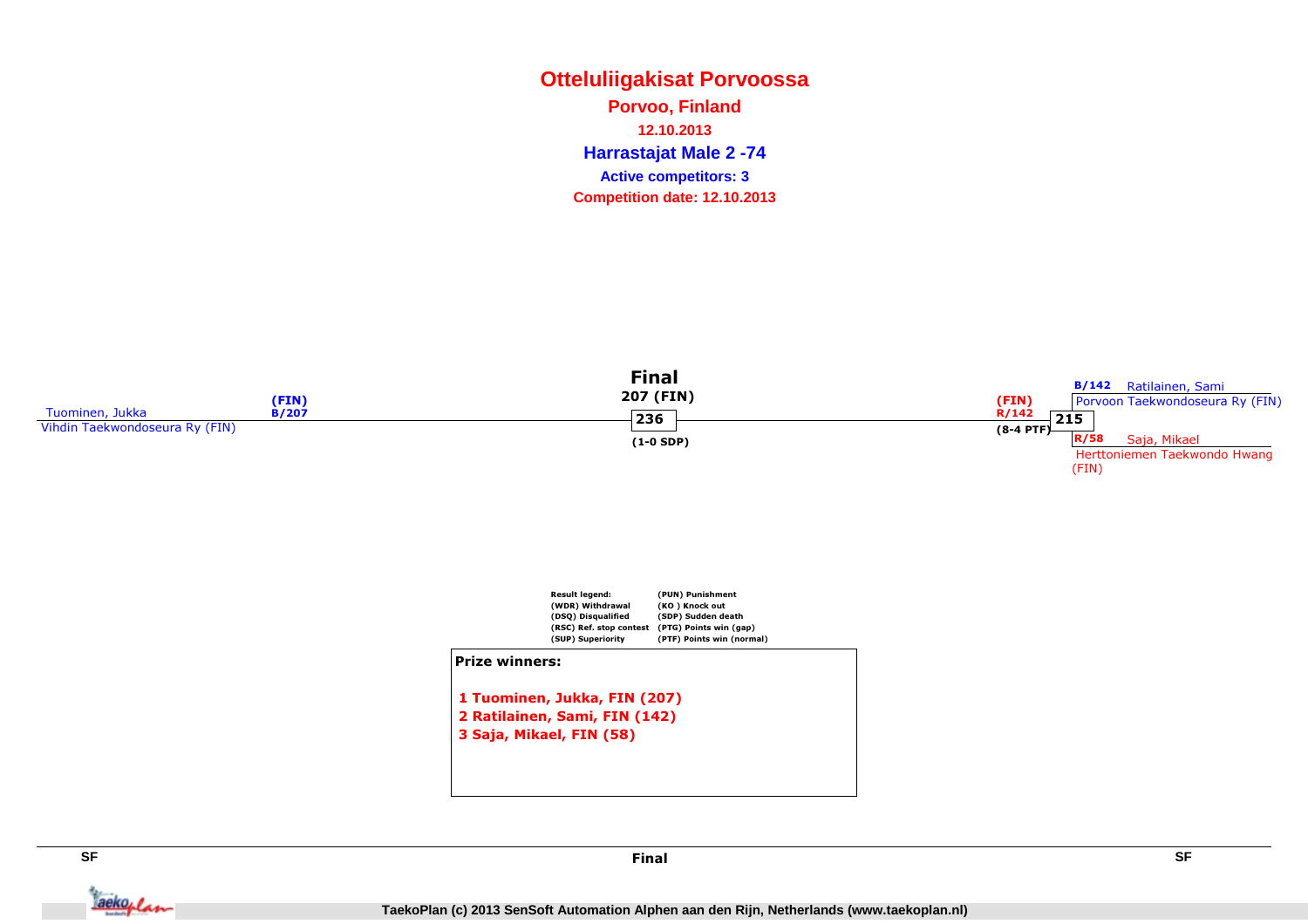# Otteluliigakisat Porvoossa

**Porvoo, Finland**

**12.10.2013**

**Harrastajat Male 2 -74**

**Active competitors: 3**

**Competition date: 12.10.2013**

**Final**

**207 (FIN)**

Tuominen, Jukka — (FIN) B/207
Vihdin Taekwondoseura Ry (FIN)

**236**
**(1-0 SDP)**

(FIN) R/142
**215**
**(8-4 PTF)**

B/142 Ratilainen, Sami
Porvoon Taekwondoseura Ry (FIN)

R/58 Saja, Mikael
Herttoniemen Taekwondo Hwang (FIN)

| Result legend: | |
|---|---|
| (WDR) Withdrawal | (PUN) Punishment |
| (DSQ) Disqualified | (KO ) Knock out |
| (RSC) Ref. stop contest | (SDP) Sudden death |
| (SUP) Superiority | (PTG) Points win (gap) |
| | (PTF) Points win (normal) |

**Prize winners:**

**1 Tuominen, Jukka, FIN (207)**
**2 Ratilainen, Sami, FIN (142)**
**3 Saja, Mikael, FIN (58)**

SF — Final — SF

TaekoPlan (c) 2013 SenSoft Automation Alphen aan den Rijn, Netherlands (www.taekoplan.nl)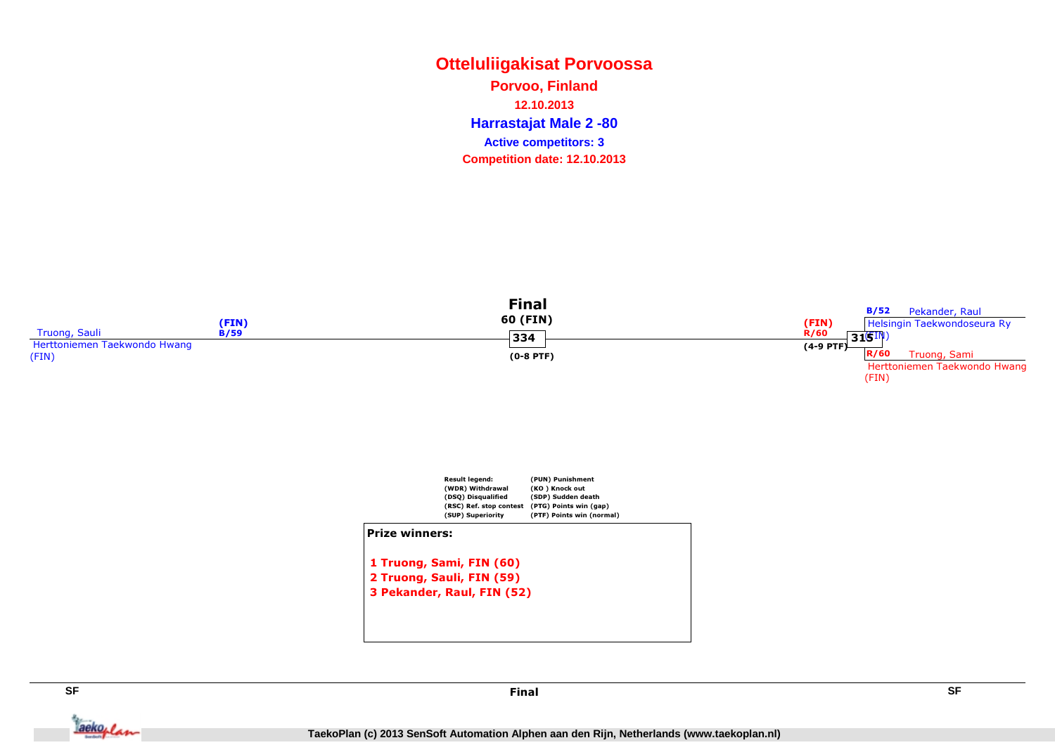# Otteluliigakisat Porvoossa

## Porvoo, Finland

**12.10.2013**

### Harrastajat Male 2 -80

**Active competitors: 3**

**Competition date: 12.10.2013**

**Final**

60 (FIN)

334

(0-8 PTF)

Truong, Sauli
Herttoniemen Taekwondo Hwang
(FIN)
(FIN)
B/59

(FIN)
R/60
(4-9 PTF)
315

B/52 Pekander, Raul
Helsingin Taekwondoseura Ry
(FIN)

R/60 Truong, Sami
Herttoniemen Taekwondo Hwang
(FIN)

| Result legend: | |
|---|---|
| (WDR) Withdrawal | (PUN) Punishment |
| (DSQ) Disqualified | (KO ) Knock out |
| (RSC) Ref. stop contest | (SDP) Sudden death |
| (SUP) Superiority | (PTG) Points win (gap) |
| | (PTF) Points win (normal) |

**Prize winners:**

1 Truong, Sami, FIN (60)
2 Truong, Sauli, FIN (59)
3 Pekander, Raul, FIN (52)

SF | Final | SF

TaekoPlan (c) 2013 SenSoft Automation Alphen aan den Rijn, Netherlands (www.taekoplan.nl)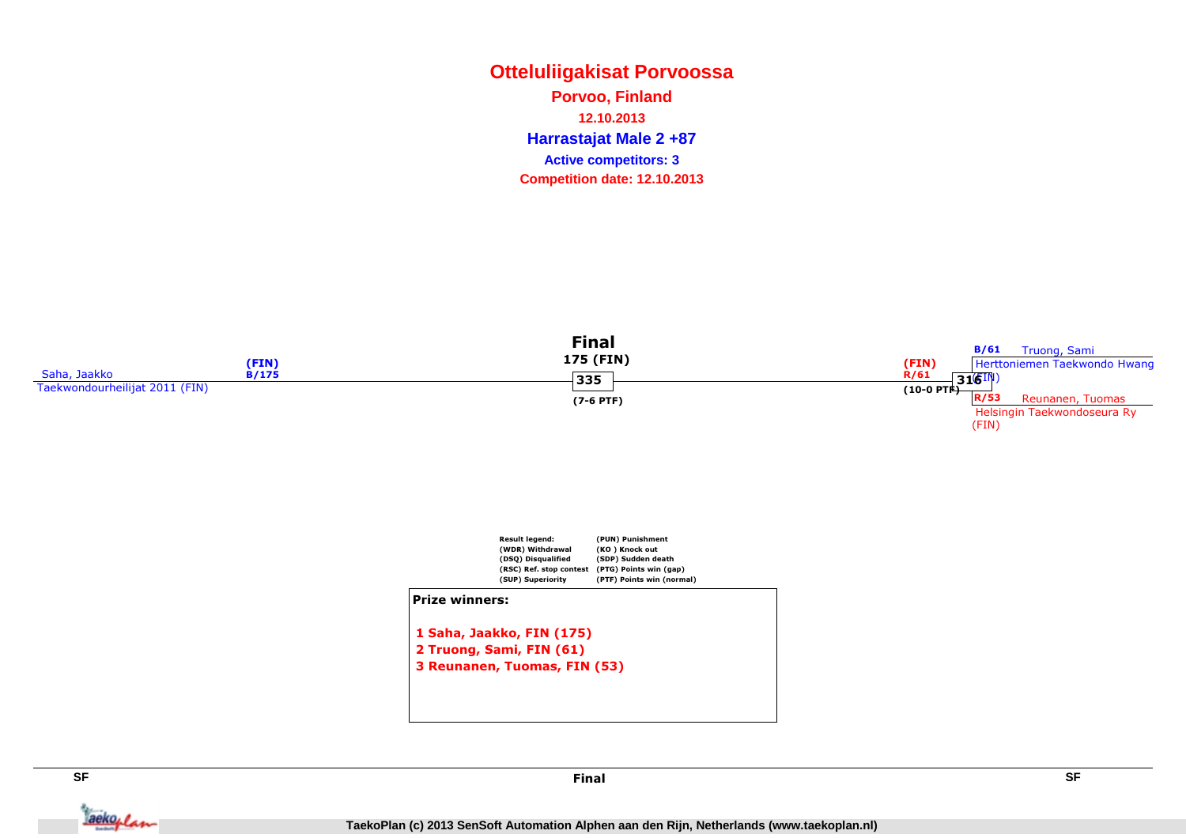# Otteluliigakisat Porvoossa

**Porvoo, Finland**

**12.10.2013**

**Harrastajat Male 2 +87**

**Active competitors: 3**

**Competition date: 12.10.2013**

**Final**

175 (FIN)

335

(7-6 PTF)

Saha, Jaakko (FIN) B/175
Taekwondourheilijat 2011 (FIN)

(FIN) R/61

316

(10-0 PTF)

B/61 Truong, Sami
Herttoniemen Taekwondo Hwang (FIN)

R/53 Reunanen, Tuomas
Helsingin Taekwondoseura Ry (FIN)

Result legend:
(WDR) Withdrawal
(DSQ) Disqualified
(RSC) Ref. stop contest
(SUP) Superiority
(PUN) Punishment
(KO ) Knock out
(SDP) Sudden death
(PTG) Points win (gap)
(PTF) Points win (normal)

**Prize winners:**

**1 Saha, Jaakko, FIN (175)**
**2 Truong, Sami, FIN (61)**
**3 Reunanen, Tuomas, FIN (53)**

SF | Final | SF

TaekoPlan (c) 2013 SenSoft Automation Alphen aan den Rijn, Netherlands (www.taekoplan.nl)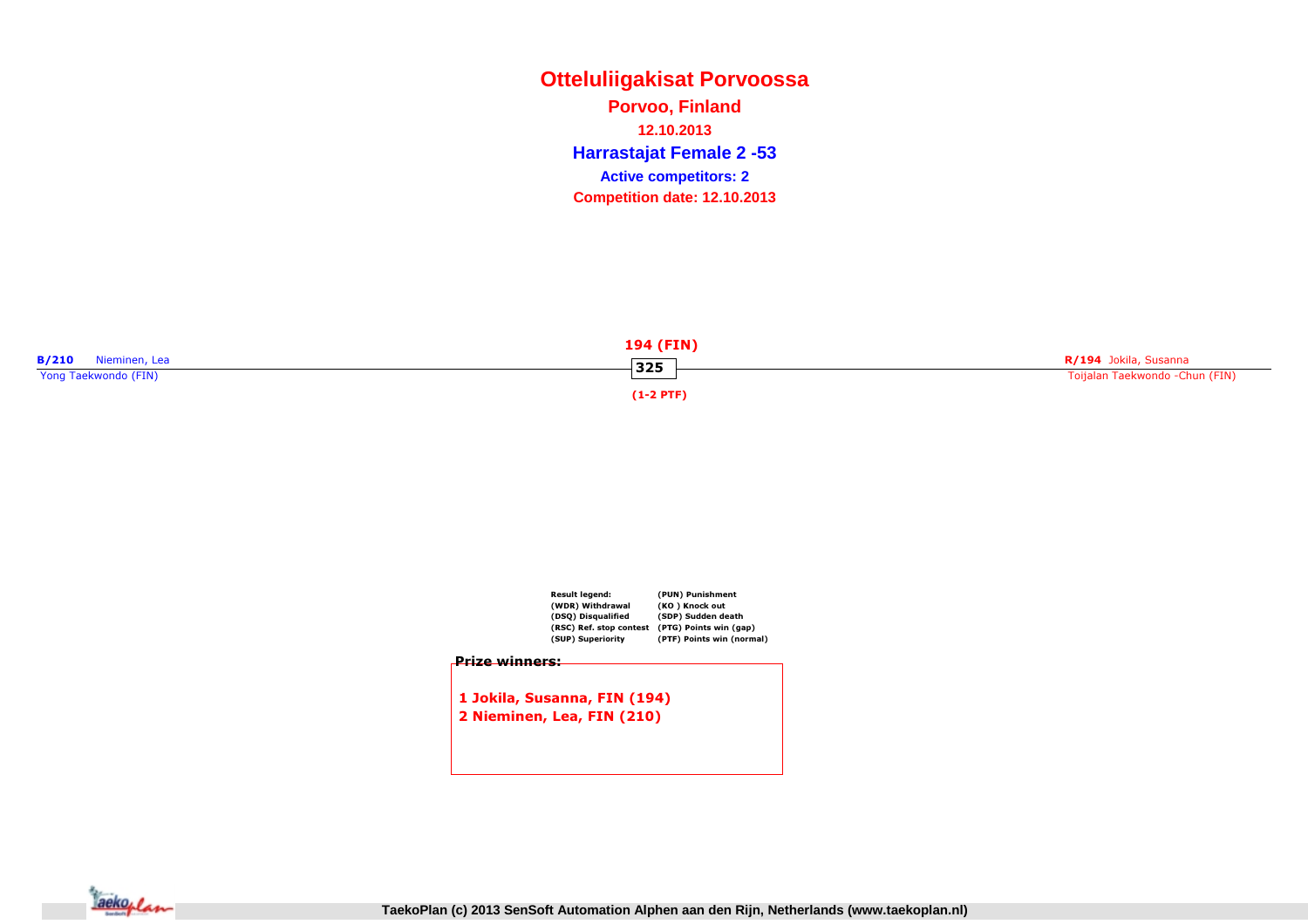# Otteluliigakisat Porvoossa

**Porvoo, Finland**

**12.10.2013**

## Harrastajat Female 2 -53

**Active competitors: 2**

**Competition date: 12.10.2013**

**B/210** Nieminen, Lea
Yong Taekwondo (FIN)

**194 (FIN)**

**325**

**(1-2 PTF)**

**R/194** Jokila, Susanna
Toijalan Taekwondo -Chun (FIN)

| Result legend: | (PUN) Punishment |
|---|---|
| (WDR) Withdrawal | (KO ) Knock out |
| (DSQ) Disqualified | (SDP) Sudden death |
| (RSC) Ref. stop contest | (PTG) Points win (gap) |
| (SUP) Superiority | (PTF) Points win (normal) |

**Prize winners:**

**1 Jokila, Susanna, FIN (194)**
**2 Nieminen, Lea, FIN (210)**

TaekoPlan (c) 2013 SenSoft Automation Alphen aan den Rijn, Netherlands (www.taekoplan.nl)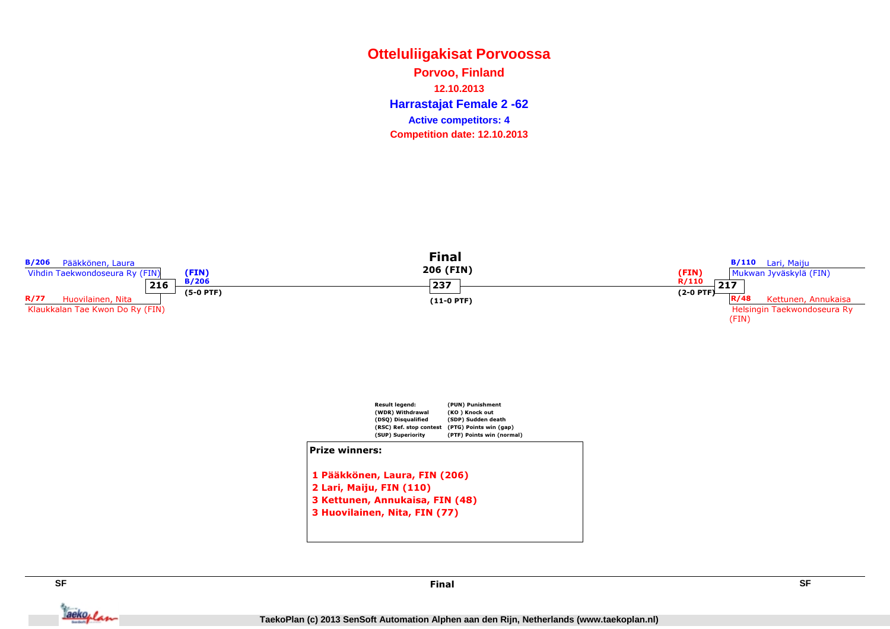# Otteluliigakisat Porvoossa

**Porvoo, Finland**

**12.10.2013**

## Harrastajat Female 2 -62

**Active competitors: 4**

**Competition date: 12.10.2013**

**B/206** Pääkkönen, Laura
Vihdin Taekwondoseura Ry (FIN)

**216**

**R/77** Huovilainen, Nita
Klaukkalan Tae Kwon Do Ry (FIN)

(FIN)
B/206
(5-0 PTF)

**Final**
**206 (FIN)**
**237**
(11-0 PTF)

(FIN)
R/110
(2-0 PTF)

**217**

**B/110** Lari, Maiju
Mukwan Jyväskylä (FIN)

**R/48** Kettunen, Annukaisa
Helsingin Taekwondoseura Ry (FIN)

| Result legend: | (PUN) Punishment |
| --- | --- |
| (WDR) Withdrawal | (KO ) Knock out |
| (DSQ) Disqualified | (SDP) Sudden death |
| (RSC) Ref. stop contest | (PTG) Points win (gap) |
| (SUP) Superiority | (PTF) Points win (normal) |

**Prize winners:**

1. Pääkkönen, Laura, FIN (206)
2. Lari, Maiju, FIN (110)
3. Kettunen, Annukaisa, FIN (48)
3. Huovilainen, Nita, FIN (77)

SF | Final | SF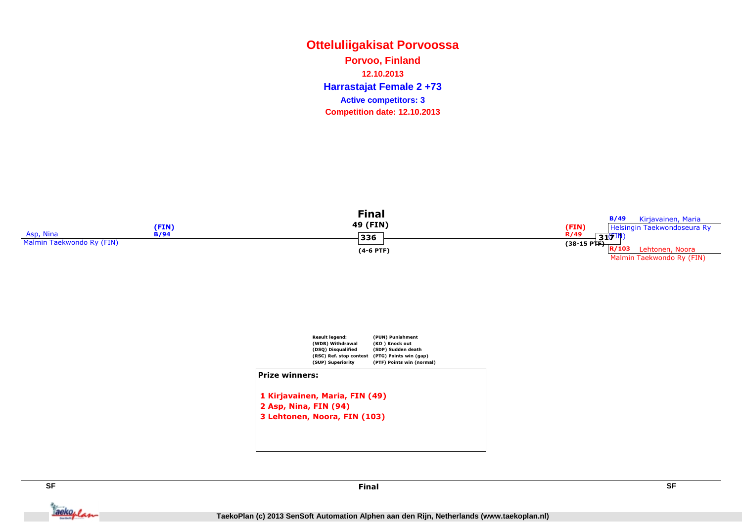# Otteluliigakisat Porvoossa

**Porvoo, Finland**

**12.10.2013**

**Harrastajat Female 2 +73**

**Active competitors: 3**

**Competition date: 12.10.2013**

**Final**

49 (FIN)

336

(4-6 PTF)

Asp, Nina (FIN) B/94
Malmin Taekwondo Ry (FIN)

(FIN) R/49

317

(38-15 PTF)

B/49 Kirjavainen, Maria
Helsingin Taekwondoseura Ry (FIN)

R/103 Lehtonen, Noora
Malmin Taekwondo Ry (FIN)

| Result legend: | |
|---|---|
| (WDR) Withdrawal | (PUN) Punishment |
| (DSQ) Disqualified | (KO ) Knock out |
| (RSC) Ref. stop contest | (SDP) Sudden death |
| (SUP) Superiority | (PTG) Points win (gap) |
| | (PTF) Points win (normal) |

**Prize winners:**

1 Kirjavainen, Maria, FIN (49)
2 Asp, Nina, FIN (94)
3 Lehtonen, Noora, FIN (103)

SF — Final — SF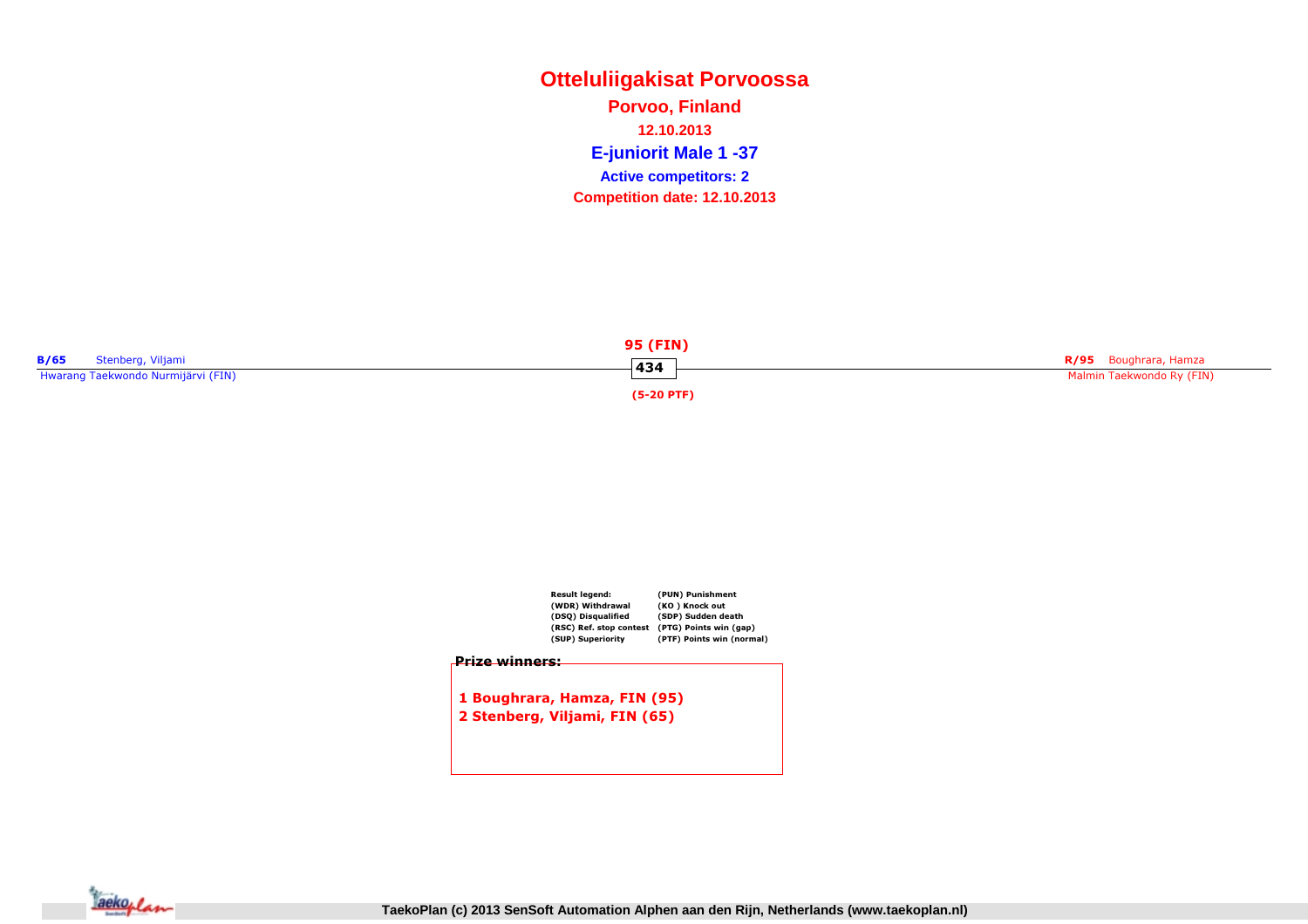# Otteluliigakisat Porvoossa

**Porvoo, Finland**

**12.10.2013**

**E-juniorit Male 1 -37**

**Active competitors: 2**

**Competition date: 12.10.2013**

**B/65** Stenberg, Viljami
Hwarang Taekwondo Nurmijärvi (FIN)

**95 (FIN)**

**434**

**(5-20 PTF)**

**R/95** Boughrara, Hamza
Malmin Taekwondo Ry (FIN)

| Result legend: | (PUN) Punishment |
|---|---|
| (WDR) Withdrawal | (KO ) Knock out |
| (DSQ) Disqualified | (SDP) Sudden death |
| (RSC) Ref. stop contest | (PTG) Points win (gap) |
| (SUP) Superiority | (PTF) Points win (normal) |

**Prize winners:**

**1 Boughrara, Hamza, FIN (95)**
**2 Stenberg, Viljami, FIN (65)**

TaekoPlan (c) 2013 SenSoft Automation Alphen aan den Rijn, Netherlands (www.taekoplan.nl)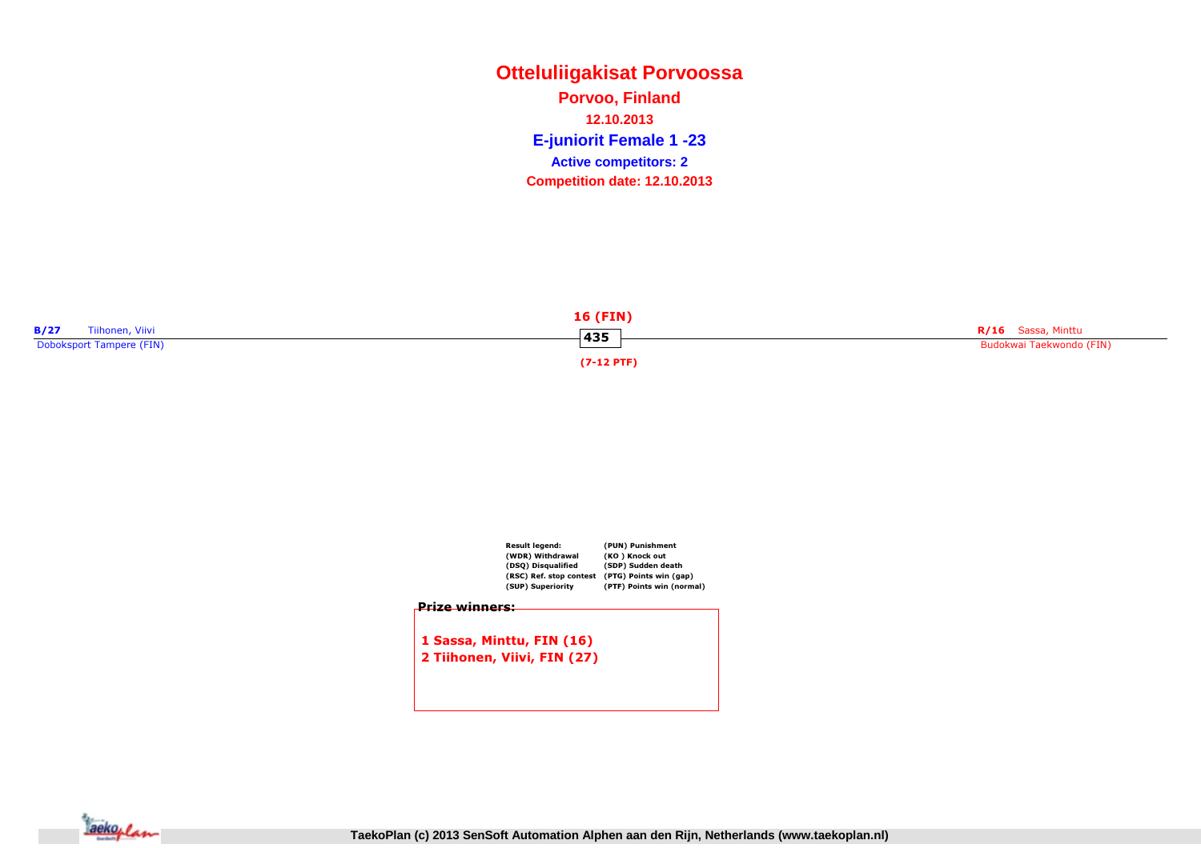# Otteluliigakisat Porvoossa

**Porvoo, Finland**

**12.10.2013**

**E-juniorit Female 1 -23**

**Active competitors: 2**

**Competition date: 12.10.2013**

**B/27** Tiihonen, Viivi
Doboksport Tampere (FIN)

**16 (FIN)**
**435**
**(7-12 PTF)**

**R/16** Sassa, Minttu
Budokwai Taekwondo (FIN)

| Result legend: | (PUN) Punishment |
|---|---|
| (WDR) Withdrawal | (KO ) Knock out |
| (DSQ) Disqualified | (SDP) Sudden death |
| (RSC) Ref. stop contest | (PTG) Points win (gap) |
| (SUP) Superiority | (PTF) Points win (normal) |

**Prize winners:**

1 Sassa, Minttu, FIN (16)
2 Tiihonen, Viivi, FIN (27)

TaekoPlan (c) 2013 SenSoft Automation Alphen aan den Rijn, Netherlands (www.taekoplan.nl)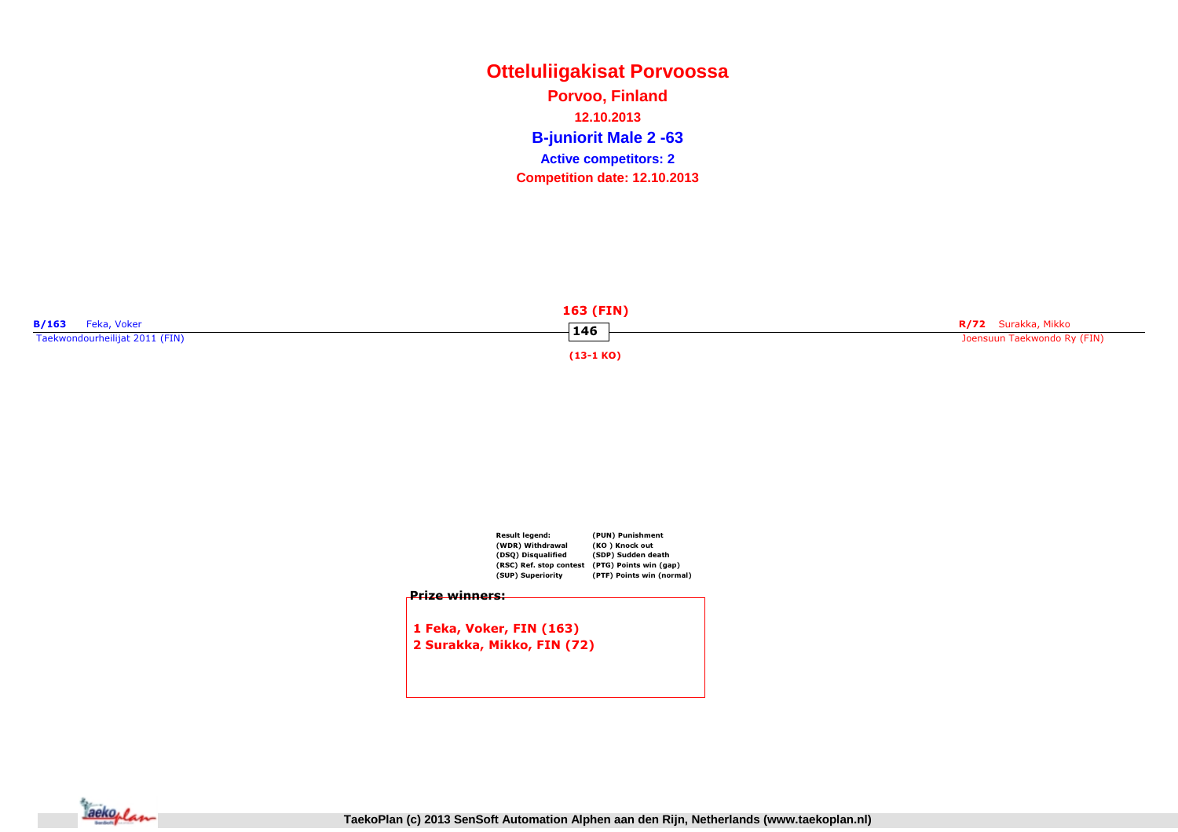# Otteluliigakisat Porvoossa

**Porvoo, Finland**

**12.10.2013**

## B-juniorit Male 2 -63

**Active competitors: 2**

**Competition date: 12.10.2013**

**B/163** Feka, Voker
Taekwondourheilijat 2011 (FIN)

**163 (FIN)**

**146**

**(13-1 KO)**

**R/72** Surakka, Mikko
Joensuun Taekwondo Ry (FIN)

| Result legend: | (PUN) Punishment |
|---|---|
| (WDR) Withdrawal | (KO ) Knock out |
| (DSQ) Disqualified | (SDP) Sudden death |
| (RSC) Ref. stop contest | (PTG) Points win (gap) |
| (SUP) Superiority | (PTF) Points win (normal) |

**Prize winners:**

**1 Feka, Voker, FIN (163)**
**2 Surakka, Mikko, FIN (72)**

TaekoPlan (c) 2013 SenSoft Automation Alphen aan den Rijn, Netherlands (www.taekoplan.nl)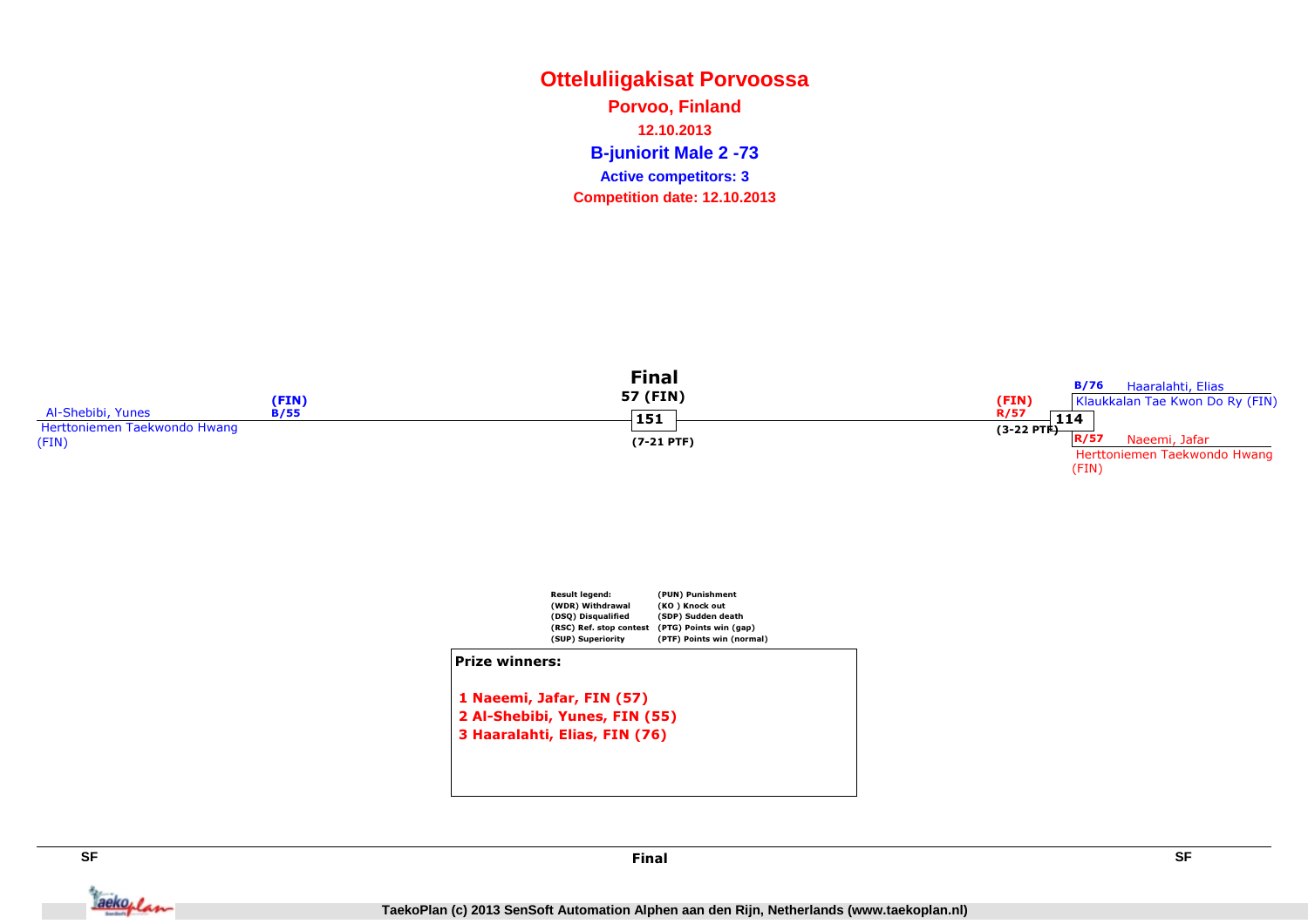# Otteluliigakisat Porvoossa

**Porvoo, Finland**

**12.10.2013**

**B-juniorit Male 2 -73**

**Active competitors: 3**

**Competition date: 12.10.2013**

**Final**

57 (FIN)

151

(7-21 PTF)

Al-Shebibi, Yunes (FIN) B/55
Herttoniemen Taekwondo Hwang (FIN)

114 (FIN) R/57 (3-22 PTF)

B/76 Haaralahti, Elias
Klaukkalan Tae Kwon Do Ry (FIN)

R/57 Naeemi, Jafar
Herttoniemen Taekwondo Hwang (FIN)

| Result legend: | |
|---|---|
| (WDR) Withdrawal | (PUN) Punishment |
| (DSQ) Disqualified | (KO ) Knock out |
| (RSC) Ref. stop contest | (SDP) Sudden death |
| (SUP) Superiority | (PTG) Points win (gap) |
| | (PTF) Points win (normal) |

**Prize winners:**

1 Naeemi, Jafar, FIN (57)
2 Al-Shebibi, Yunes, FIN (55)
3 Haaralahti, Elias, FIN (76)

SF | Final | SF

TaekoPlan (c) 2013 SenSoft Automation Alphen aan den Rijn, Netherlands (www.taekoplan.nl)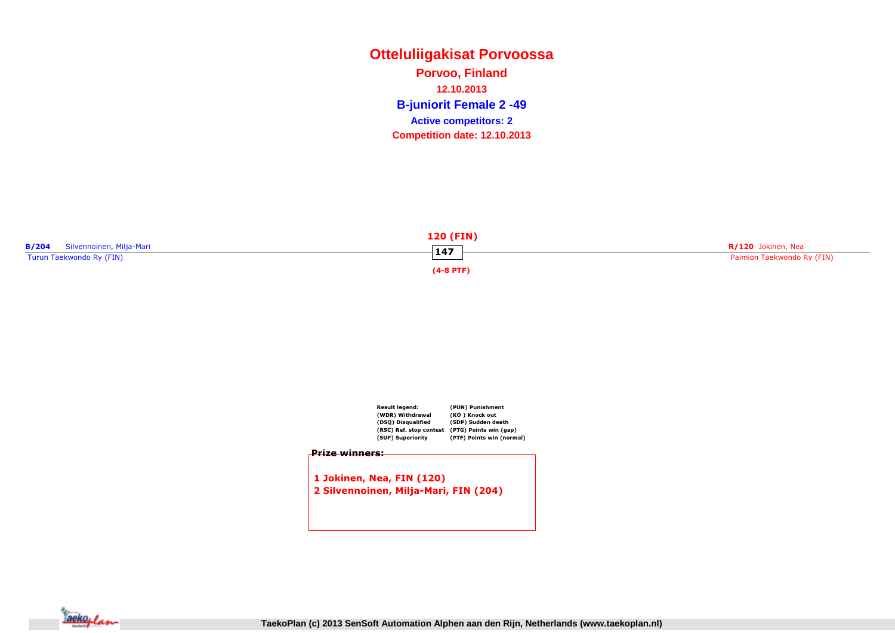# Otteluliigakisat Porvoossa

**Porvoo, Finland**

**12.10.2013**

## B-juniorit Female 2 -49

**Active competitors: 2**

**Competition date: 12.10.2013**

**B/204** Silvennoinen, Milja-Mari
Turun Taekwondo Ry (FIN)

**120 (FIN)**

**147**

**(4-8 PTF)**

**R/120** Jokinen, Nea
Paimion Taekwondo Ry (FIN)

| Result legend: | (PUN) Punishment |
|---|---|
| (WDR) Withdrawal | (KO ) Knock out |
| (DSQ) Disqualified | (SDP) Sudden death |
| (RSC) Ref. stop contest | (PTG) Points win (gap) |
| (SUP) Superiority | (PTF) Points win (normal) |

**Prize winners:**

**1 Jokinen, Nea, FIN (120)**
**2 Silvennoinen, Milja-Mari, FIN (204)**

TaekoPlan (c) 2013 SenSoft Automation Alphen aan den Rijn, Netherlands (www.taekoplan.nl)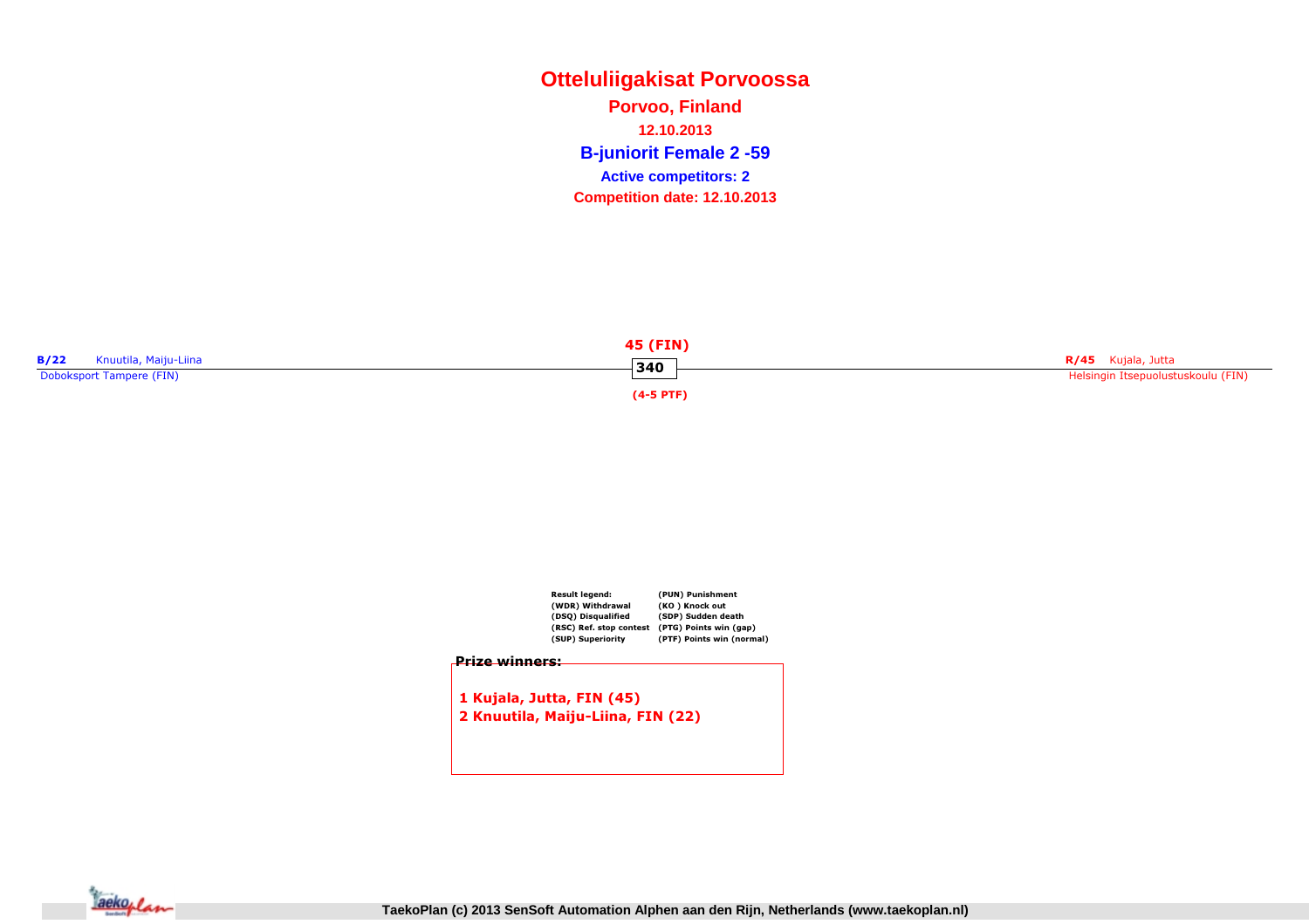# Otteluliigakisat Porvoossa

**Porvoo, Finland**

**12.10.2013**

**B-juniorit Female 2 -59**

**Active competitors: 2**

**Competition date: 12.10.2013**

**B/22** Knuutila, Maiju-Liina
Doboksport Tampere (FIN)

**45 (FIN)**
**340**
**(4-5 PTF)**

**R/45** Kujala, Jutta
Helsingin Itsepuolustuskoulu (FIN)

| Result legend: | (PUN) Punishment |
|---|---|
| (WDR) Withdrawal | (KO ) Knock out |
| (DSQ) Disqualified | (SDP) Sudden death |
| (RSC) Ref. stop contest | (PTG) Points win (gap) |
| (SUP) Superiority | (PTF) Points win (normal) |

**Prize winners:**

**1 Kujala, Jutta, FIN (45)**
**2 Knuutila, Maiju-Liina, FIN (22)**

TaekoPlan (c) 2013 SenSoft Automation Alphen aan den Rijn, Netherlands (www.taekoplan.nl)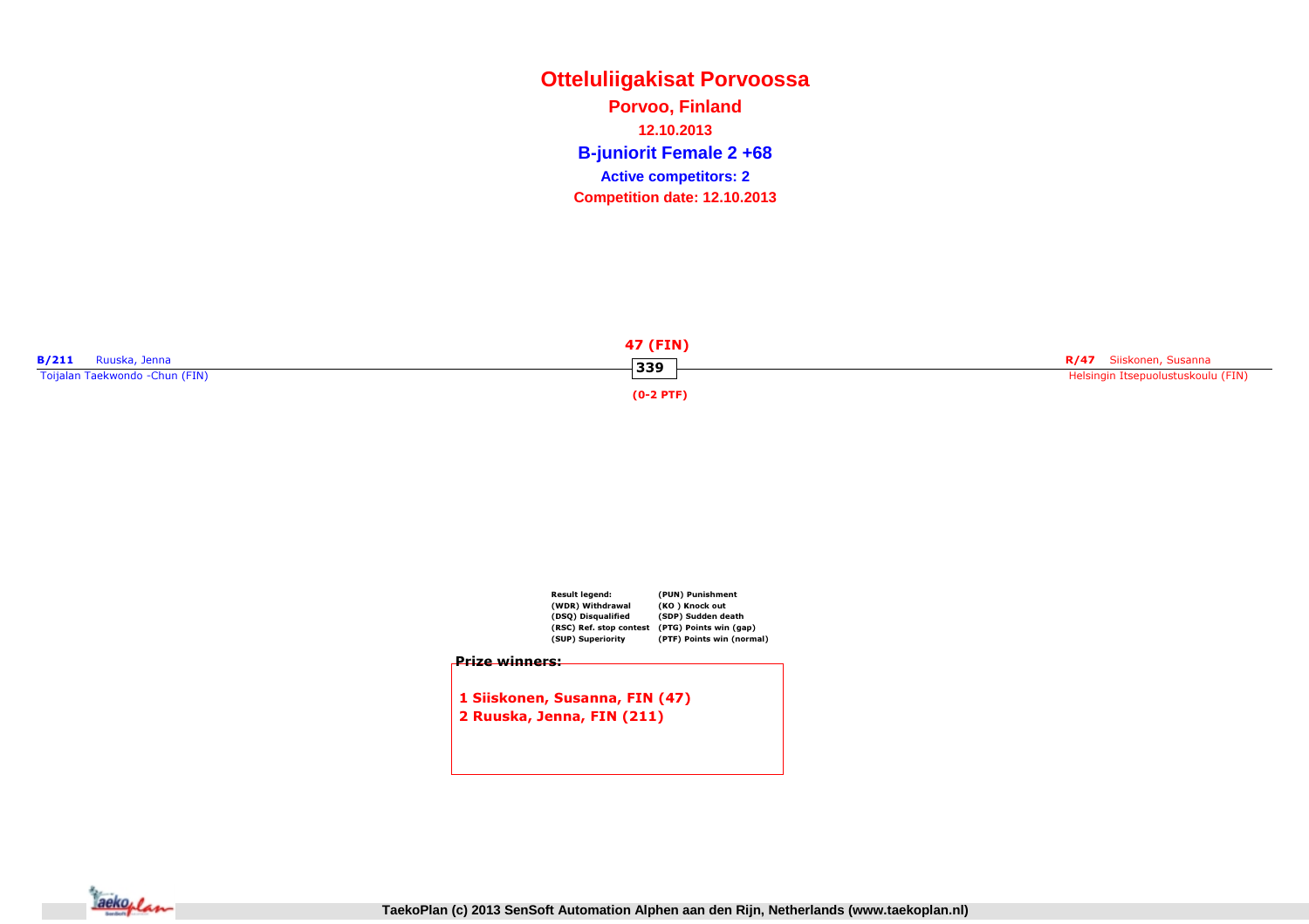# Otteluliigakisat Porvoossa

## Porvoo, Finland

**12.10.2013**

## B-juniorit Female 2 +68

**Active competitors: 2**

**Competition date: 12.10.2013**

**B/211** Ruuska, Jenna
Toijalan Taekwondo -Chun (FIN)

**R/47** Siiskonen, Susanna
Helsingin Itsepuolustuskoulu (FIN)

**47 (FIN)**
339
**(0-2 PTF)**

| Result legend: | |
|---|---|
| (WDR) Withdrawal | (PUN) Punishment |
| (DSQ) Disqualified | (KO ) Knock out |
| (RSC) Ref. stop contest | (SDP) Sudden death |
| (SUP) Superiority | (PTG) Points win (gap) |
| | (PTF) Points win (normal) |

**Prize winners:**

1 Siiskonen, Susanna, FIN (47)
2 Ruuska, Jenna, FIN (211)

TaekoPlan (c) 2013 SenSoft Automation Alphen aan den Rijn, Netherlands (www.taekoplan.nl)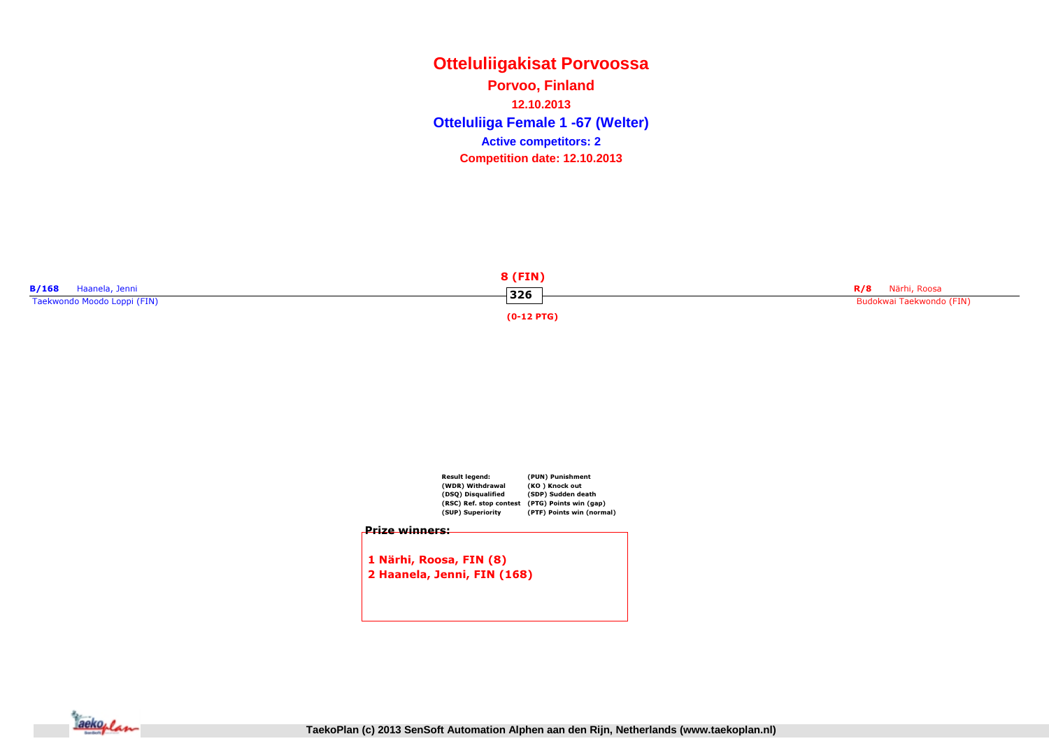# Otteluliigakisat Porvoossa

**Porvoo, Finland**

**12.10.2013**

## Otteluliiga Female 1 -67 (Welter)

**Active competitors: 2**

**Competition date: 12.10.2013**

**B/168** Haanela, Jenni
Taekwondo Moodo Loppi (FIN)

**8 (FIN)**
**326**
**(0-12 PTG)**

**R/8** Närhi, Roosa
Budokwai Taekwondo (FIN)

| Result legend: | (PUN) Punishment |
| --- | --- |
| (WDR) Withdrawal | (KO ) Knock out |
| (DSQ) Disqualified | (SDP) Sudden death |
| (RSC) Ref. stop contest | (PTG) Points win (gap) |
| (SUP) Superiority | (PTF) Points win (normal) |

**Prize winners:**

1 Närhi, Roosa, FIN (8)
2 Haanela, Jenni, FIN (168)

TaekoPlan (c) 2013 SenSoft Automation Alphen aan den Rijn, Netherlands (www.taekoplan.nl)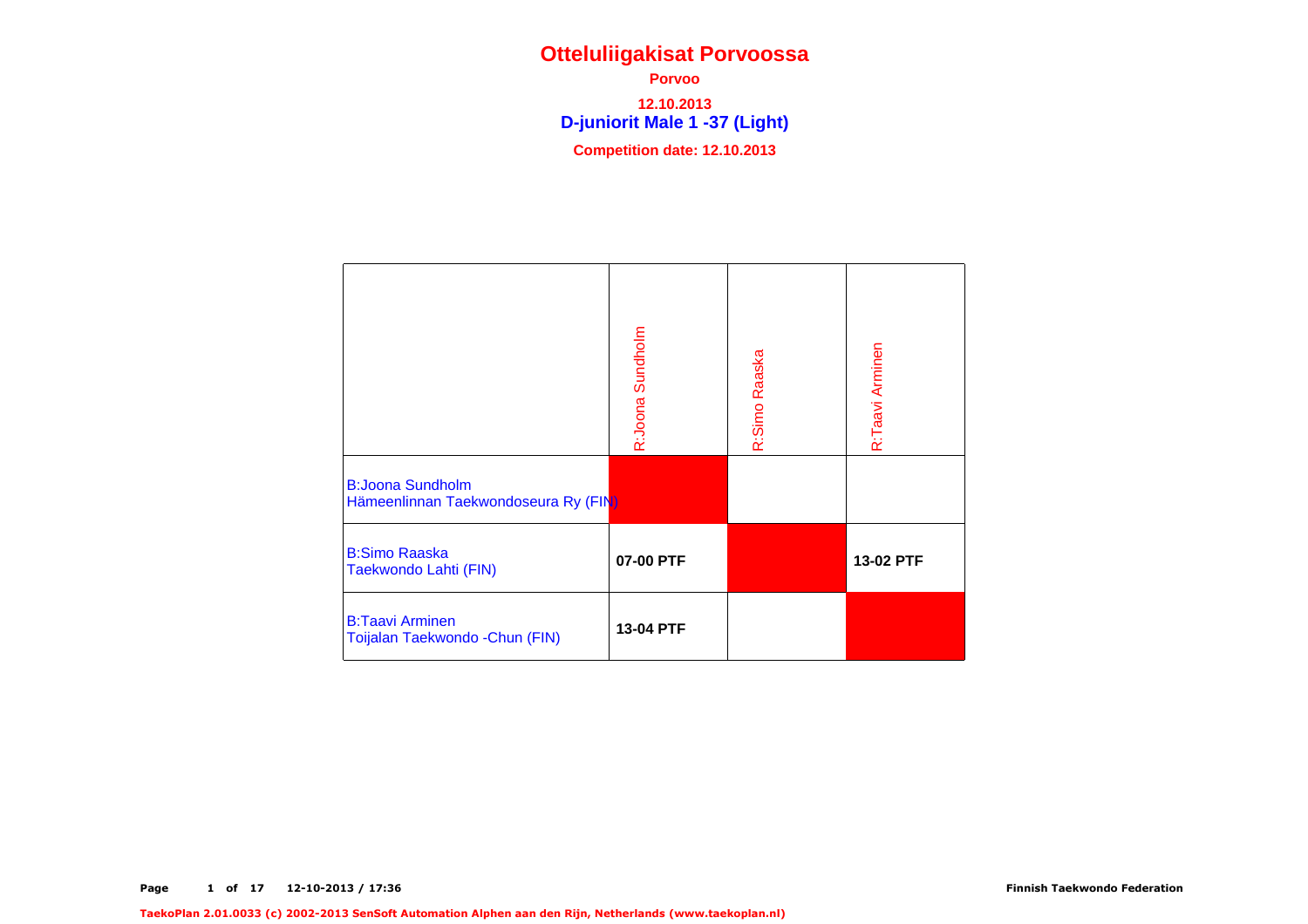# Otteluliigakisat Porvoossa

**Porvoo**

**12.10.2013**

## D-juniorit Male 1 -37 (Light)

**Competition date: 12.10.2013**

| | R:Joona Sundholm | R:Simo Raaska | R:Taavi Arminen |
|---|---|---|---|
| B:Joona Sundholm<br>Hämeenlinnan Taekwondoseura Ry (FIN) | | | |
| B:Simo Raaska<br>Taekwondo Lahti (FIN) | **07-00 PTF** | | **13-02 PTF** |
| B:Taavi Arminen<br>Toijalan Taekwondo -Chun (FIN) | **13-04 PTF** | | |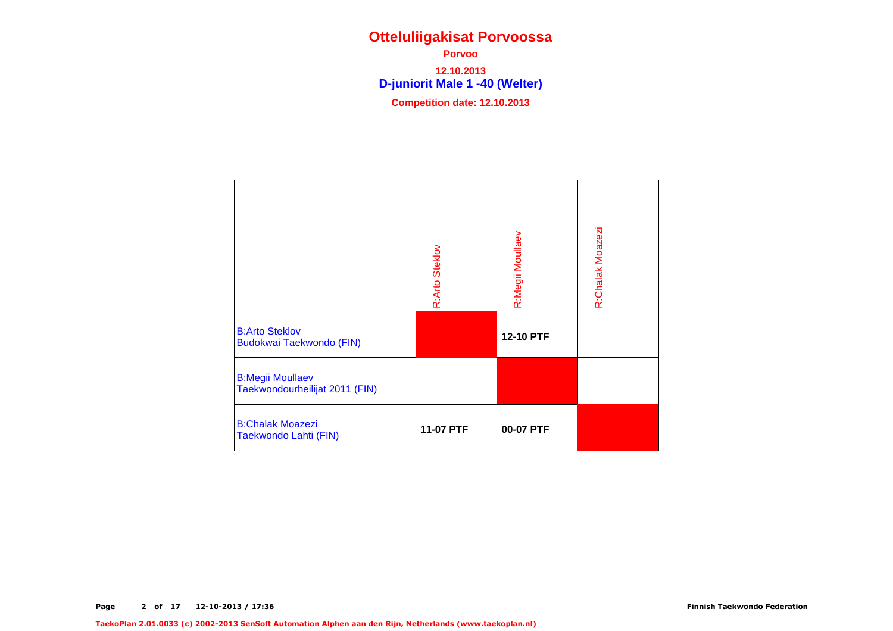# Otteluliigakisat Porvoossa

**Porvoo**

**12.10.2013**

## D-juniorit Male 1 -40 (Welter)

**Competition date: 12.10.2013**

| | R:Arto Steklov | R:Megii Moullaev | R:Chalak Moazezi |
|---|---|---|---|
| B:Arto Steklov<br>Budokwai Taekwondo (FIN) | | **12-10 PTF** | |
| B:Megii Moullaev<br>Taekwondourheilijat 2011 (FIN) | | | |
| B:Chalak Moazezi<br>Taekwondo Lahti (FIN) | **11-07 PTF** | **00-07 PTF** | |

12-10-2013 / 17:36

Finnish Taekwondo Federation

TaekoPlan 2.01.0033 (c) 2002-2013 SenSoft Automation Alphen aan den Rijn, Netherlands (www.taekoplan.nl)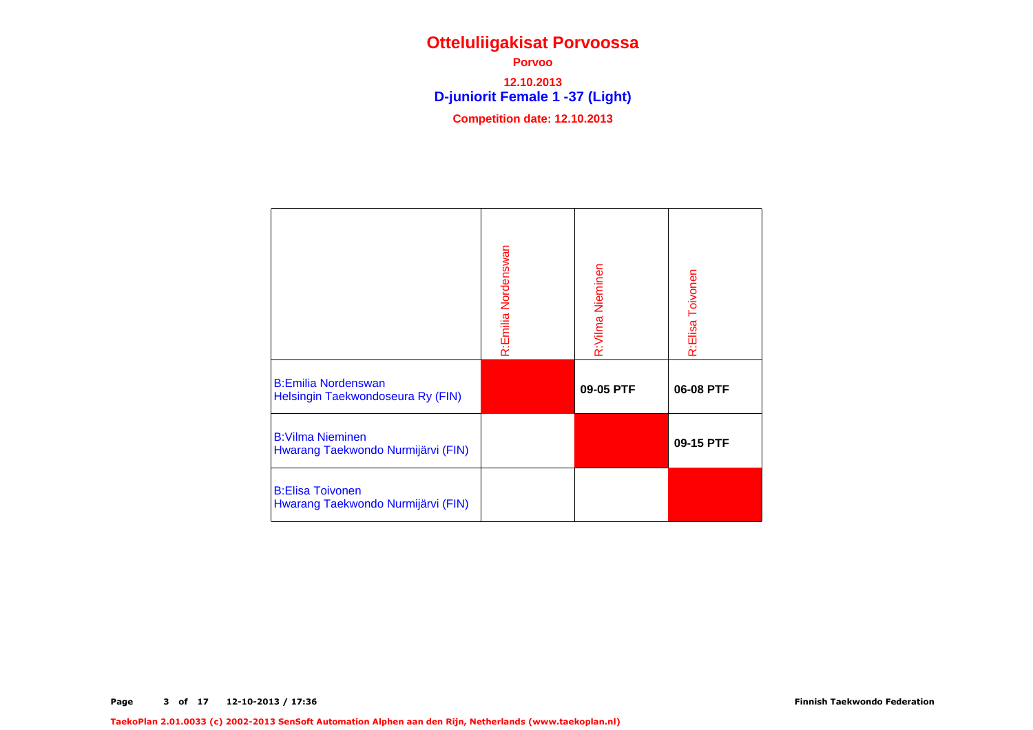# Otteluliigakisat Porvoossa

**Porvoo**

**12.10.2013**

## D-juniorit Female 1 -37 (Light)

**Competition date: 12.10.2013**

| | R:Emilia Nordenswan | R:Vilma Nieminen | R:Elisa Toivonen |
|---|---|---|---|
| B:Emilia Nordenswan<br>Helsingin Taekwondoseura Ry (FIN) | | **09-05 PTF** | **06-08 PTF** |
| B:Vilma Nieminen<br>Hwarang Taekwondo Nurmijärvi (FIN) | | | **09-15 PTF** |
| B:Elisa Toivonen<br>Hwarang Taekwondo Nurmijärvi (FIN) | | | |

Finnish Taekwondo Federation

TaekoPlan 2.01.0033 (c) 2002-2013 SenSoft Automation Alphen aan den Rijn, Netherlands (www.taekoplan.nl)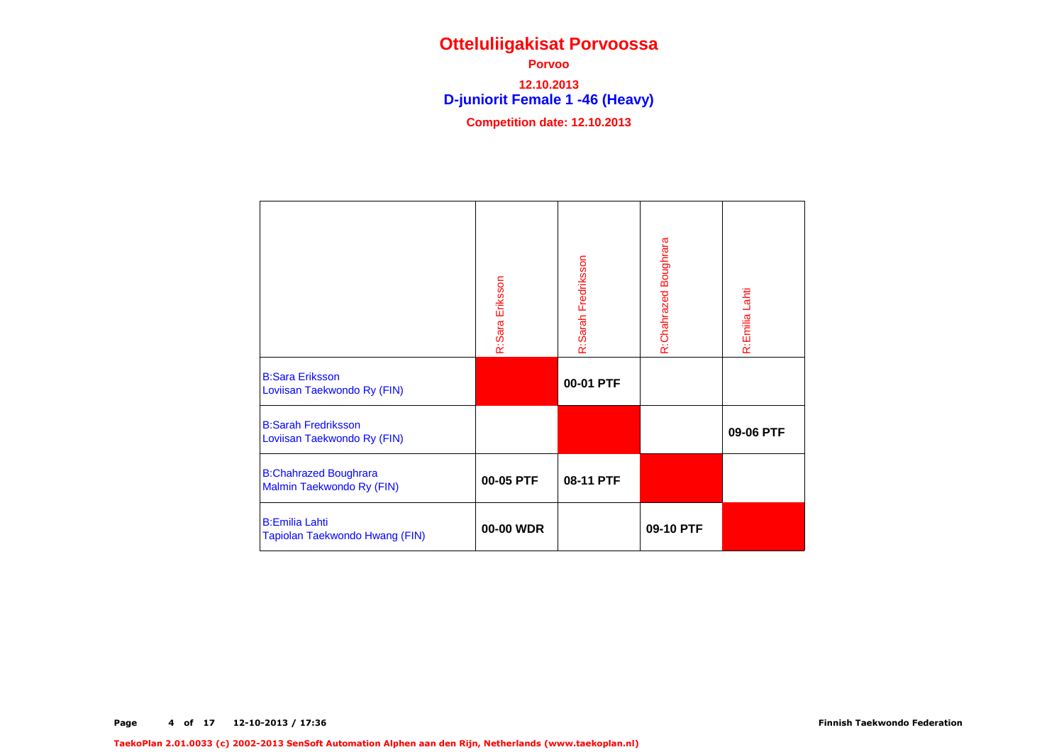# Otteluliigakisat Porvoossa

**Porvoo**

**12.10.2013**

## D-juniorit Female 1 -46 (Heavy)

**Competition date: 12.10.2013**

| | R:Sara Eriksson | R:Sarah Fredriksson | R:Chahrazed Boughrara | R:Emilia Lahti |
|---|---|---|---|---|
| B:Sara Eriksson<br>Loviisan Taekwondo Ry (FIN) | | **00-01 PTF** | | |
| B:Sarah Fredriksson<br>Loviisan Taekwondo Ry (FIN) | | | | **09-06 PTF** |
| B:Chahrazed Boughrara<br>Malmin Taekwondo Ry (FIN) | **00-05 PTF** | **08-11 PTF** | | |
| B:Emilia Lahti<br>Tapiolan Taekwondo Hwang (FIN) | **00-00 WDR** | | **09-10 PTF** | |

**Finnish Taekwondo Federation**

**TaekoPlan 2.01.0033 (c) 2002-2013 SenSoft Automation Alphen aan den Rijn, Netherlands (www.taekoplan.nl)**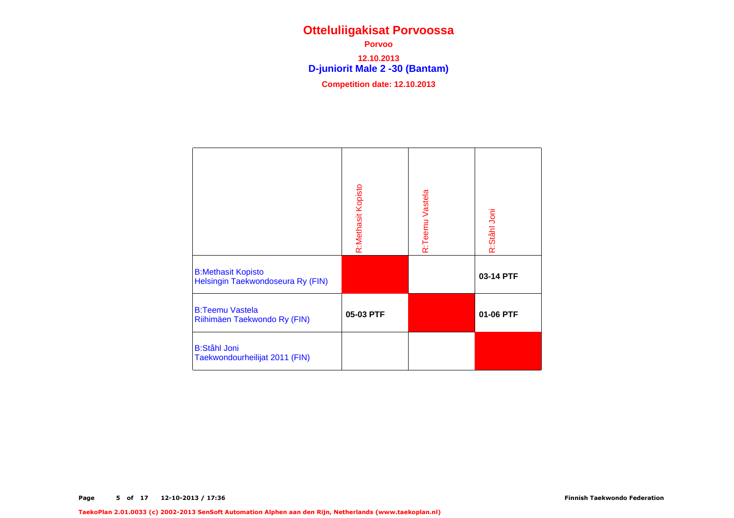# Otteluliigakisat Porvoossa

**Porvoo**

**12.10.2013**

## D-juniorit Male 2 -30 (Bantam)

**Competition date: 12.10.2013**

| | R:Methasit Kopisto | R:Teemu Vastela | R:Ståhl Joni |
|---|---|---|---|
| B:Methasit Kopisto<br>Helsingin Taekwondoseura Ry (FIN) | | | **03-14 PTF** |
| B:Teemu Vastela<br>Riihimäen Taekwondo Ry (FIN) | **05-03 PTF** | | **01-06 PTF** |
| B:Ståhl Joni<br>Taekwondourheilijat 2011 (FIN) | | | |

Finnish Taekwondo Federation

TaekoPlan 2.01.0033 (c) 2002-2013 SenSoft Automation Alphen aan den Rijn, Netherlands (www.taekoplan.nl)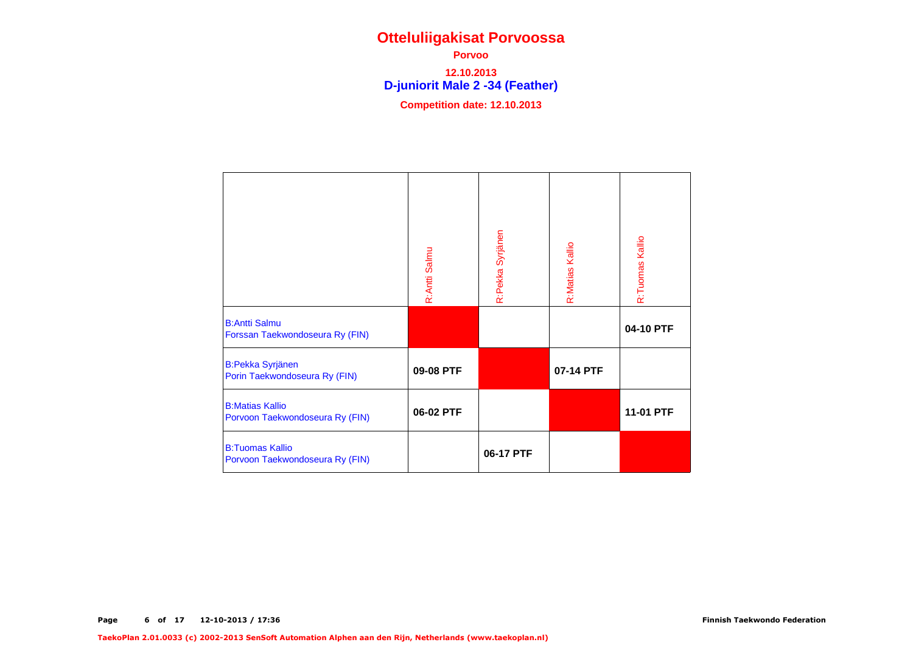# Otteluliigakisat Porvoossa

**Porvoo**

**12.10.2013**

## D-juniorit Male 2 -34 (Feather)

**Competition date: 12.10.2013**

| | R:Antti Salmu | R:Pekka Syrjänen | R:Matias Kallio | R:Tuomas Kallio |
|---|---|---|---|---|
| B:Antti Salmu<br>Forssan Taekwondoseura Ry (FIN) | | | | **04-10 PTF** |
| B:Pekka Syrjänen<br>Porin Taekwondoseura Ry (FIN) | **09-08 PTF** | | **07-14 PTF** | |
| B:Matias Kallio<br>Porvoon Taekwondoseura Ry (FIN) | **06-02 PTF** | | | **11-01 PTF** |
| B:Tuomas Kallio<br>Porvoon Taekwondoseura Ry (FIN) | | **06-17 PTF** | | |

Finnish Taekwondo Federation

TaekoPlan 2.01.0033 (c) 2002-2013 SenSoft Automation Alphen aan den Rijn, Netherlands (www.taekoplan.nl)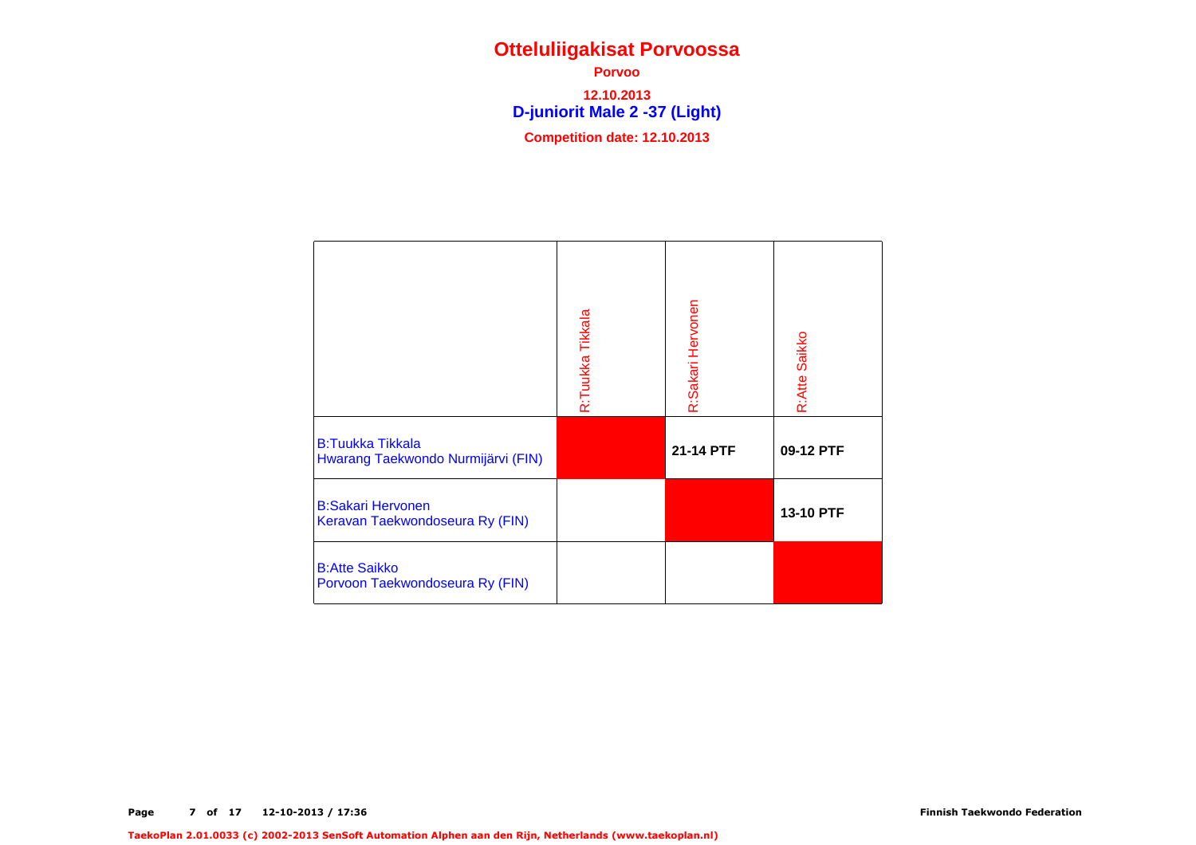# Otteluliigakisat Porvoossa

**Porvoo**

**12.10.2013**

## D-juniorit Male 2 -37 (Light)

**Competition date: 12.10.2013**

| | R:Tuukka Tikkala | R:Sakari Hervonen | R:Atte Saikko |
|---|---|---|---|
| B:Tuukka Tikkala<br>Hwarang Taekwondo Nurmijärvi (FIN) | | **21-14 PTF** | **09-12 PTF** |
| B:Sakari Hervonen<br>Keravan Taekwondoseura Ry (FIN) | | | **13-10 PTF** |
| B:Atte Saikko<br>Porvoon Taekwondoseura Ry (FIN) | | | |

Finnish Taekwondo Federation

TaekoPlan 2.01.0033 (c) 2002-2013 SenSoft Automation Alphen aan den Rijn, Netherlands (www.taekoplan.nl)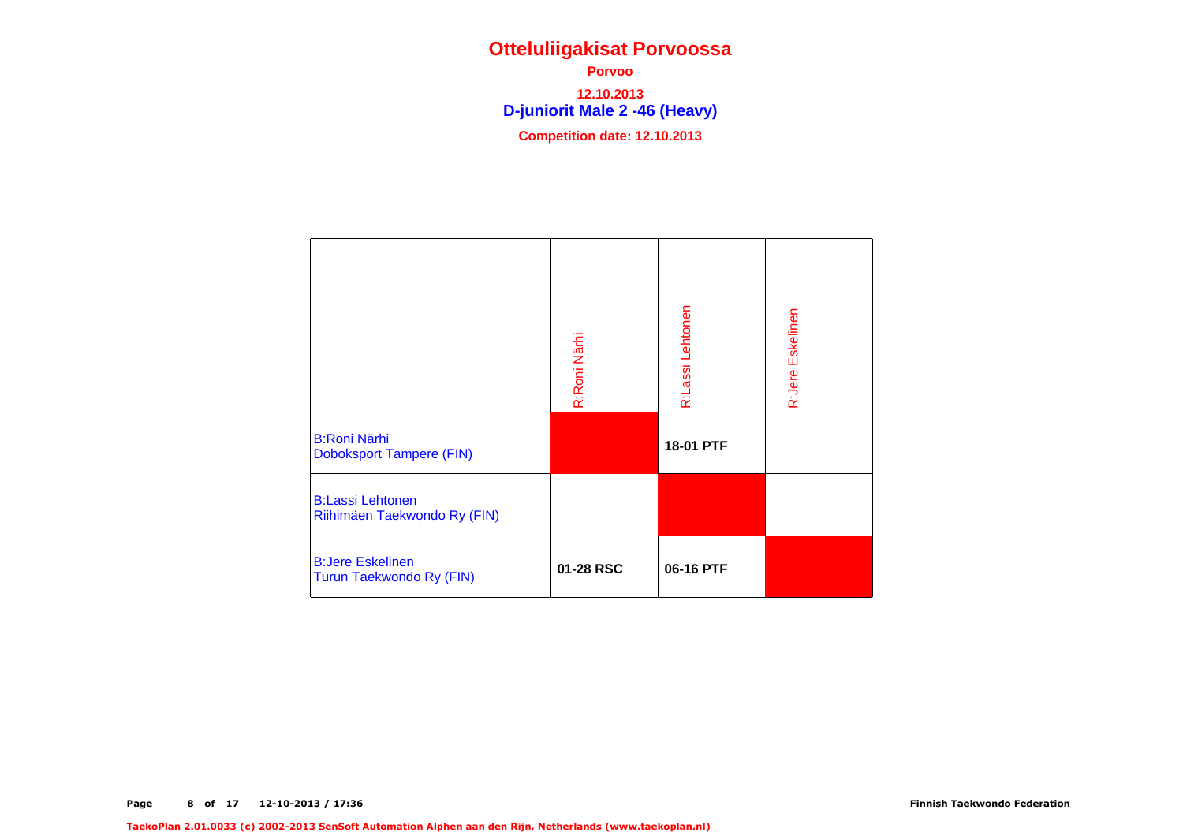# Otteluliigakisat Porvoossa

**Porvoo**

**12.10.2013**

## D-juniorit Male 2 -46 (Heavy)

**Competition date: 12.10.2013**

| | R:Roni Närhi | R:Lassi Lehtonen | R:Jere Eskelinen |
|---|---|---|---|
| B:Roni Närhi<br>Doboksport Tampere (FIN) | | **18-01 PTF** | |
| B:Lassi Lehtonen<br>Riihimäen Taekwondo Ry (FIN) | | | |
| B:Jere Eskelinen<br>Turun Taekwondo Ry (FIN) | **01-28 RSC** | **06-16 PTF** | |

**Finnish Taekwondo Federation**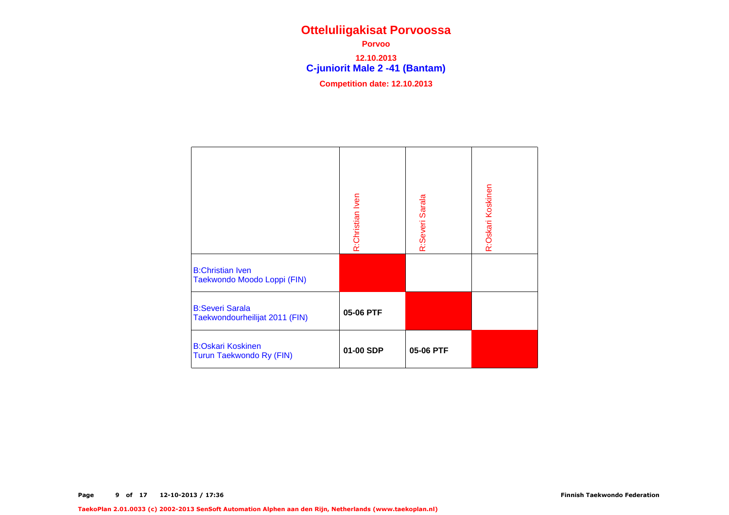# Otteluliigakisat Porvoossa

**Porvoo**

**12.10.2013**

## C-juniorit Male 2 -41 (Bantam)

**Competition date: 12.10.2013**

| | R:Christian Iven | R:Severi Sarala | R:Oskari Koskinen |
|---|---|---|---|
| B:Christian Iven<br>Taekwondo Moodo Loppi (FIN) | | | |
| B:Severi Sarala<br>Taekwondourheilijat 2011 (FIN) | **05-06 PTF** | | |
| B:Oskari Koskinen<br>Turun Taekwondo Ry (FIN) | **01-00 SDP** | **05-06 PTF** | |

Finnish Taekwondo Federation

TaekoPlan 2.01.0033 (c) 2002-2013 SenSoft Automation Alphen aan den Rijn, Netherlands (www.taekoplan.nl)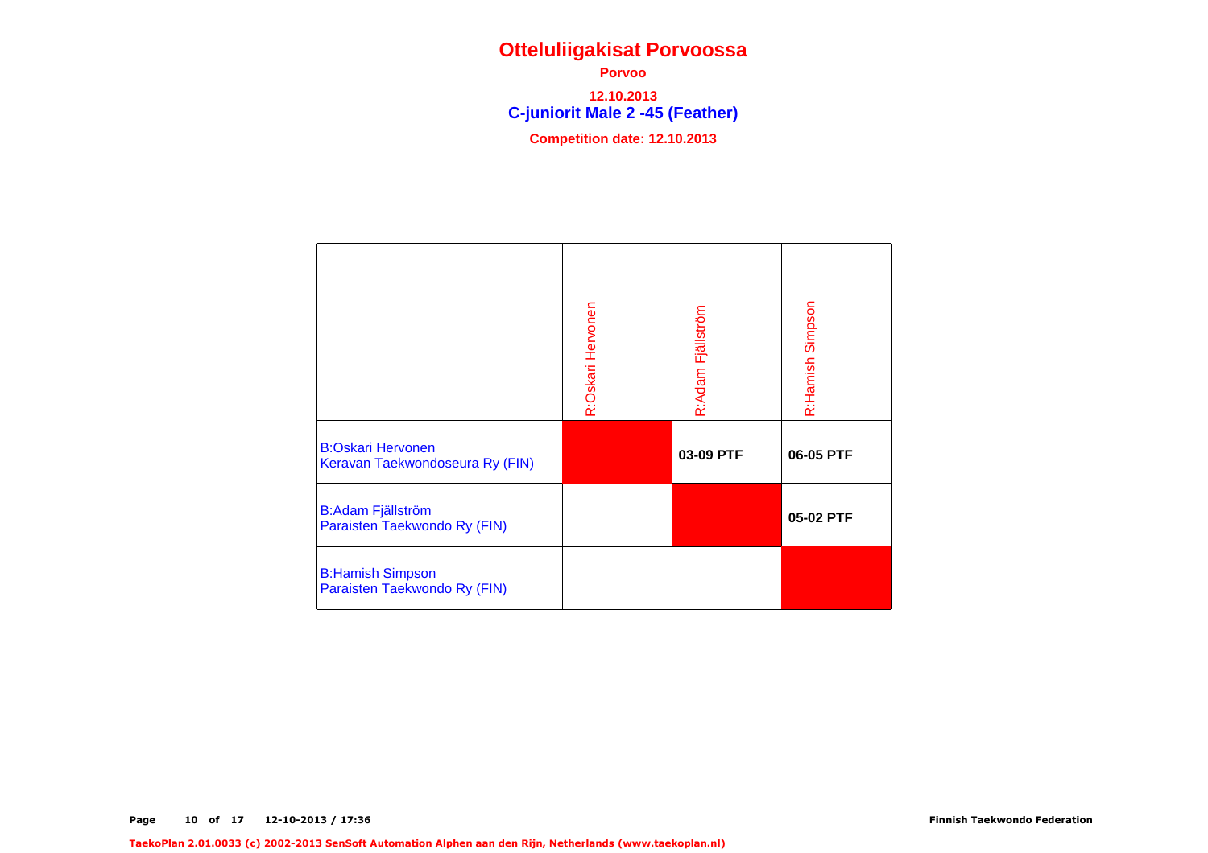# Otteluliigakisat Porvoossa

**Porvoo**

**12.10.2013**

## C-juniorit Male 2 -45 (Feather)

**Competition date: 12.10.2013**

| | R:Oskari Hervonen | R:Adam Fjällström | R:Hamish Simpson |
|---|---|---|---|
| B:Oskari Hervonen<br>Keravan Taekwondoseura Ry (FIN) | | **03-09 PTF** | **06-05 PTF** |
| B:Adam Fjällström<br>Paraisten Taekwondo Ry (FIN) | | | **05-02 PTF** |
| B:Hamish Simpson<br>Paraisten Taekwondo Ry (FIN) | | | |

12-10-2013 / 17:36 Finnish Taekwondo Federation

TaekoPlan 2.01.0033 (c) 2002-2013 SenSoft Automation Alphen aan den Rijn, Netherlands (www.taekoplan.nl)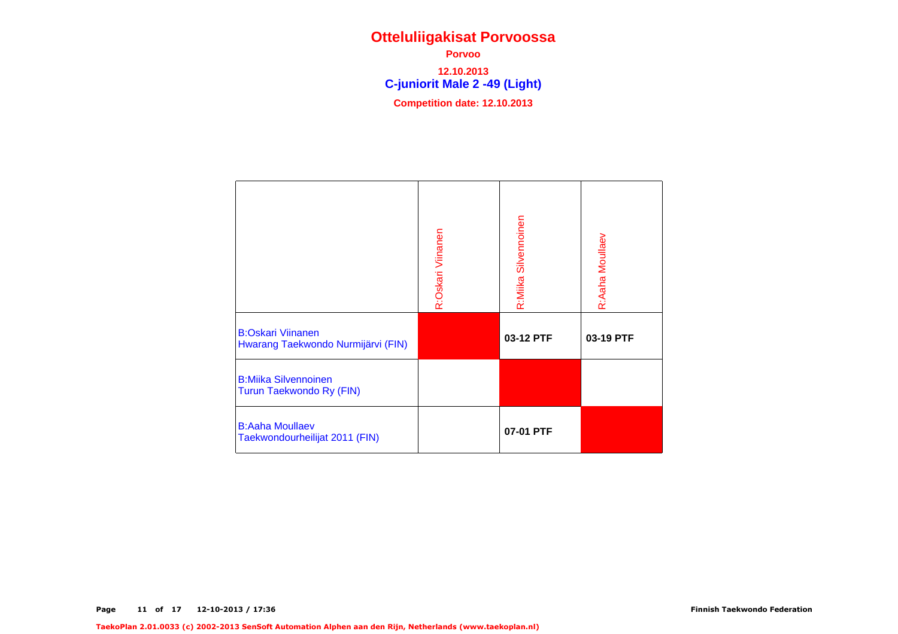# Otteluliigakisat Porvoossa

**Porvoo**

**12.10.2013**

## C-juniorit Male 2 -49 (Light)

**Competition date: 12.10.2013**

| | R:Oskari Viinanen | R:Miika Silvennoinen | R:Aaha Moullaev |
|---|---|---|---|
| B:Oskari Viinanen<br>Hwarang Taekwondo Nurmijärvi (FIN) | | **03-12 PTF** | **03-19 PTF** |
| B:Miika Silvennoinen<br>Turun Taekwondo Ry (FIN) | | | |
| B:Aaha Moullaev<br>Taekwondourheilijat 2011 (FIN) | | **07-01 PTF** | |

Finnish Taekwondo Federation

TaekoPlan 2.01.0033 (c) 2002-2013 SenSoft Automation Alphen aan den Rijn, Netherlands (www.taekoplan.nl)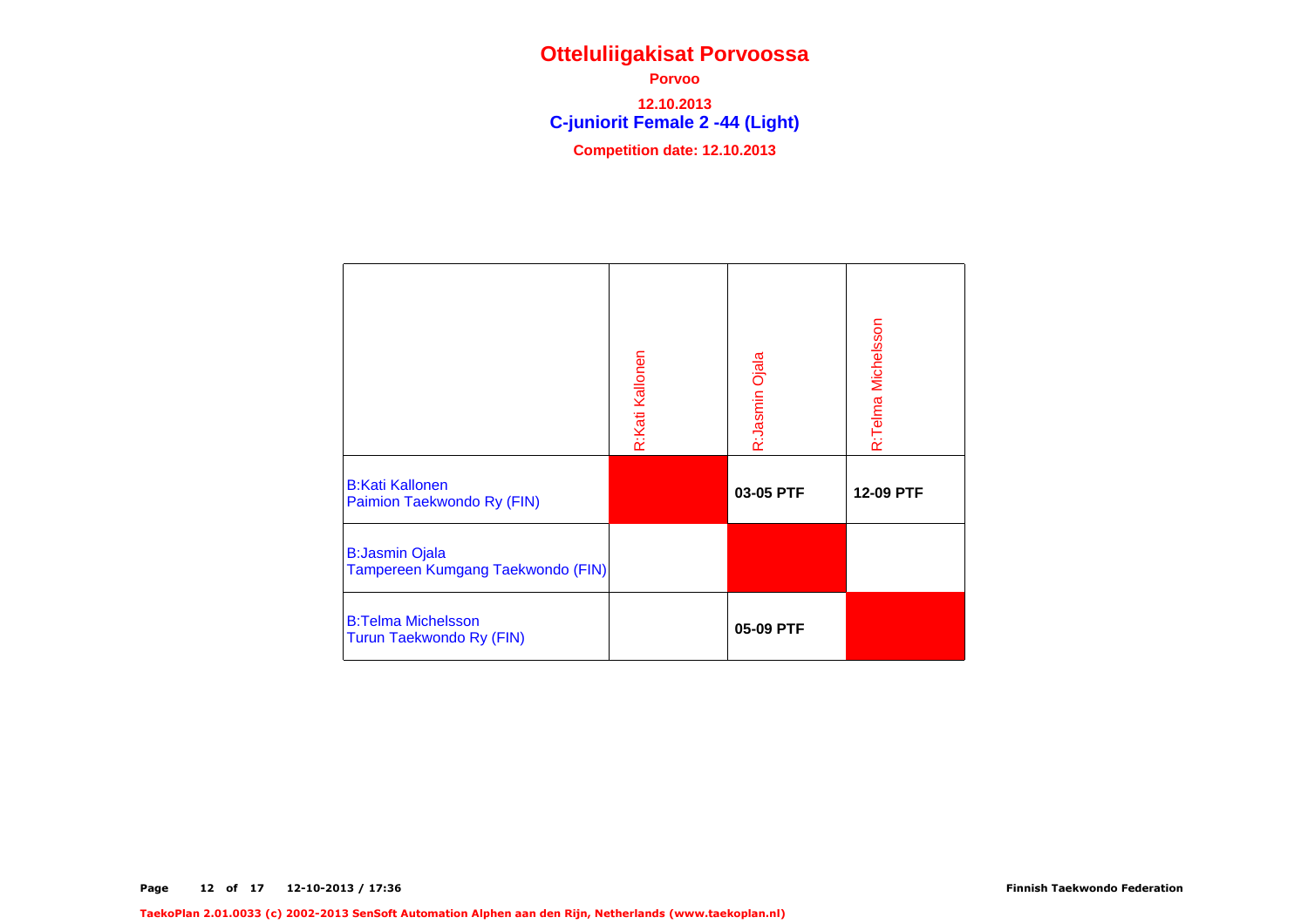# Otteluliigakisat Porvoossa

**Porvoo**

**12.10.2013**

## C-juniorit Female 2 -44 (Light)

**Competition date: 12.10.2013**

| | R:Kati Kallonen | R:Jasmin Ojala | R:Telma Michelsson |
|---|---|---|---|
| B:Kati Kallonen<br>Paimion Taekwondo Ry (FIN) | | **03-05 PTF** | **12-09 PTF** |
| B:Jasmin Ojala<br>Tampereen Kumgang Taekwondo (FIN) | | | |
| B:Telma Michelsson<br>Turun Taekwondo Ry (FIN) | | **05-09 PTF** | |

Finnish Taekwondo Federation

TaekoPlan 2.01.0033 (c) 2002-2013 SenSoft Automation Alphen aan den Rijn, Netherlands (www.taekoplan.nl)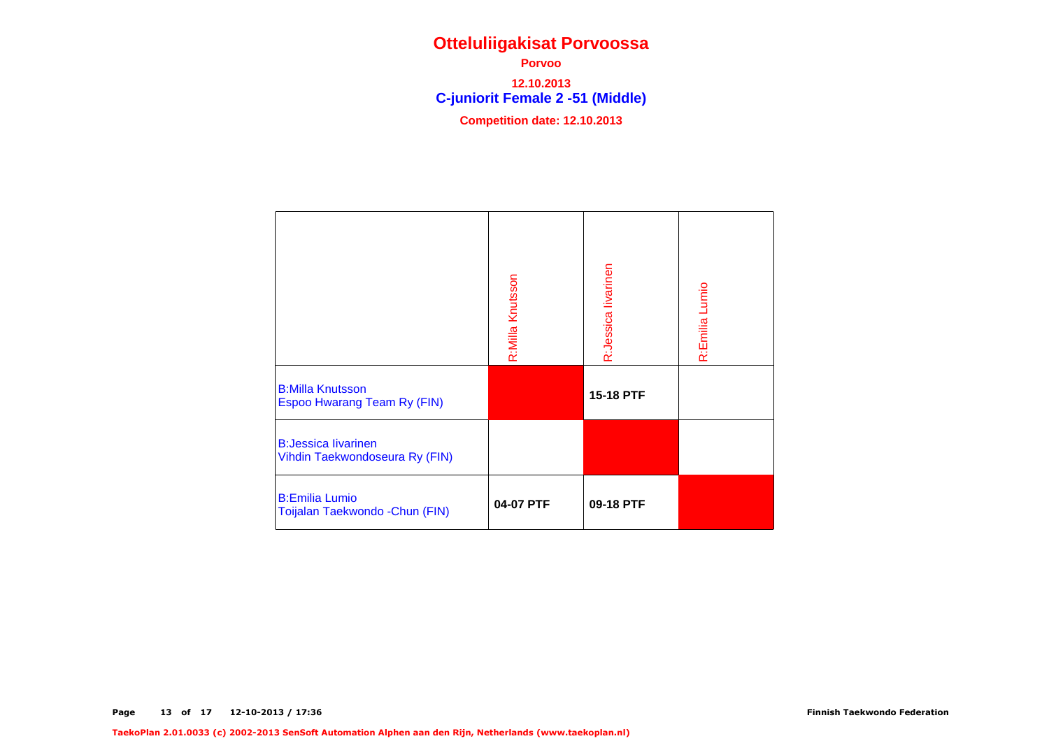# Otteluliigakisat Porvoossa

**Porvoo**

**12.10.2013**

## C-juniorit Female 2 -51 (Middle)

**Competition date: 12.10.2013**

| | R:Milla Knutsson | R:Jessica Iivarinen | R:Emilia Lumio |
|---|---|---|---|
| B:Milla Knutsson<br>Espoo Hwarang Team Ry (FIN) | | **15-18 PTF** | |
| B:Jessica Iivarinen<br>Vihdin Taekwondoseura Ry (FIN) | | | |
| B:Emilia Lumio<br>Toijalan Taekwondo -Chun (FIN) | **04-07 PTF** | **09-18 PTF** | |

**Finnish Taekwondo Federation**

**TaekoPlan 2.01.0033 (c) 2002-2013 SenSoft Automation Alphen aan den Rijn, Netherlands (www.taekoplan.nl)**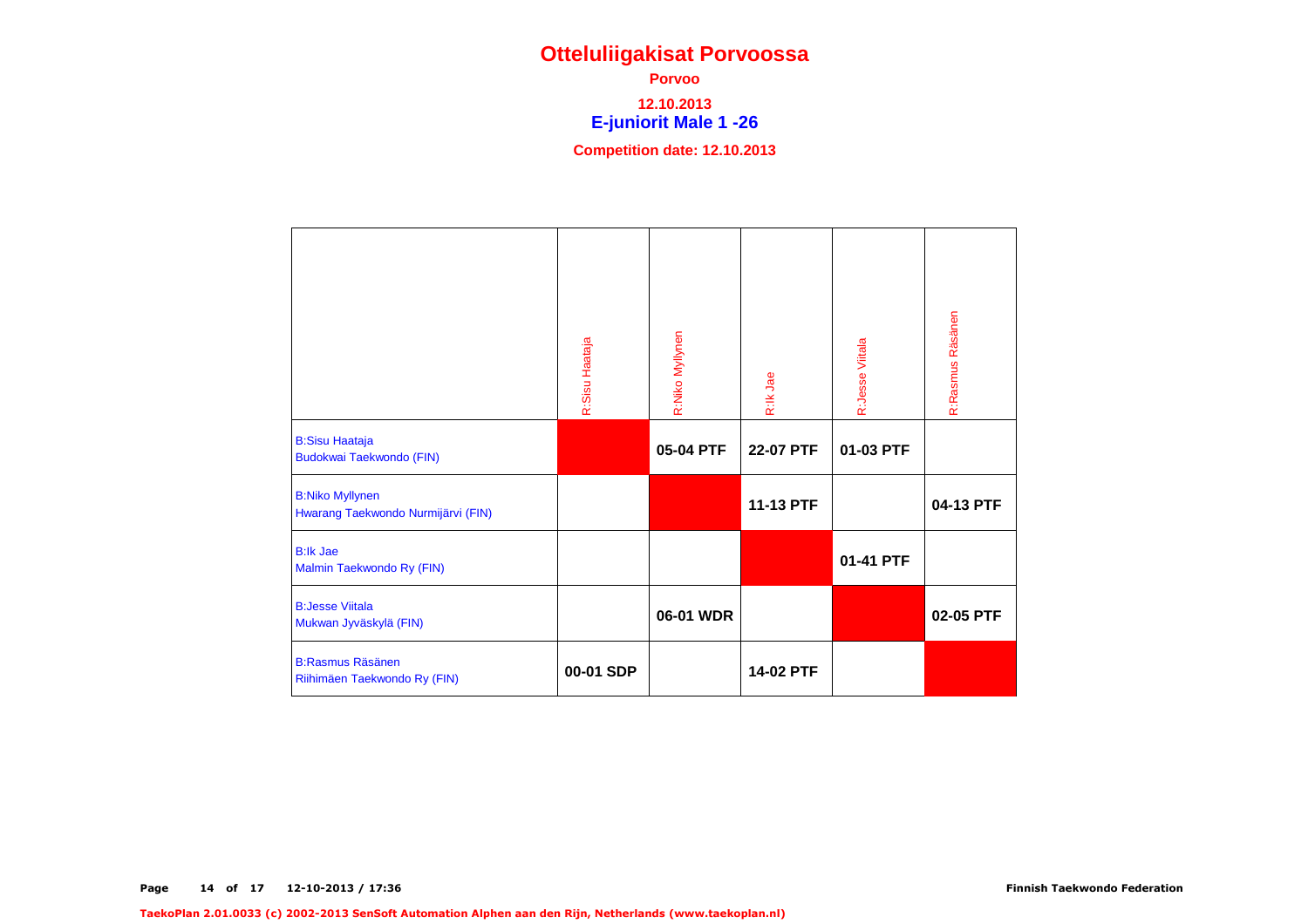# Otteluliigakisat Porvoossa

**Porvoo**

**12.10.2013**

## E-juniorit Male 1 -26

**Competition date: 12.10.2013**

| | R:Sisu Haataja | R:Niko Myllynen | R:Ik Jae | R:Jesse Viitala | R:Rasmus Räsänen |
|---|---|---|---|---|---|
| B:Sisu Haataja<br>Budokwai Taekwondo (FIN) | | 05-04 PTF | 22-07 PTF | 01-03 PTF | |
| B:Niko Myllynen<br>Hwarang Taekwondo Nurmijärvi (FIN) | | | 11-13 PTF | | 04-13 PTF |
| B:Ik Jae<br>Malmin Taekwondo Ry (FIN) | | | | 01-41 PTF | |
| B:Jesse Viitala<br>Mukwan Jyväskylä (FIN) | | 06-01 WDR | | | 02-05 PTF |
| B:Rasmus Räsänen<br>Riihimäen Taekwondo Ry (FIN) | 00-01 SDP | | 14-02 PTF | | |

Finnish Taekwondo Federation

TaekoPlan 2.01.0033 (c) 2002-2013 SenSoft Automation Alphen aan den Rijn, Netherlands (www.taekoplan.nl)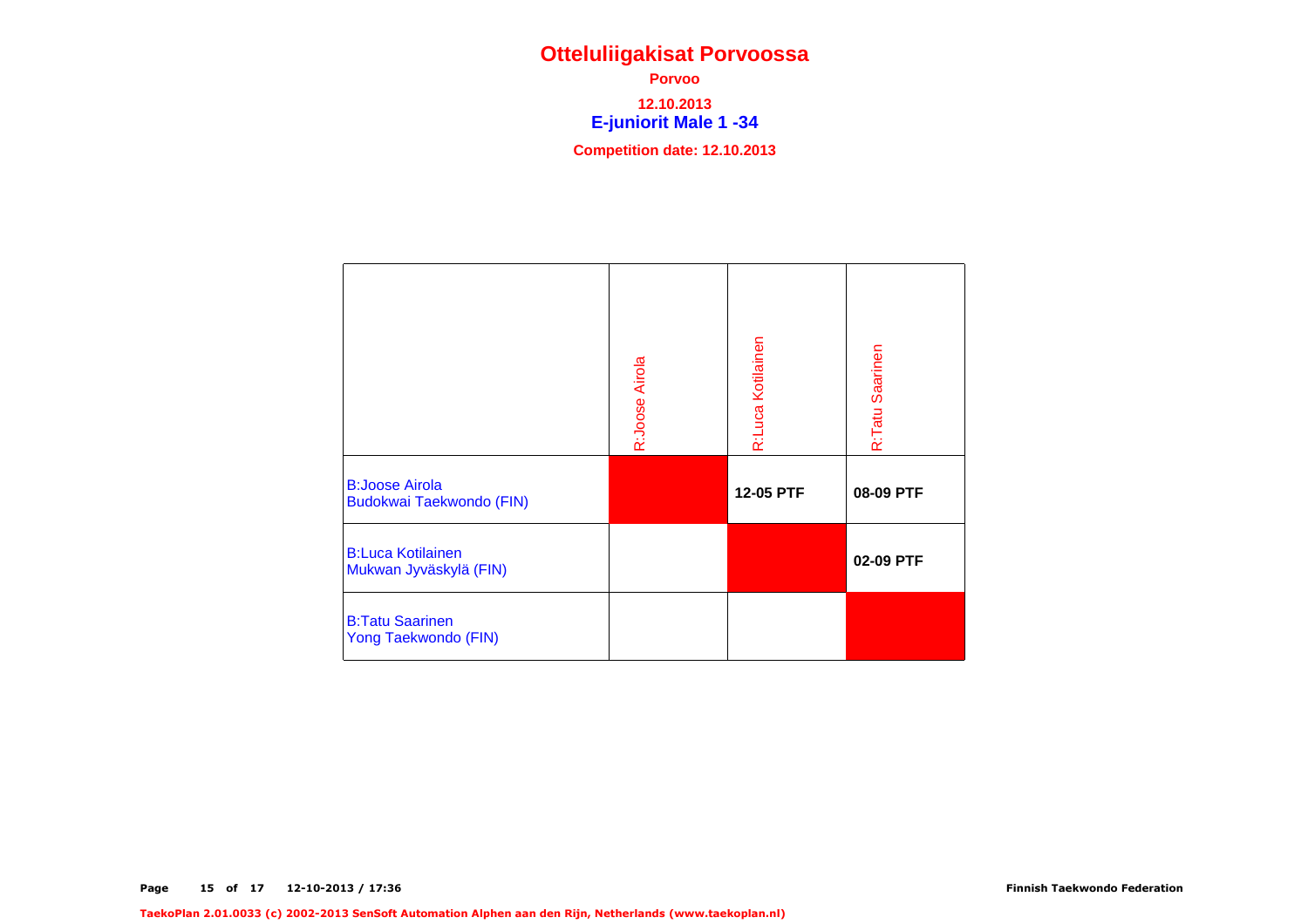# Otteluliigakisat Porvoossa

**Porvoo**

**12.10.2013**

## E-juniorit Male 1 -34

**Competition date: 12.10.2013**

| | R:Joose Airola | R:Luca Kotilainen | R:Tatu Saarinen |
|---|---|---|---|
| B:Joose Airola<br>Budokwai Taekwondo (FIN) | | **12-05 PTF** | **08-09 PTF** |
| B:Luca Kotilainen<br>Mukwan Jyväskylä (FIN) | | | **02-09 PTF** |
| B:Tatu Saarinen<br>Yong Taekwondo (FIN) | | | |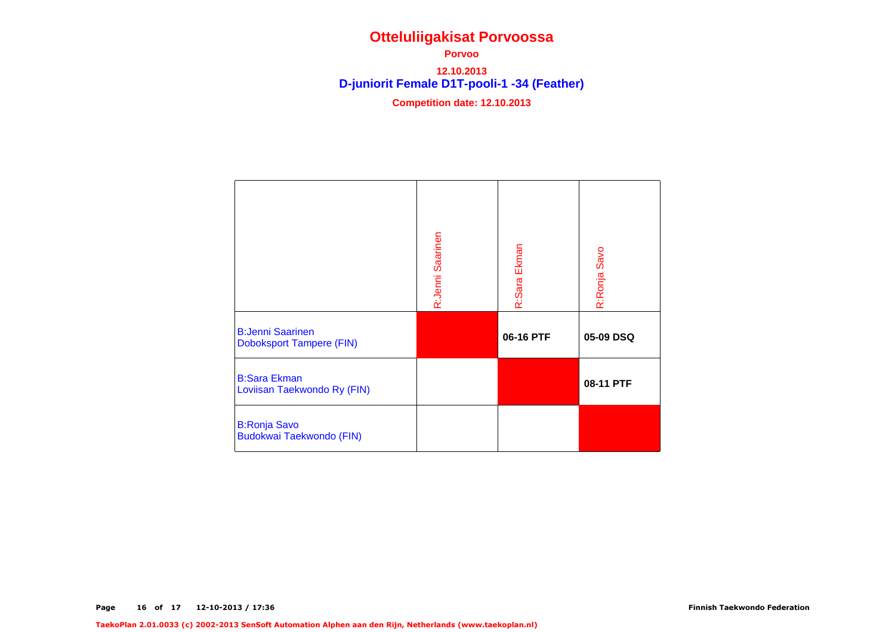# Otteluliigakisat Porvoossa

**Porvoo**

**12.10.2013**

## D-juniorit Female D1T-pooli-1 -34 (Feather)

**Competition date: 12.10.2013**

| | R:Jenni Saarinen | R:Sara Ekman | R:Ronja Savo |
|---|---|---|---|
| B:Jenni Saarinen<br>Doboksport Tampere (FIN) | | **06-16 PTF** | **05-09 DSQ** |
| B:Sara Ekman<br>Loviisan Taekwondo Ry (FIN) | | | **08-11 PTF** |
| B:Ronja Savo<br>Budokwai Taekwondo (FIN) | | | |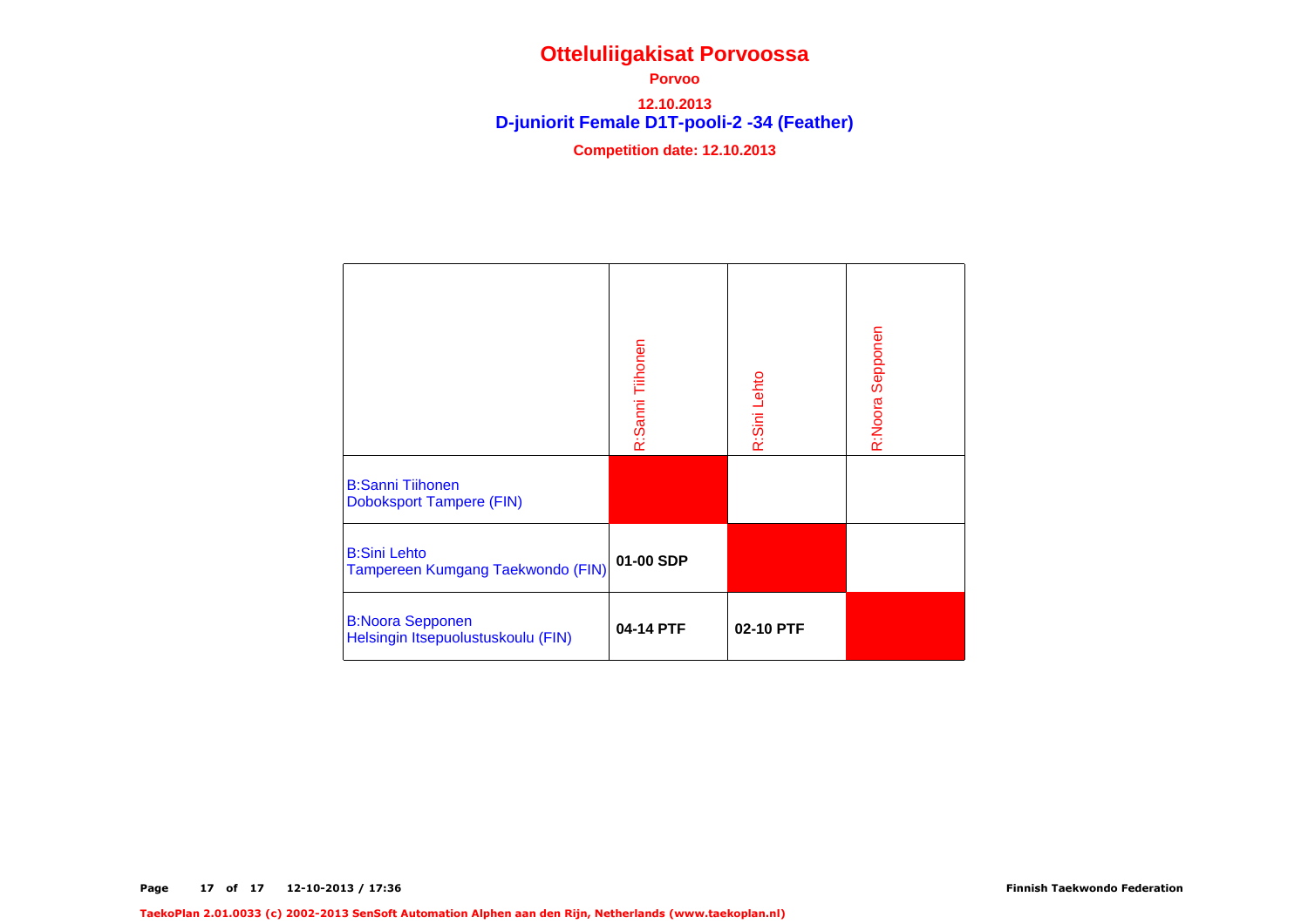# Otteluliigakisat Porvoossa

**Porvoo**

**12.10.2013**

## D-juniorit Female D1T-pooli-2 -34 (Feather)

**Competition date: 12.10.2013**

| | R:Sanni Tiihonen | R:Sini Lehto | R:Noora Sepponen |
|---|---|---|---|
| B:Sanni Tiihonen<br>Doboksport Tampere (FIN) | | | |
| B:Sini Lehto<br>Tampereen Kumgang Taekwondo (FIN) | **01-00 SDP** | | |
| B:Noora Sepponen<br>Helsingin Itsepuolustuskoulu (FIN) | **04-14 PTF** | **02-10 PTF** | |

Finnish Taekwondo Federation

TaekoPlan 2.01.0033 (c) 2002-2013 SenSoft Automation Alphen aan den Rijn, Netherlands (www.taekoplan.nl)